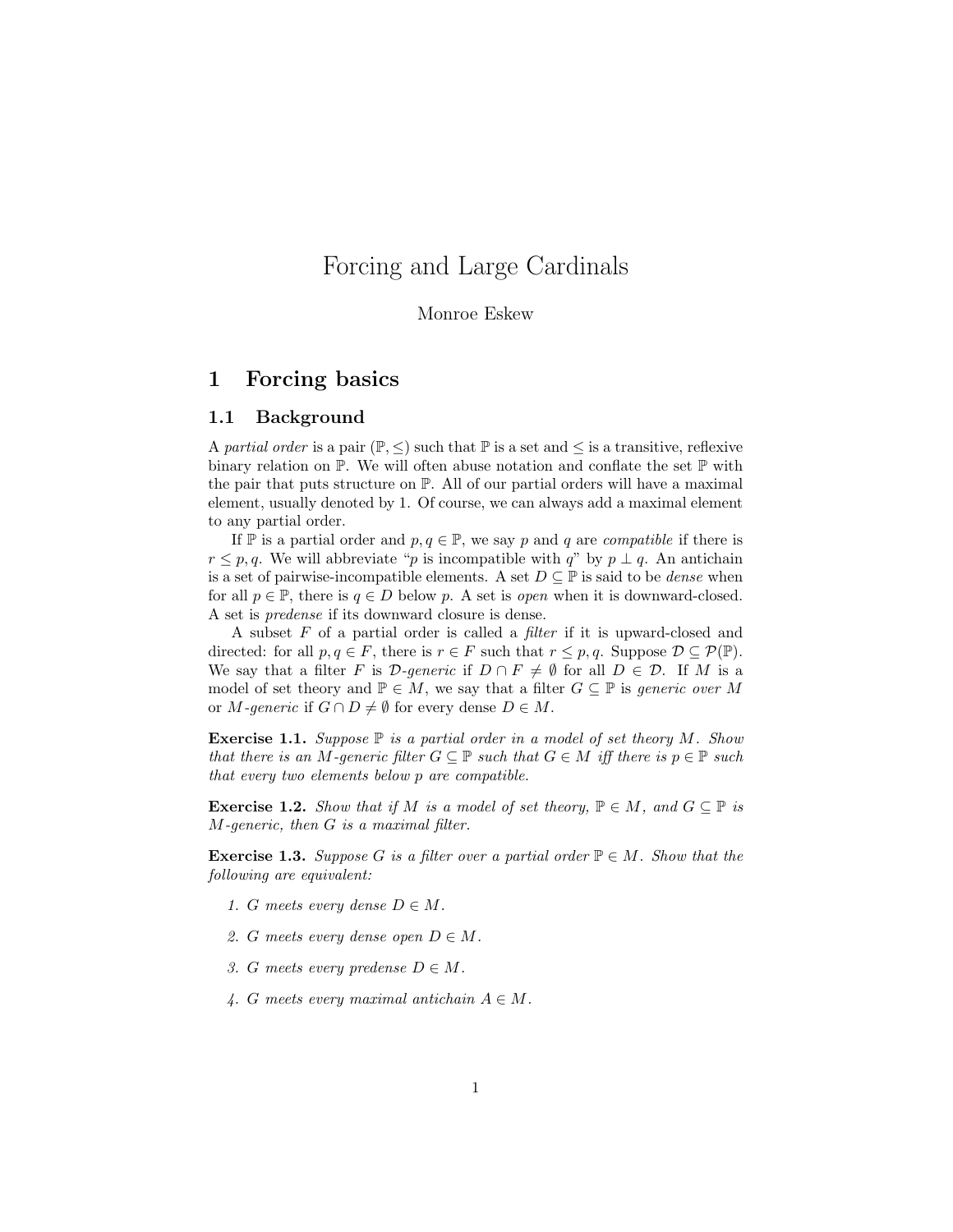# Forcing and Large Cardinals

Monroe Eskew

## 1 Forcing basics

### 1.1 Background

A *partial order* is a pair $(\mathbb{P}, \leq)$ such that $\mathbb{P}$ is a set and $\leq$ is a transitive, reflexive binary relation on $\mathbb{P}$. We will often abuse notation and conflate the set $\mathbb{P}$ with the pair that puts structure on $\mathbb{P}$. All of our partial orders will have a maximal element, usually denoted by 1. Of course, we can always add a maximal element to any partial order.

If $\mathbb{P}$ is a partial order and $p, q \in \mathbb{P}$, we say $p$ and $q$ are *compatible* if there is $r \leq p, q$. We will abbreviate "$p$ is incompatible with $q$" by $p \perp q$. An antichain is a set of pairwise-incompatible elements. A set $D \subseteq \mathbb{P}$ is said to be *dense* when for all $p \in \mathbb{P}$, there is $q \in D$ below $p$. A set is *open* when it is downward-closed. A set is *predense* if its downward closure is dense.

A subset $F$ of a partial order is called a *filter* if it is upward-closed and directed: for all $p, q \in F$, there is $r \in F$ such that $r \leq p, q$. Suppose $\mathcal{D} \subseteq \mathcal{P}(\mathbb{P})$. We say that a filter $F$ is *$\mathcal{D}$-generic* if $D \cap F \neq \emptyset$ for all $D \in \mathcal{D}$. If $M$ is a model of set theory and $\mathbb{P} \in M$, we say that a filter $G \subseteq \mathbb{P}$ is *generic over $M$* or *$M$-generic* if $G \cap D \neq \emptyset$ for every dense $D \in M$.

**Exercise 1.1.** *Suppose $\mathbb{P}$ is a partial order in a model of set theory $M$. Show that there is an $M$-generic filter $G \subseteq \mathbb{P}$ such that $G \in M$ iff there is $p \in \mathbb{P}$ such that every two elements below $p$ are compatible.*

**Exercise 1.2.** *Show that if $M$ is a model of set theory, $\mathbb{P} \in M$, and $G \subseteq \mathbb{P}$ is $M$-generic, then $G$ is a maximal filter.*

**Exercise 1.3.** *Suppose $G$ is a filter over a partial order $\mathbb{P} \in M$. Show that the following are equivalent:*

1. *$G$ meets every dense $D \in M$.*
2. *$G$ meets every dense open $D \in M$.*
3. *$G$ meets every predense $D \in M$.*
4. *$G$ meets every maximal antichain $A \in M$.*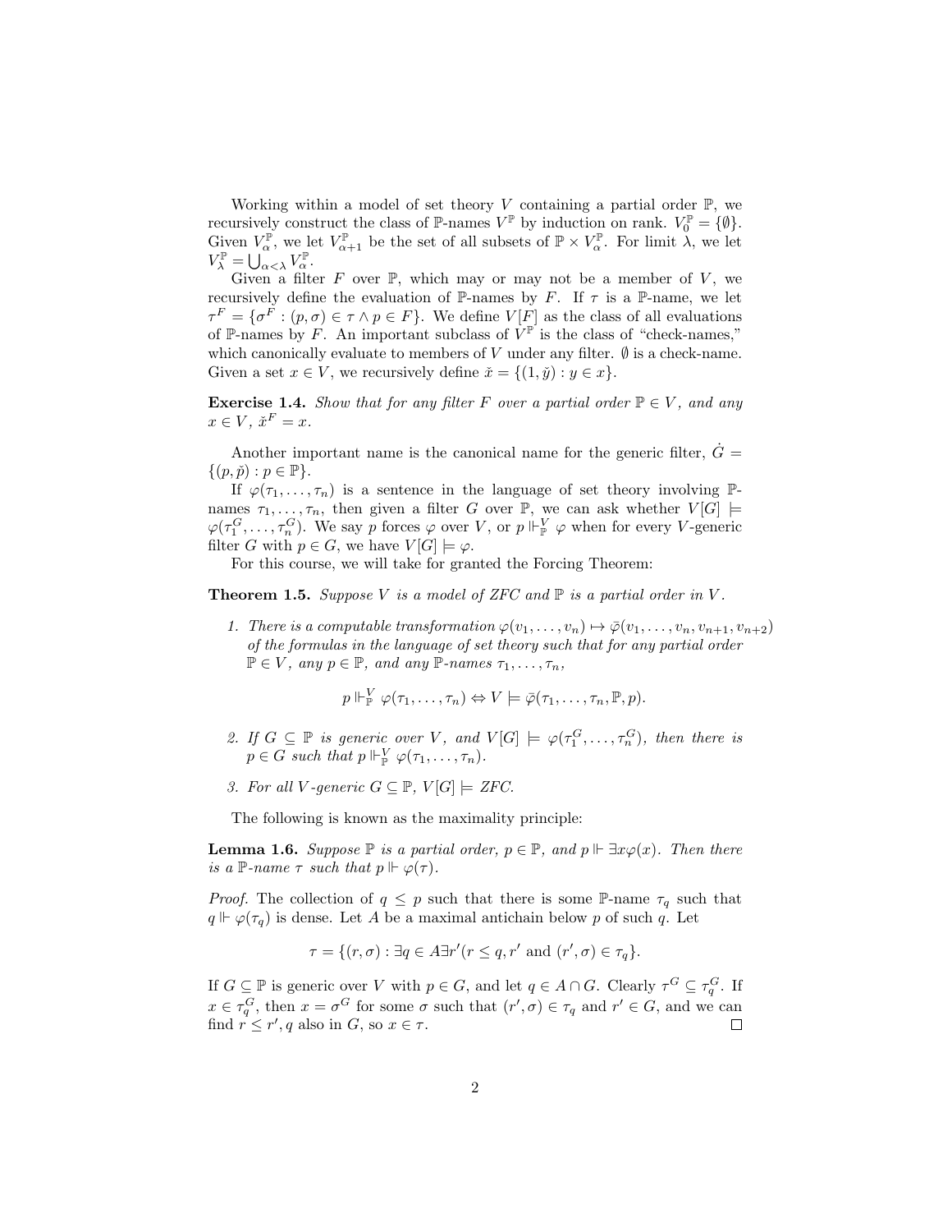Working within a model of set theory $V$ containing a partial order $\mathbb{P}$, we recursively construct the class of $\mathbb{P}$-names $V^{\mathbb{P}}$ by induction on rank. $V_0^{\mathbb{P}} = \{\emptyset\}$. Given $V_\alpha^{\mathbb{P}}$, we let $V_{\alpha+1}^{\mathbb{P}}$ be the set of all subsets of $\mathbb{P} \times V_\alpha^{\mathbb{P}}$. For limit $\lambda$, we let $V_\lambda^{\mathbb{P}} = \bigcup_{\alpha<\lambda} V_\alpha^{\mathbb{P}}$.

Given a filter $F$ over $\mathbb{P}$, which may or may not be a member of $V$, we recursively define the evaluation of $\mathbb{P}$-names by $F$. If $\tau$ is a $\mathbb{P}$-name, we let $\tau^F = \{\sigma^F : (p, \sigma) \in \tau \wedge p \in F\}$. We define $V[F]$ as the class of all evaluations of $\mathbb{P}$-names by $F$. An important subclass of $V^{\mathbb{P}}$ is the class of "check-names," which canonically evaluate to members of $V$ under any filter. $\emptyset$ is a check-name. Given a set $x \in V$, we recursively define $\check{x} = \{(1, \check{y}) : y \in x\}$.

**Exercise 1.4.** *Show that for any filter $F$ over a partial order $\mathbb{P} \in V$, and any $x \in V$, $\check{x}^F = x$.*

Another important name is the canonical name for the generic filter, $\dot{G} = \{(p, \check{p}) : p \in \mathbb{P}\}$.

If $\varphi(\tau_1, \dots, \tau_n)$ is a sentence in the language of set theory involving $\mathbb{P}$-names $\tau_1, \dots, \tau_n$, then given a filter $G$ over $\mathbb{P}$, we can ask whether $V[G] \models \varphi(\tau_1^G, \dots, \tau_n^G)$. We say $p$ forces $\varphi$ over $V$, or $p \Vdash_{\mathbb{P}}^V \varphi$ when for every $V$-generic filter $G$ with $p \in G$, we have $V[G] \models \varphi$.

For this course, we will take for granted the Forcing Theorem:

**Theorem 1.5.** *Suppose $V$ is a model of ZFC and $\mathbb{P}$ is a partial order in $V$.*

1. *There is a computable transformation $\varphi(v_1, \dots, v_n) \mapsto \bar{\varphi}(v_1, \dots, v_n, v_{n+1}, v_{n+2})$ of the formulas in the language of set theory such that for any partial order $\mathbb{P} \in V$, any $p \in \mathbb{P}$, and any $\mathbb{P}$-names $\tau_1, \dots, \tau_n$,*

$$p \Vdash_{\mathbb{P}}^V \varphi(\tau_1, \dots, \tau_n) \Leftrightarrow V \models \bar{\varphi}(\tau_1, \dots, \tau_n, \mathbb{P}, p).$$

2. *If $G \subseteq \mathbb{P}$ is generic over $V$, and $V[G] \models \varphi(\tau_1^G, \dots, \tau_n^G)$, then there is $p \in G$ such that $p \Vdash_{\mathbb{P}}^V \varphi(\tau_1, \dots, \tau_n)$.*

3. *For all $V$-generic $G \subseteq \mathbb{P}$, $V[G] \models$ ZFC.*

The following is known as the maximality principle:

**Lemma 1.6.** *Suppose $\mathbb{P}$ is a partial order, $p \in \mathbb{P}$, and $p \Vdash \exists x \varphi(x)$. Then there is a $\mathbb{P}$-name $\tau$ such that $p \Vdash \varphi(\tau)$.*

*Proof.* The collection of $q \leq p$ such that there is some $\mathbb{P}$-name $\tau_q$ such that $q \Vdash \varphi(\tau_q)$ is dense. Let $A$ be a maximal antichain below $p$ of such $q$. Let

$$\tau = \{(r, \sigma) : \exists q \in A \exists r' (r \leq q, r' \text{ and } (r', \sigma) \in \tau_q\}.$$

If $G \subseteq \mathbb{P}$ is generic over $V$ with $p \in G$, and let $q \in A \cap G$. Clearly $\tau^G \subseteq \tau_q^G$. If $x \in \tau_q^G$, then $x = \sigma^G$ for some $\sigma$ such that $(r', \sigma) \in \tau_q$ and $r' \in G$, and we can find $r \leq r', q$ also in $G$, so $x \in \tau$. $\square$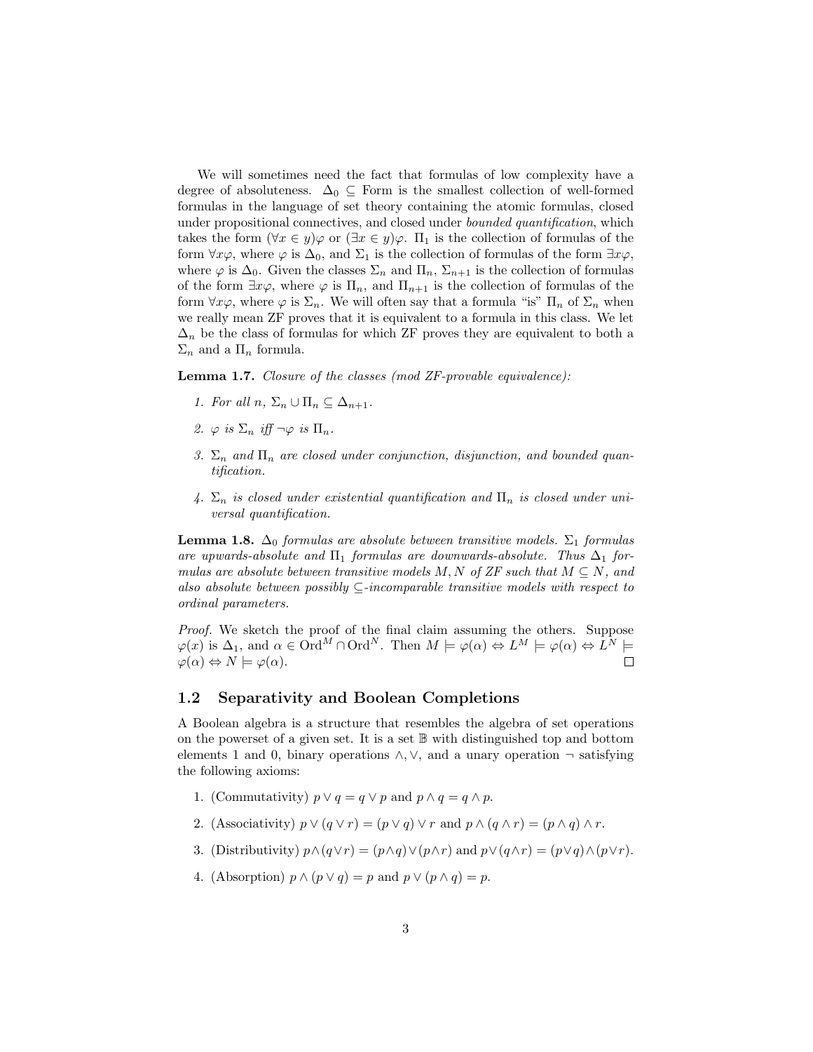We will sometimes need the fact that formulas of low complexity have a degree of absoluteness. $\Delta_0 \subseteq \text{Form}$ is the smallest collection of well-formed formulas in the language of set theory containing the atomic formulas, closed under propositional connectives, and closed under *bounded quantification*, which takes the form $(\forall x \in y)\varphi$ or $(\exists x \in y)\varphi$. $\Pi_1$ is the collection of formulas of the form $\forall x \varphi$, where $\varphi$ is $\Delta_0$, and $\Sigma_1$ is the collection of formulas of the form $\exists x \varphi$, where $\varphi$ is $\Delta_0$. Given the classes $\Sigma_n$ and $\Pi_n$, $\Sigma_{n+1}$ is the collection of formulas of the form $\exists x \varphi$, where $\varphi$ is $\Pi_n$, and $\Pi_{n+1}$ is the collection of formulas of the form $\forall x \varphi$, where $\varphi$ is $\Sigma_n$. We will often say that a formula "is" $\Pi_n$ of $\Sigma_n$ when we really mean ZF proves that it is equivalent to a formula in this class. We let $\Delta_n$ be the class of formulas for which ZF proves they are equivalent to both a $\Sigma_n$ and a $\Pi_n$ formula.

**Lemma 1.7.** *Closure of the classes (mod ZF-provable equivalence):*

1. *For all $n$, $\Sigma_n \cup \Pi_n \subseteq \Delta_{n+1}$.*
2. *$\varphi$ is $\Sigma_n$ iff $\neg\varphi$ is $\Pi_n$.*
3. *$\Sigma_n$ and $\Pi_n$ are closed under conjunction, disjunction, and bounded quantification.*
4. *$\Sigma_n$ is closed under existential quantification and $\Pi_n$ is closed under universal quantification.*

**Lemma 1.8.** *$\Delta_0$ formulas are absolute between transitive models. $\Sigma_1$ formulas are upwards-absolute and $\Pi_1$ formulas are downwards-absolute. Thus $\Delta_1$ formulas are absolute between transitive models $M, N$ of ZF such that $M \subseteq N$, and also absolute between possibly $\subseteq$-incomparable transitive models with respect to ordinal parameters.*

*Proof.* We sketch the proof of the final claim assuming the others. Suppose $\varphi(x)$ is $\Delta_1$, and $\alpha \in \text{Ord}^M \cap \text{Ord}^N$. Then $M \models \varphi(\alpha) \Leftrightarrow L^M \models \varphi(\alpha) \Leftrightarrow L^N \models \varphi(\alpha) \Leftrightarrow N \models \varphi(\alpha)$. $\square$

## 1.2 Separativity and Boolean Completions

A Boolean algebra is a structure that resembles the algebra of set operations on the powerset of a given set. It is a set $\mathbb{B}$ with distinguished top and bottom elements 1 and 0, binary operations $\wedge, \vee$, and a unary operation $\neg$ satisfying the following axioms:

1. (Commutativity) $p \vee q = q \vee p$ and $p \wedge q = q \wedge p$.
2. (Associativity) $p \vee (q \vee r) = (p \vee q) \vee r$ and $p \wedge (q \wedge r) = (p \wedge q) \wedge r$.
3. (Distributivity) $p \wedge (q \vee r) = (p \wedge q) \vee (p \wedge r)$ and $p \vee (q \wedge r) = (p \vee q) \wedge (p \vee r)$.
4. (Absorption) $p \wedge (p \vee q) = p$ and $p \vee (p \wedge q) = p$.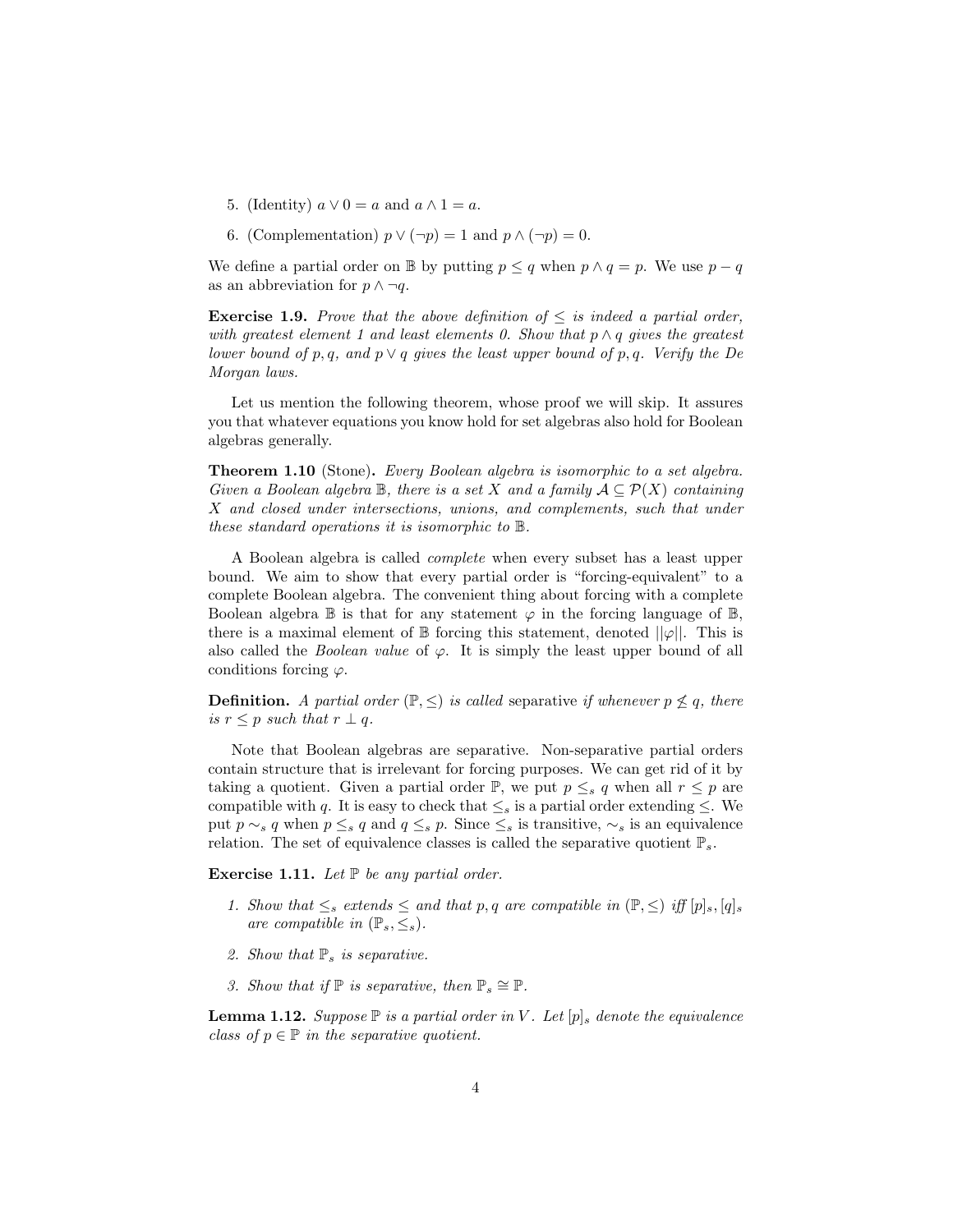5. (Identity) $a \vee 0 = a$ and $a \wedge 1 = a$.

6. (Complementation) $p \vee (\neg p) = 1$ and $p \wedge (\neg p) = 0$.

We define a partial order on $\mathbb{B}$ by putting $p \leq q$ when $p \wedge q = p$. We use $p - q$ as an abbreviation for $p \wedge \neg q$.

**Exercise 1.9.** *Prove that the above definition of $\leq$ is indeed a partial order, with greatest element 1 and least elements 0. Show that $p \wedge q$ gives the greatest lower bound of $p, q$, and $p \vee q$ gives the least upper bound of $p, q$. Verify the De Morgan laws.*

Let us mention the following theorem, whose proof we will skip. It assures you that whatever equations you know hold for set algebras also hold for Boolean algebras generally.

**Theorem 1.10** (Stone)**.** *Every Boolean algebra is isomorphic to a set algebra. Given a Boolean algebra $\mathbb{B}$, there is a set $X$ and a family $\mathcal{A} \subseteq \mathcal{P}(X)$ containing $X$ and closed under intersections, unions, and complements, such that under these standard operations it is isomorphic to $\mathbb{B}$.*

A Boolean algebra is called *complete* when every subset has a least upper bound. We aim to show that every partial order is "forcing-equivalent" to a complete Boolean algebra. The convenient thing about forcing with a complete Boolean algebra $\mathbb{B}$ is that for any statement $\varphi$ in the forcing language of $\mathbb{B}$, there is a maximal element of $\mathbb{B}$ forcing this statement, denoted $||\varphi||$. This is also called the *Boolean value* of $\varphi$. It is simply the least upper bound of all conditions forcing $\varphi$.

**Definition.** *A partial order $(\mathbb{P}, \leq)$ is called* separative *if whenever $p \not\leq q$, there is $r \leq p$ such that $r \perp q$.*

Note that Boolean algebras are separative. Non-separative partial orders contain structure that is irrelevant for forcing purposes. We can get rid of it by taking a quotient. Given a partial order $\mathbb{P}$, we put $p \leq_s q$ when all $r \leq p$ are compatible with $q$. It is easy to check that $\leq_s$ is a partial order extending $\leq$. We put $p \sim_s q$ when $p \leq_s q$ and $q \leq_s p$. Since $\leq_s$ is transitive, $\sim_s$ is an equivalence relation. The set of equivalence classes is called the separative quotient $\mathbb{P}_s$.

**Exercise 1.11.** *Let $\mathbb{P}$ be any partial order.*

1. *Show that $\leq_s$ extends $\leq$ and that $p, q$ are compatible in $(\mathbb{P}, \leq)$ iff $[p]_s, [q]_s$ are compatible in $(\mathbb{P}_s, \leq_s)$.*

2. *Show that $\mathbb{P}_s$ is separative.*

3. *Show that if $\mathbb{P}$ is separative, then $\mathbb{P}_s \cong \mathbb{P}$.*

**Lemma 1.12.** *Suppose $\mathbb{P}$ is a partial order in $V$. Let $[p]_s$ denote the equivalence class of $p \in \mathbb{P}$ in the separative quotient.*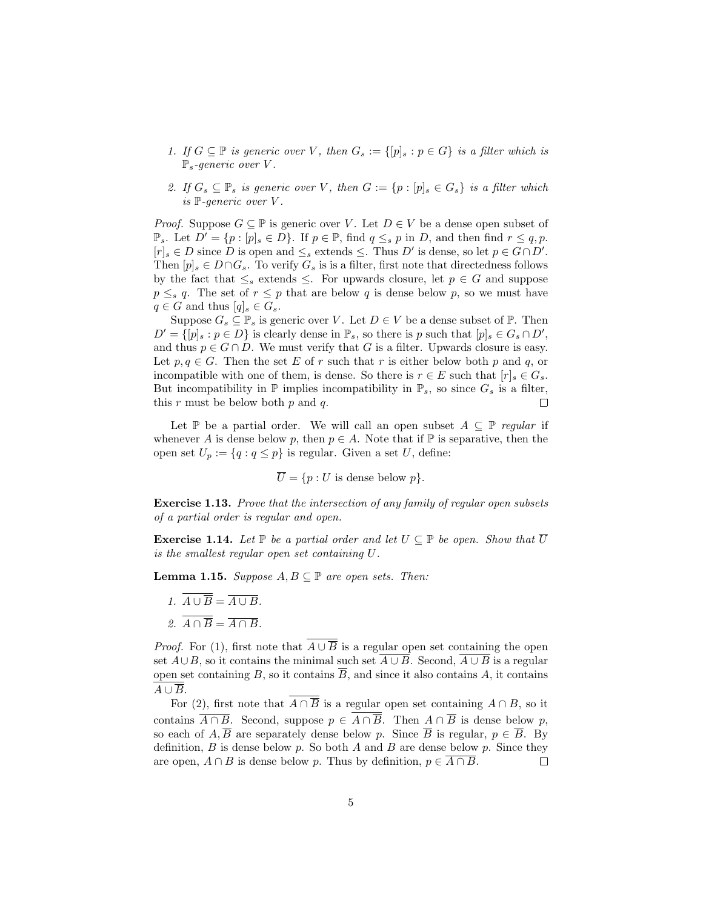1. *If $G \subseteq \mathbb{P}$ is generic over $V$, then $G_s := \{[p]_s : p \in G\}$ is a filter which is $\mathbb{P}_s$-generic over $V$.*

2. *If $G_s \subseteq \mathbb{P}_s$ is generic over $V$, then $G := \{p : [p]_s \in G_s\}$ is a filter which is $\mathbb{P}$-generic over $V$.*

*Proof.* Suppose $G \subseteq \mathbb{P}$ is generic over $V$. Let $D \in V$ be a dense open subset of $\mathbb{P}_s$. Let $D' = \{p : [p]_s \in D\}$. If $p \in \mathbb{P}$, find $q \leq_s p$ in $D$, and then find $r \leq q, p$. $[r]_s \in D$ since $D$ is open and $\leq_s$ extends $\leq$. Thus $D'$ is dense, so let $p \in G \cap D'$. Then $[p]_s \in D \cap G_s$. To verify $G_s$ is is a filter, first note that directedness follows by the fact that $\leq_s$ extends $\leq$. For upwards closure, let $p \in G$ and suppose $p \leq_s q$. The set of $r \leq p$ that are below $q$ is dense below $p$, so we must have $q \in G$ and thus $[q]_s \in G_s$.

Suppose $G_s \subseteq \mathbb{P}_s$ is generic over $V$. Let $D \in V$ be a dense subset of $\mathbb{P}$. Then $D' = \{[p]_s : p \in D\}$ is clearly dense in $\mathbb{P}_s$, so there is $p$ such that $[p]_s \in G_s \cap D'$, and thus $p \in G \cap D$. We must verify that $G$ is a filter. Upwards closure is easy. Let $p, q \in G$. Then the set $E$ of $r$ such that $r$ is either below both $p$ and $q$, or incompatible with one of them, is dense. So there is $r \in E$ such that $[r]_s \in G_s$. But incompatibility in $\mathbb{P}$ implies incompatibility in $\mathbb{P}_s$, so since $G_s$ is a filter, this $r$ must be below both $p$ and $q$. $\square$

Let $\mathbb{P}$ be a partial order. We will call an open subset $A \subseteq \mathbb{P}$ *regular* if whenever $A$ is dense below $p$, then $p \in A$. Note that if $\mathbb{P}$ is separative, then the open set $U_p := \{q : q \leq p\}$ is regular. Given a set $U$, define:

$$\overline{U} = \{p : U \text{ is dense below } p\}.$$

**Exercise 1.13.** *Prove that the intersection of any family of regular open subsets of a partial order is regular and open.*

**Exercise 1.14.** *Let $\mathbb{P}$ be a partial order and let $U \subseteq \mathbb{P}$ be open. Show that $\overline{U}$ is the smallest regular open set containing $U$.*

**Lemma 1.15.** *Suppose $A, B \subseteq \mathbb{P}$ are open sets. Then:*

1. $\overline{A \cup \overline{B}} = \overline{A \cup B}$.
2. $\overline{A \cap \overline{B}} = \overline{A \cap B}$.

*Proof.* For (1), first note that $\overline{A \cup \overline{B}}$ is a regular open set containing the open set $A \cup B$, so it contains the minimal such set $\overline{A \cup B}$. Second, $\overline{A \cup B}$ is a regular open set containing $B$, so it contains $\overline{B}$, and since it also contains $A$, it contains $\overline{A \cup \overline{B}}$.

For (2), first note that $\overline{A \cap \overline{B}}$ is a regular open set containing $A \cap B$, so it contains $\overline{A \cap B}$. Second, suppose $p \in \overline{A \cap \overline{B}}$. Then $A \cap \overline{B}$ is dense below $p$, so each of $A, \overline{B}$ are separately dense below $p$. Since $\overline{B}$ is regular, $p \in \overline{B}$. By definition, $B$ is dense below $p$. So both $A$ and $B$ are dense below $p$. Since they are open, $A \cap B$ is dense below $p$. Thus by definition, $p \in \overline{A \cap B}$. $\square$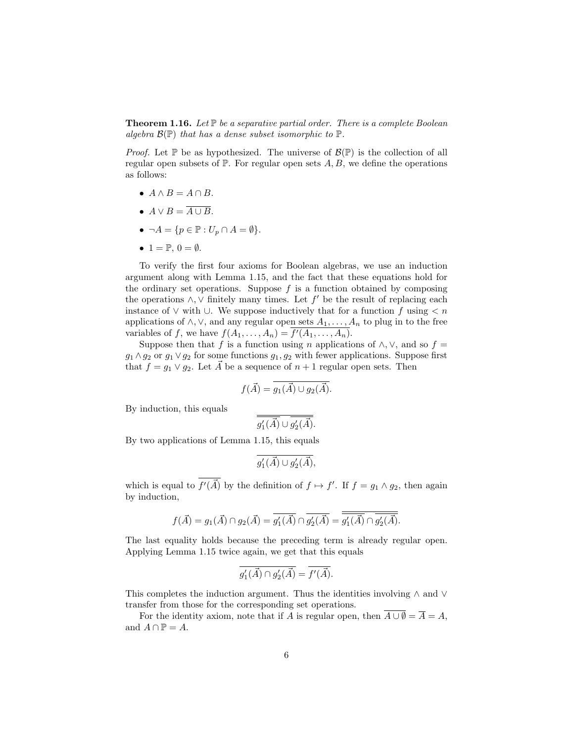**Theorem 1.16.** *Let $\mathbb{P}$ be a separative partial order. There is a complete Boolean algebra $\mathcal{B}(\mathbb{P})$ that has a dense subset isomorphic to $\mathbb{P}$.*

*Proof.* Let $\mathbb{P}$ be as hypothesized. The universe of $\mathcal{B}(\mathbb{P})$ is the collection of all regular open subsets of $\mathbb{P}$. For regular open sets $A, B$, we define the operations as follows:

- $A \wedge B = A \cap B$.
- $A \vee B = \overline{A \cup B}$.
- $\neg A = \{p \in \mathbb{P} : U_p \cap A = \emptyset\}$.
- $1 = \mathbb{P}$, $0 = \emptyset$.

To verify the first four axioms for Boolean algebras, we use an induction argument along with Lemma 1.15, and the fact that these equations hold for the ordinary set operations. Suppose $f$ is a function obtained by composing the operations $\wedge, \vee$ finitely many times. Let $f'$ be the result of replacing each instance of $\vee$ with $\cup$. We suppose inductively that for a function $f$ using $< n$ applications of $\wedge, \vee$, and any regular open sets $A_1, \dots, A_n$ to plug in to the free variables of $f$, we have $f(A_1, \dots, A_n) = \overline{f'(A_1, \dots, A_n)}$.

Suppose then that $f$ is a function using $n$ applications of $\wedge, \vee$, and so $f = g_1 \wedge g_2$ or $g_1 \vee g_2$ for some functions $g_1, g_2$ with fewer applications. Suppose first that $f = g_1 \vee g_2$. Let $\vec{A}$ be a sequence of $n+1$ regular open sets. Then

$$f(\vec{A}) = \overline{g_1(\vec{A}) \cup g_2(\vec{A})}.$$

By induction, this equals

$$\overline{\overline{g_1'(\vec{A})} \cup \overline{g_2'(\vec{A})}}.$$

By two applications of Lemma 1.15, this equals

$$\overline{g_1'(\vec{A}) \cup g_2'(\vec{A})},$$

which is equal to $\overline{f'(\vec{A})}$ by the definition of $f \mapsto f'$. If $f = g_1 \wedge g_2$, then again by induction,

$$f(\vec{A}) = g_1(\vec{A}) \cap g_2(\vec{A}) = \overline{g_1'(\vec{A})} \cap \overline{g_2'(\vec{A})} = \overline{\overline{g_1'(\vec{A})} \cap \overline{g_2'(\vec{A})}}.$$

The last equality holds because the preceding term is already regular open. Applying Lemma 1.15 twice again, we get that this equals

$$\overline{g_1'(\vec{A}) \cap g_2'(\vec{A})} = \overline{f'(\vec{A})}.$$

This completes the induction argument. Thus the identities involving $\wedge$ and $\vee$ transfer from those for the corresponding set operations.

For the identity axiom, note that if $A$ is regular open, then $\overline{A \cup \emptyset} = \overline{A} = A$, and $A \cap \mathbb{P} = A$.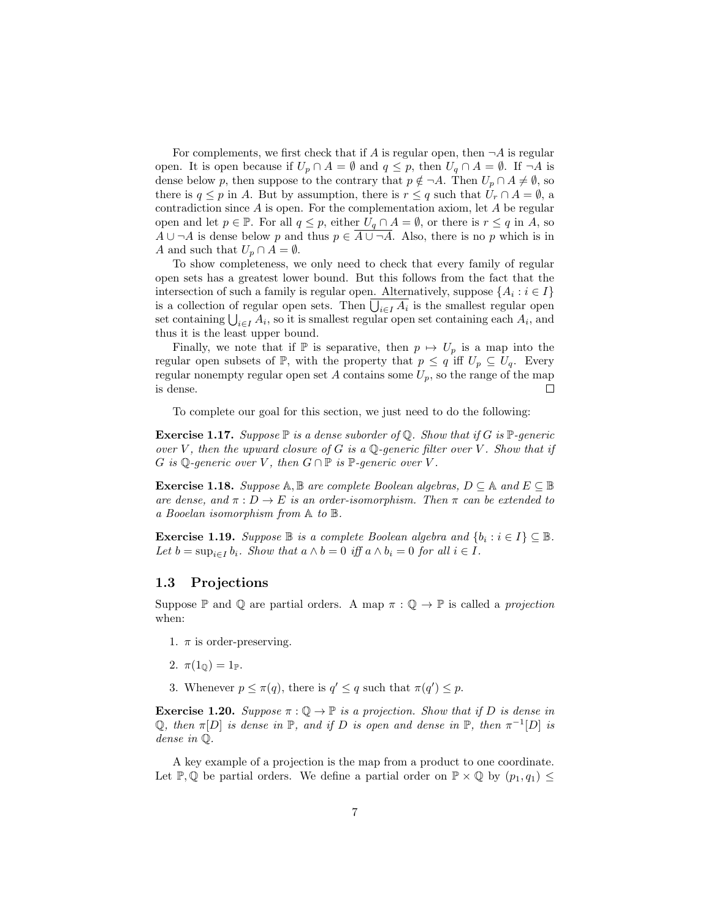For complements, we first check that if $A$ is regular open, then $\neg A$ is regular open. It is open because if $U_p \cap A = \emptyset$ and $q \leq p$, then $U_q \cap A = \emptyset$. If $\neg A$ is dense below $p$, then suppose to the contrary that $p \notin \neg A$. Then $U_p \cap A \neq \emptyset$, so there is $q \leq p$ in $A$. But by assumption, there is $r \leq q$ such that $U_r \cap A = \emptyset$, a contradiction since $A$ is open. For the complementation axiom, let $A$ be regular open and let $p \in \mathbb{P}$. For all $q \leq p$, either $U_q \cap A = \emptyset$, or there is $r \leq q$ in $A$, so $A \cup \neg A$ is dense below $p$ and thus $p \in \overline{A \cup \neg A}$. Also, there is no $p$ which is in $A$ and such that $U_p \cap A = \emptyset$.

To show completeness, we only need to check that every family of regular open sets has a greatest lower bound. But this follows from the fact that the intersection of such a family is regular open. Alternatively, suppose $\{A_i : i \in I\}$ is a collection of regular open sets. Then $\overline{\bigcup_{i \in I} A_i}$ is the smallest regular open set containing $\bigcup_{i \in I} A_i$, so it is smallest regular open set containing each $A_i$, and thus it is the least upper bound.

Finally, we note that if $\mathbb{P}$ is separative, then $p \mapsto U_p$ is a map into the regular open subsets of $\mathbb{P}$, with the property that $p \leq q$ iff $U_p \subseteq U_q$. Every regular nonempty regular open set $A$ contains some $U_p$, so the range of the map is dense. □

To complete our goal for this section, we just need to do the following:

**Exercise 1.17.** *Suppose $\mathbb{P}$ is a dense suborder of $\mathbb{Q}$. Show that if $G$ is $\mathbb{P}$-generic over $V$, then the upward closure of $G$ is a $\mathbb{Q}$-generic filter over $V$. Show that if $G$ is $\mathbb{Q}$-generic over $V$, then $G \cap \mathbb{P}$ is $\mathbb{P}$-generic over $V$.*

**Exercise 1.18.** *Suppose $\mathbb{A}, \mathbb{B}$ are complete Boolean algebras, $D \subseteq \mathbb{A}$ and $E \subseteq \mathbb{B}$ are dense, and $\pi : D \to E$ is an order-isomorphism. Then $\pi$ can be extended to a Booelan isomorphism from $\mathbb{A}$ to $\mathbb{B}$.*

**Exercise 1.19.** *Suppose $\mathbb{B}$ is a complete Boolean algebra and $\{b_i : i \in I\} \subseteq \mathbb{B}$. Let $b = \sup_{i \in I} b_i$. Show that $a \wedge b = 0$ iff $a \wedge b_i = 0$ for all $i \in I$.*

## 1.3 Projections

Suppose $\mathbb{P}$ and $\mathbb{Q}$ are partial orders. A map $\pi : \mathbb{Q} \to \mathbb{P}$ is called a *projection* when:

1. $\pi$ is order-preserving.
2. $\pi(1_{\mathbb{Q}}) = 1_{\mathbb{P}}$.
3. Whenever $p \leq \pi(q)$, there is $q' \leq q$ such that $\pi(q') \leq p$.

**Exercise 1.20.** *Suppose $\pi : \mathbb{Q} \to \mathbb{P}$ is a projection. Show that if $D$ is dense in $\mathbb{Q}$, then $\pi[D]$ is dense in $\mathbb{P}$, and if $D$ is open and dense in $\mathbb{P}$, then $\pi^{-1}[D]$ is dense in $\mathbb{Q}$.*

A key example of a projection is the map from a product to one coordinate. Let $\mathbb{P}, \mathbb{Q}$ be partial orders. We define a partial order on $\mathbb{P} \times \mathbb{Q}$ by $(p_1, q_1) \leq$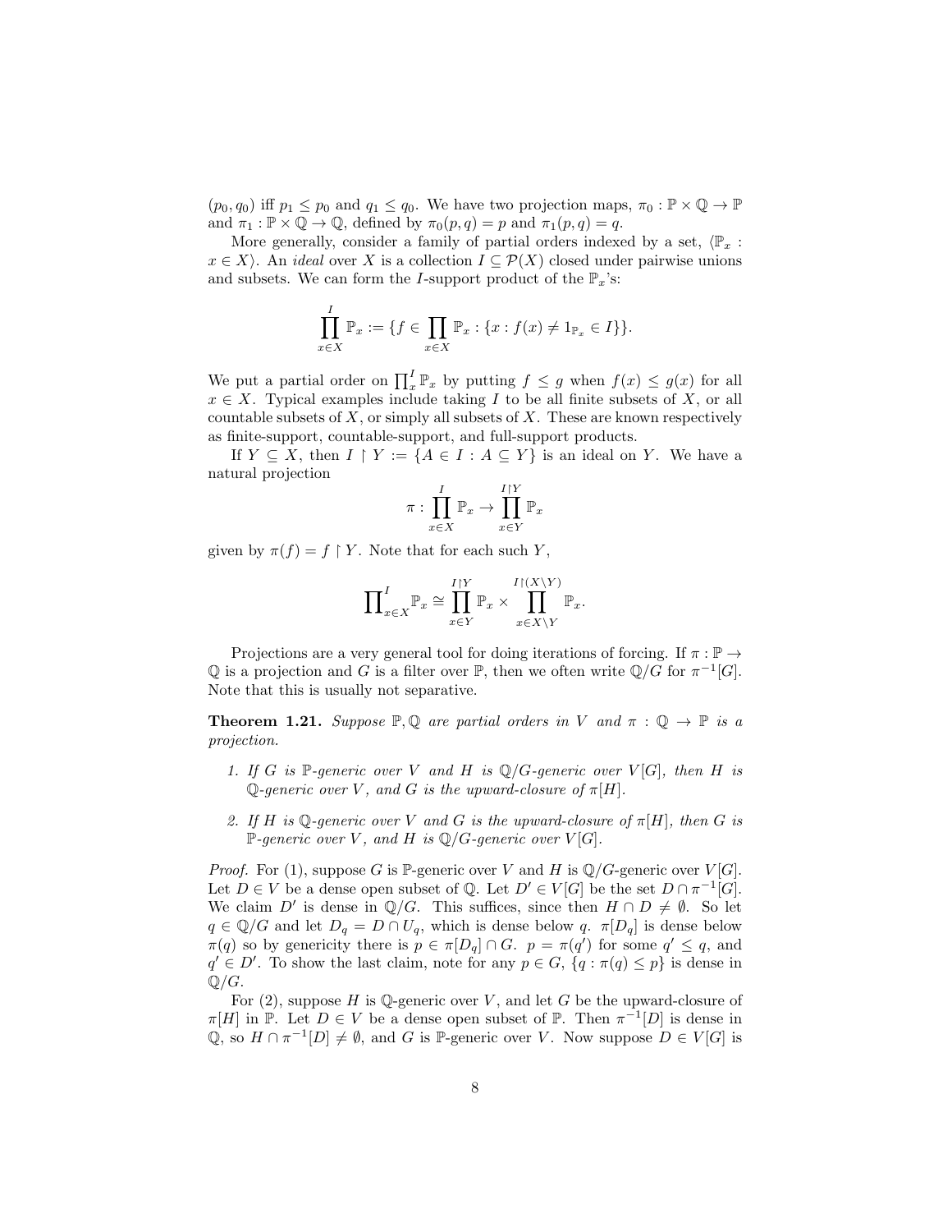$(p_0, q_0)$ iff $p_1 \leq p_0$ and $q_1 \leq q_0$. We have two projection maps, $\pi_0 : \mathbb{P} \times \mathbb{Q} \to \mathbb{P}$ and $\pi_1 : \mathbb{P} \times \mathbb{Q} \to \mathbb{Q}$, defined by $\pi_0(p, q) = p$ and $\pi_1(p, q) = q$.

More generally, consider a family of partial orders indexed by a set, $\langle \mathbb{P}_x : x \in X \rangle$. An *ideal* over $X$ is a collection $I \subseteq \mathcal{P}(X)$ closed under pairwise unions and subsets. We can form the $I$-support product of the $\mathbb{P}_x$'s:

$$\prod_{x \in X}^{I} \mathbb{P}_x := \{f \in \prod_{x \in X} \mathbb{P}_x : \{x : f(x) \neq 1_{\mathbb{P}_x} \in I\}\}.$$

We put a partial order on $\prod_x^I \mathbb{P}_x$ by putting $f \leq g$ when $f(x) \leq g(x)$ for all $x \in X$. Typical examples include taking $I$ to be all finite subsets of $X$, or all countable subsets of $X$, or simply all subsets of $X$. These are known respectively as finite-support, countable-support, and full-support products.

If $Y \subseteq X$, then $I \upharpoonright Y := \{A \in I : A \subseteq Y\}$ is an ideal on $Y$. We have a natural projection

$$\pi : \prod_{x \in X}^{I} \mathbb{P}_x \to \prod_{x \in Y}^{I \upharpoonright Y} \mathbb{P}_x$$

given by $\pi(f) = f \upharpoonright Y$. Note that for each such $Y$,

$$\prod\nolimits_{x \in X}^{I} \mathbb{P}_x \cong \prod_{x \in Y}^{I \upharpoonright Y} \mathbb{P}_x \times \prod_{x \in X \setminus Y}^{I \upharpoonright (X \setminus Y)} \mathbb{P}_x.$$

Projections are a very general tool for doing iterations of forcing. If $\pi : \mathbb{P} \to \mathbb{Q}$ is a projection and $G$ is a filter over $\mathbb{P}$, then we often write $\mathbb{Q}/G$ for $\pi^{-1}[G]$. Note that this is usually not separative.

**Theorem 1.21.** *Suppose $\mathbb{P}, \mathbb{Q}$ are partial orders in $V$ and $\pi : \mathbb{Q} \to \mathbb{P}$ is a projection.*

1. *If $G$ is $\mathbb{P}$-generic over $V$ and $H$ is $\mathbb{Q}/G$-generic over $V[G]$, then $H$ is $\mathbb{Q}$-generic over $V$, and $G$ is the upward-closure of $\pi[H]$.*
2. *If $H$ is $\mathbb{Q}$-generic over $V$ and $G$ is the upward-closure of $\pi[H]$, then $G$ is $\mathbb{P}$-generic over $V$, and $H$ is $\mathbb{Q}/G$-generic over $V[G]$.*

*Proof.* For (1), suppose $G$ is $\mathbb{P}$-generic over $V$ and $H$ is $\mathbb{Q}/G$-generic over $V[G]$. Let $D \in V$ be a dense open subset of $\mathbb{Q}$. Let $D' \in V[G]$ be the set $D \cap \pi^{-1}[G]$. We claim $D'$ is dense in $\mathbb{Q}/G$. This suffices, since then $H \cap D \neq \emptyset$. So let $q \in \mathbb{Q}/G$ and let $D_q = D \cap U_q$, which is dense below $q$. $\pi[D_q]$ is dense below $\pi(q)$ so by genericity there is $p \in \pi[D_q] \cap G$. $p = \pi(q')$ for some $q' \leq q$, and $q' \in D'$. To show the last claim, note for any $p \in G$, $\{q : \pi(q) \leq p\}$ is dense in $\mathbb{Q}/G$.

For (2), suppose $H$ is $\mathbb{Q}$-generic over $V$, and let $G$ be the upward-closure of $\pi[H]$ in $\mathbb{P}$. Let $D \in V$ be a dense open subset of $\mathbb{P}$. Then $\pi^{-1}[D]$ is dense in $\mathbb{Q}$, so $H \cap \pi^{-1}[D] \neq \emptyset$, and $G$ is $\mathbb{P}$-generic over $V$. Now suppose $D \in V[G]$ is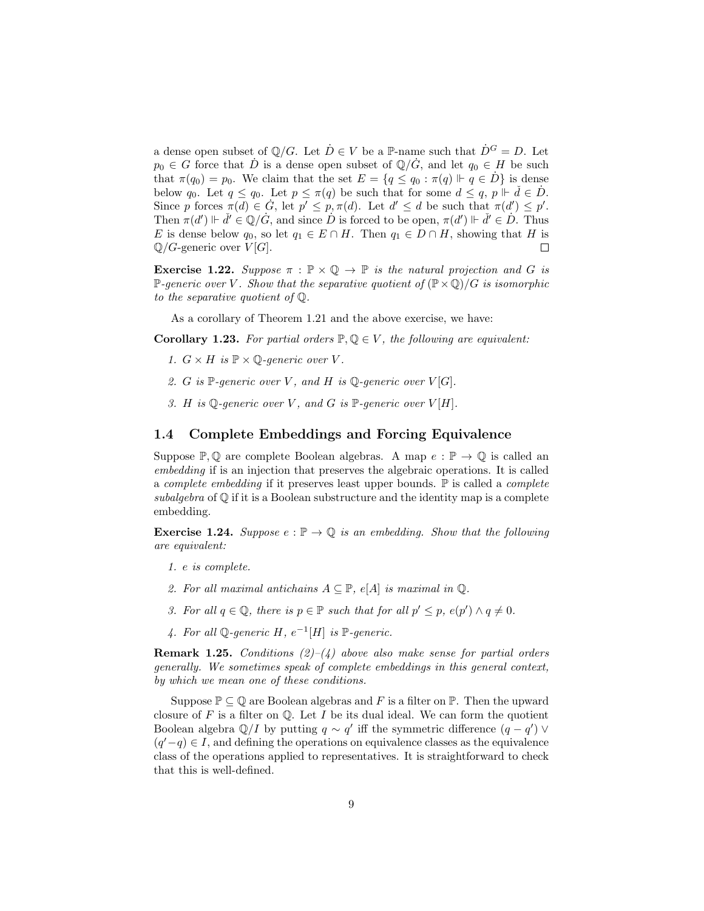a dense open subset of $\mathbb{Q}/G$. Let $\dot{D} \in V$ be a $\mathbb{P}$-name such that $\dot{D}^G = D$. Let $p_0 \in G$ force that $\dot{D}$ is a dense open subset of $\mathbb{Q}/\dot{G}$, and let $q_0 \in H$ be such that $\pi(q_0) = p_0$. We claim that the set $E = \{q \leq q_0 : \pi(q) \Vdash q \in \dot{D}\}$ is dense below $q_0$. Let $q \leq q_0$. Let $p \leq \pi(q)$ be such that for some $d \leq q$, $p \Vdash \check{d} \in \dot{D}$. Since $p$ forces $\pi(d) \in \dot{G}$, let $p' \leq p, \pi(d)$. Let $d' \leq d$ be such that $\pi(d') \leq p'$. Then $\pi(d') \Vdash \check{d}' \in \mathbb{Q}/\dot{G}$, and since $\dot{D}$ is forced to be open, $\pi(d') \Vdash \check{d}' \in \dot{D}$. Thus $E$ is dense below $q_0$, so let $q_1 \in E \cap H$. Then $q_1 \in D \cap H$, showing that $H$ is $\mathbb{Q}/G$-generic over $V[G]$. □

**Exercise 1.22.** *Suppose $\pi : \mathbb{P} \times \mathbb{Q} \to \mathbb{P}$ is the natural projection and $G$ is $\mathbb{P}$-generic over $V$. Show that the separative quotient of $(\mathbb{P} \times \mathbb{Q})/G$ is isomorphic to the separative quotient of $\mathbb{Q}$.*

As a corollary of Theorem 1.21 and the above exercise, we have:

**Corollary 1.23.** *For partial orders $\mathbb{P}, \mathbb{Q} \in V$, the following are equivalent:*

1. *$G \times H$ is $\mathbb{P} \times \mathbb{Q}$-generic over $V$.*
2. *$G$ is $\mathbb{P}$-generic over $V$, and $H$ is $\mathbb{Q}$-generic over $V[G]$.*
3. *$H$ is $\mathbb{Q}$-generic over $V$, and $G$ is $\mathbb{P}$-generic over $V[H]$.*

## 1.4 Complete Embeddings and Forcing Equivalence

Suppose $\mathbb{P}, \mathbb{Q}$ are complete Boolean algebras. A map $e : \mathbb{P} \to \mathbb{Q}$ is called an *embedding* if is an injection that preserves the algebraic operations. It is called a *complete embedding* if it preserves least upper bounds. $\mathbb{P}$ is called a *complete subalgebra* of $\mathbb{Q}$ if it is a Boolean substructure and the identity map is a complete embedding.

**Exercise 1.24.** *Suppose $e : \mathbb{P} \to \mathbb{Q}$ is an embedding. Show that the following are equivalent:*

1. *$e$ is complete.*
2. *For all maximal antichains $A \subseteq \mathbb{P}$, $e[A]$ is maximal in $\mathbb{Q}$.*
3. *For all $q \in \mathbb{Q}$, there is $p \in \mathbb{P}$ such that for all $p' \leq p$, $e(p') \wedge q \neq 0$.*
4. *For all $\mathbb{Q}$-generic $H$, $e^{-1}[H]$ is $\mathbb{P}$-generic.*

**Remark 1.25.** *Conditions (2)–(4) above also make sense for partial orders generally. We sometimes speak of complete embeddings in this general context, by which we mean one of these conditions.*

Suppose $\mathbb{P} \subseteq \mathbb{Q}$ are Boolean algebras and $F$ is a filter on $\mathbb{P}$. Then the upward closure of $F$ is a filter on $\mathbb{Q}$. Let $I$ be its dual ideal. We can form the quotient Boolean algebra $\mathbb{Q}/I$ by putting $q \sim q'$ iff the symmetric difference $(q - q') \vee (q' - q) \in I$, and defining the operations on equivalence classes as the equivalence class of the operations applied to representatives. It is straightforward to check that this is well-defined.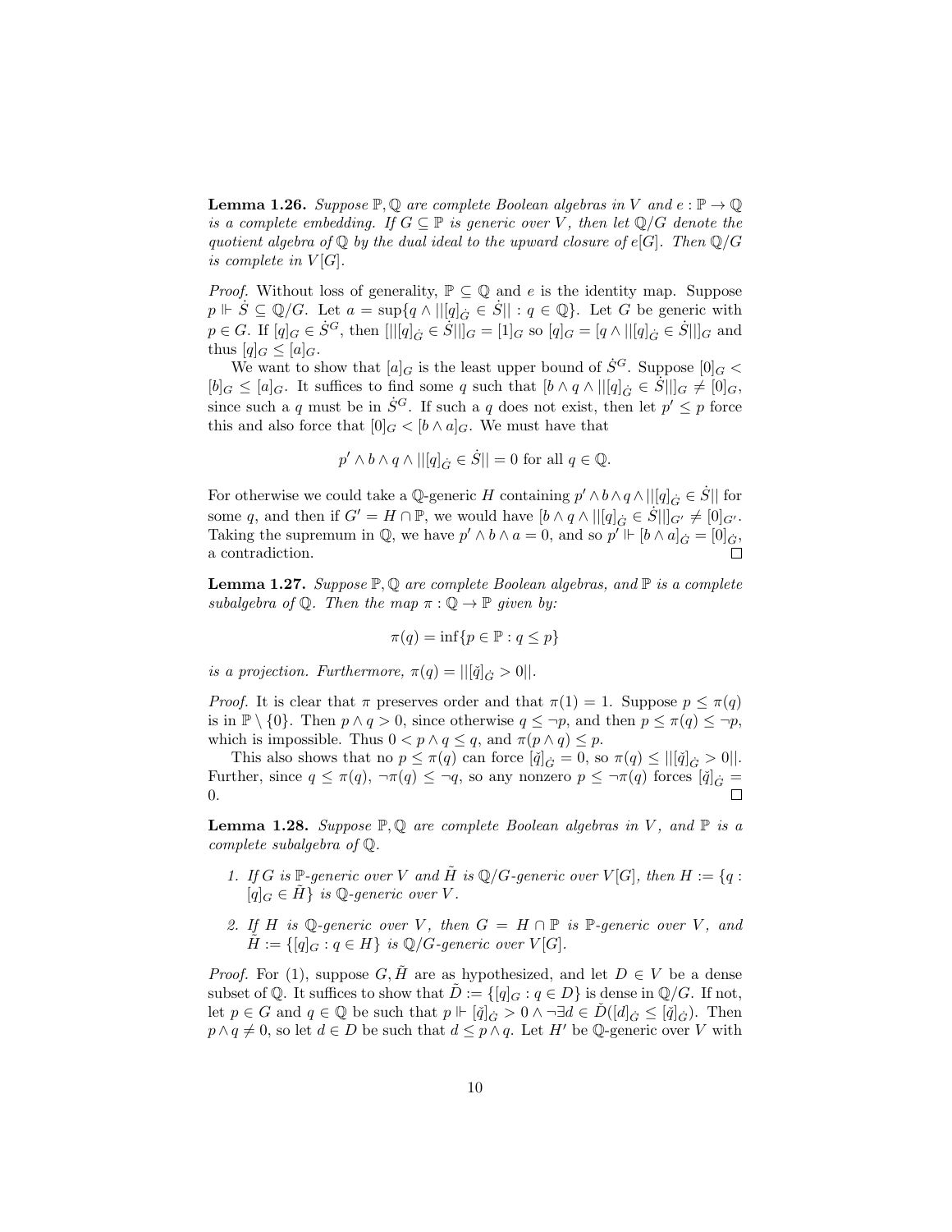**Lemma 1.26.** *Suppose $\mathbb{P}, \mathbb{Q}$ are complete Boolean algebras in $V$ and $e : \mathbb{P} \to \mathbb{Q}$ is a complete embedding. If $G \subseteq \mathbb{P}$ is generic over $V$, then let $\mathbb{Q}/G$ denote the quotient algebra of $\mathbb{Q}$ by the dual ideal to the upward closure of $e[G]$. Then $\mathbb{Q}/G$ is complete in $V[G]$.*

*Proof.* Without loss of generality, $\mathbb{P} \subseteq \mathbb{Q}$ and $e$ is the identity map. Suppose $p \Vdash \dot{S} \subseteq \mathbb{Q}/G$. Let $a = \sup\{q \wedge ||[q]_{\dot{G}} \in \dot{S}|| : q \in \mathbb{Q}\}$. Let $G$ be generic with $p \in G$. If $[q]_G \in \dot{S}^G$, then $[||[q]_{\dot{G}} \in \dot{S}||]_G = [1]_G$ so $[q]_G = [q \wedge ||[q]_{\dot{G}} \in \dot{S}||]_G$ and thus $[q]_G \leq [a]_G$.

We want to show that $[a]_G$ is the least upper bound of $\dot{S}^G$. Suppose $[0]_G < [b]_G \leq [a]_G$. It suffices to find some $q$ such that $[b \wedge q \wedge ||[q]_{\dot{G}} \in \dot{S}||]_G \neq [0]_G$, since such a $q$ must be in $\dot{S}^G$. If such a $q$ does not exist, then let $p' \leq p$ force this and also force that $[0]_G < [b \wedge a]_G$. We must have that

$$p' \wedge b \wedge q \wedge ||[q]_{\dot{G}} \in \dot{S}|| = 0 \text{ for all } q \in \mathbb{Q}.$$

For otherwise we could take a $\mathbb{Q}$-generic $H$ containing $p' \wedge b \wedge q \wedge ||[q]_{\dot{G}} \in \dot{S}||$ for some $q$, and then if $G' = H \cap \mathbb{P}$, we would have $[b \wedge q \wedge ||[q]_{\dot{G}} \in \dot{S}||]_{G'} \neq [0]_{G'}$. Taking the supremum in $\mathbb{Q}$, we have $p' \wedge b \wedge a = 0$, and so $p' \Vdash [b \wedge a]_{\dot{G}} = [0]_{\dot{G}}$, a contradiction. □

**Lemma 1.27.** *Suppose $\mathbb{P}, \mathbb{Q}$ are complete Boolean algebras, and $\mathbb{P}$ is a complete subalgebra of $\mathbb{Q}$. Then the map $\pi : \mathbb{Q} \to \mathbb{P}$ given by:*

$$\pi(q) = \inf\{p \in \mathbb{P} : q \leq p\}$$

*is a projection. Furthermore, $\pi(q) = ||[\check{q}]_{\dot{G}} > 0||$.*

*Proof.* It is clear that $\pi$ preserves order and that $\pi(1) = 1$. Suppose $p \leq \pi(q)$ is in $\mathbb{P} \setminus \{0\}$. Then $p \wedge q > 0$, since otherwise $q \leq \neg p$, and then $p \leq \pi(q) \leq \neg p$, which is impossible. Thus $0 < p \wedge q \leq q$, and $\pi(p \wedge q) \leq p$.

This also shows that no $p \leq \pi(q)$ can force $[\check{q}]_{\dot{G}} = 0$, so $\pi(q) \leq ||[\check{q}]_{\dot{G}} > 0||$. Further, since $q \leq \pi(q)$, $\neg\pi(q) \leq \neg q$, so any nonzero $p \leq \neg\pi(q)$ forces $[\check{q}]_{\dot{G}} = 0$. □

**Lemma 1.28.** *Suppose $\mathbb{P}, \mathbb{Q}$ are complete Boolean algebras in $V$, and $\mathbb{P}$ is a complete subalgebra of $\mathbb{Q}$.*

1. *If $G$ is $\mathbb{P}$-generic over $V$ and $\tilde{H}$ is $\mathbb{Q}/G$-generic over $V[G]$, then $H := \{q : [q]_G \in \tilde{H}\}$ is $\mathbb{Q}$-generic over $V$.*
2. *If $H$ is $\mathbb{Q}$-generic over $V$, then $G = H \cap \mathbb{P}$ is $\mathbb{P}$-generic over $V$, and $\tilde{H} := \{[q]_G : q \in H\}$ is $\mathbb{Q}/G$-generic over $V[G]$.*

*Proof.* For (1), suppose $G, \tilde{H}$ are as hypothesized, and let $D \in V$ be a dense subset of $\mathbb{Q}$. It suffices to show that $\tilde{D} := \{[q]_G : q \in D\}$ is dense in $\mathbb{Q}/G$. If not, let $p \in G$ and $q \in \mathbb{Q}$ be such that $p \Vdash [\check{q}]_{\dot{G}} > 0 \wedge \neg\exists d \in \check{D}([d]_{\dot{G}} \leq [\check{q}]_{\dot{G}})$. Then $p \wedge q \neq 0$, so let $d \in D$ be such that $d \leq p \wedge q$. Let $H'$ be $\mathbb{Q}$-generic over $V$ with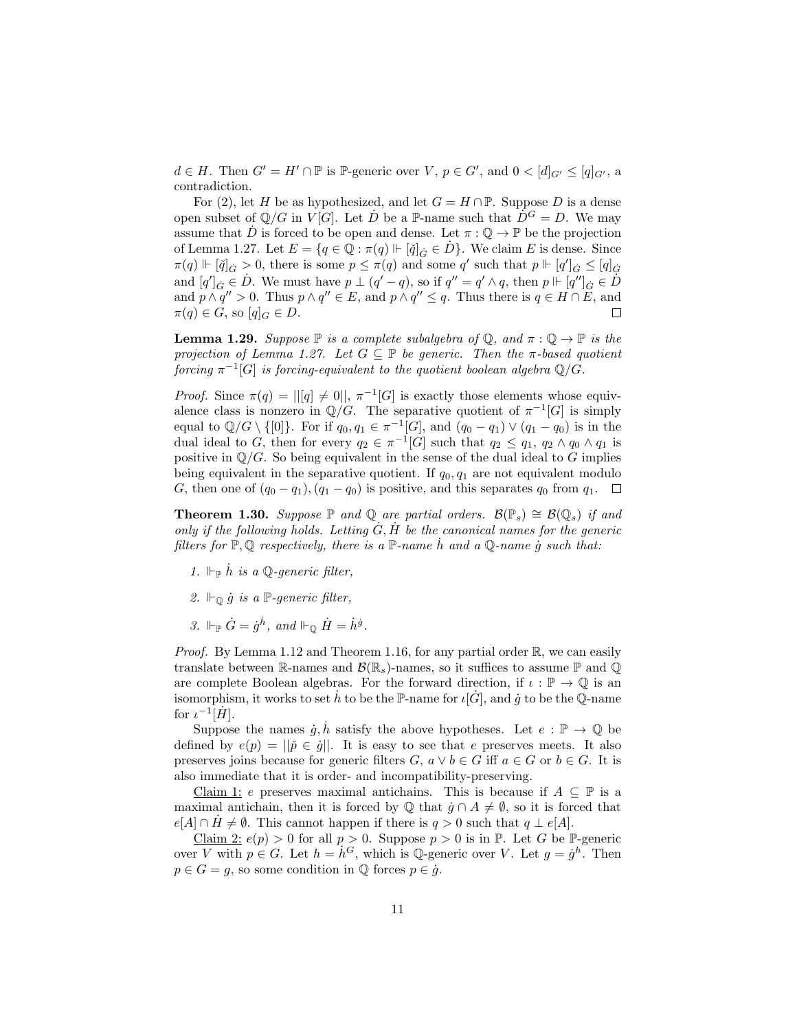$d \in H$. Then $G' = H' \cap \mathbb{P}$ is $\mathbb{P}$-generic over $V$, $p \in G'$, and $0 < [d]_{G'} \leq [q]_{G'}$, a contradiction.

For (2), let $H$ be as hypothesized, and let $G = H \cap \mathbb{P}$. Suppose $D$ is a dense open subset of $\mathbb{Q}/G$ in $V[G]$. Let $\dot{D}$ be a $\mathbb{P}$-name such that $\dot{D}^G = D$. We may assume that $\dot{D}$ is forced to be open and dense. Let $\pi : \mathbb{Q} \to \mathbb{P}$ be the projection of Lemma 1.27. Let $E = \{q \in \mathbb{Q} : \pi(q) \Vdash [\check{q}]_{\dot{G}} \in \dot{D}\}$. We claim $E$ is dense. Since $\pi(q) \Vdash [\check{q}]_{\dot{G}} > 0$, there is some $p \leq \pi(q)$ and some $q'$ such that $p \Vdash [q']_{\dot{G}} \leq [q]_{\dot{G}}$ and $[q']_{\dot{G}} \in \dot{D}$. We must have $p \perp (q' - q)$, so if $q'' = q' \wedge q$, then $p \Vdash [q'']_{\dot{G}} \in \dot{D}$ and $p \wedge q'' > 0$. Thus $p \wedge q'' \in E$, and $p \wedge q'' \leq q$. Thus there is $q \in H \cap E$, and $\pi(q) \in G$, so $[q]_G \in D$. $\square$

**Lemma 1.29.** *Suppose $\mathbb{P}$ is a complete subalgebra of $\mathbb{Q}$, and $\pi : \mathbb{Q} \to \mathbb{P}$ is the projection of Lemma 1.27. Let $G \subseteq \mathbb{P}$ be generic. Then the $\pi$-based quotient forcing $\pi^{-1}[G]$ is forcing-equivalent to the quotient boolean algebra $\mathbb{Q}/G$.*

*Proof.* Since $\pi(q) = ||[q] \neq 0||$, $\pi^{-1}[G]$ is exactly those elements whose equivalence class is nonzero in $\mathbb{Q}/G$. The separative quotient of $\pi^{-1}[G]$ is simply equal to $\mathbb{Q}/G \setminus \{[0]\}$. For if $q_0, q_1 \in \pi^{-1}[G]$, and $(q_0 - q_1) \vee (q_1 - q_0)$ is in the dual ideal to $G$, then for every $q_2 \in \pi^{-1}[G]$ such that $q_2 \leq q_1$, $q_2 \wedge q_0 \wedge q_1$ is positive in $\mathbb{Q}/G$. So being equivalent in the sense of the dual ideal to $G$ implies being equivalent in the separative quotient. If $q_0, q_1$ are not equivalent modulo $G$, then one of $(q_0 - q_1), (q_1 - q_0)$ is positive, and this separates $q_0$ from $q_1$. $\square$

**Theorem 1.30.** *Suppose $\mathbb{P}$ and $\mathbb{Q}$ are partial orders. $\mathcal{B}(\mathbb{P}_s) \cong \mathcal{B}(\mathbb{Q}_s)$ if and only if the following holds. Letting $\dot{G}, \dot{H}$ be the canonical names for the generic filters for $\mathbb{P}, \mathbb{Q}$ respectively, there is a $\mathbb{P}$-name $\dot{h}$ and a $\mathbb{Q}$-name $\dot{g}$ such that:*

1. *$\Vdash_{\mathbb{P}} \dot{h}$ is a $\mathbb{Q}$-generic filter,*
2. *$\Vdash_{\mathbb{Q}} \dot{g}$ is a $\mathbb{P}$-generic filter,*
3. *$\Vdash_{\mathbb{P}} \dot{G} = \dot{g}^{\dot{h}}$, and $\Vdash_{\mathbb{Q}} \dot{H} = \dot{h}^{\dot{g}}$.*

*Proof.* By Lemma 1.12 and Theorem 1.16, for any partial order $\mathbb{R}$, we can easily translate between $\mathbb{R}$-names and $\mathcal{B}(\mathbb{R}_s)$-names, so it suffices to assume $\mathbb{P}$ and $\mathbb{Q}$ are complete Boolean algebras. For the forward direction, if $\iota : \mathbb{P} \to \mathbb{Q}$ is an isomorphism, it works to set $\dot{h}$ to be the $\mathbb{P}$-name for $\iota[\dot{G}]$, and $\dot{g}$ to be the $\mathbb{Q}$-name for $\iota^{-1}[\dot{H}]$.

Suppose the names $\dot{g}, \dot{h}$ satisfy the above hypotheses. Let $e : \mathbb{P} \to \mathbb{Q}$ be defined by $e(p) = ||\check{p} \in \dot{g}||$. It is easy to see that $e$ preserves meets. It also preserves joins because for generic filters $G$, $a \vee b \in G$ iff $a \in G$ or $b \in G$. It is also immediate that it is order- and incompatibility-preserving.

Claim 1: $e$ preserves maximal antichains. This is because if $A \subseteq \mathbb{P}$ is a maximal antichain, then it is forced by $\mathbb{Q}$ that $\dot{g} \cap A \neq \emptyset$, so it is forced that $e[A] \cap \dot{H} \neq \emptyset$. This cannot happen if there is $q > 0$ such that $q \perp e[A]$.

Claim 2: $e(p) > 0$ for all $p > 0$. Suppose $p > 0$ is in $\mathbb{P}$. Let $G$ be $\mathbb{P}$-generic over $V$ with $p \in G$. Let $h = \dot{h}^G$, which is $\mathbb{Q}$-generic over $V$. Let $g = \dot{g}^h$. Then $p \in G = g$, so some condition in $\mathbb{Q}$ forces $p \in \dot{g}$.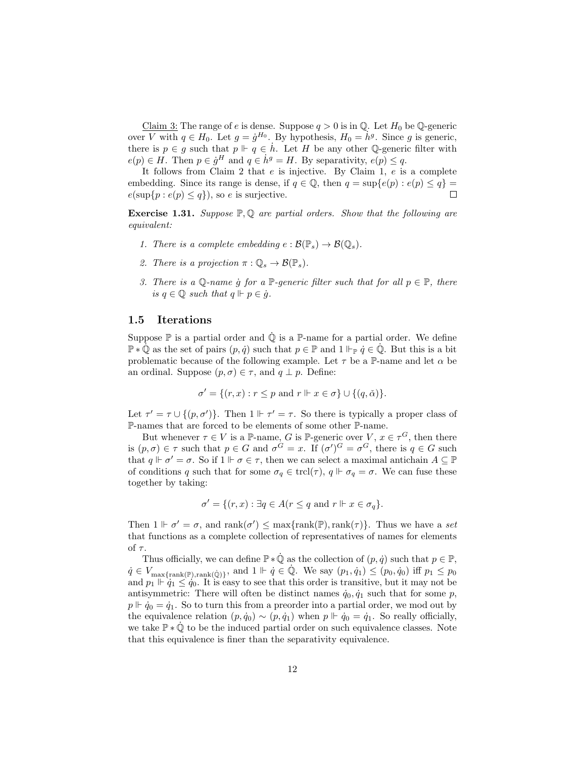Claim 3: The range of $e$ is dense. Suppose $q > 0$ is in $\mathbb{Q}$. Let $H_0$ be $\mathbb{Q}$-generic over $V$ with $q \in H_0$. Let $g = \dot{g}^{H_0}$. By hypothesis, $H_0 = \dot{h}^g$. Since $g$ is generic, there is $p \in g$ such that $p \Vdash q \in \dot{h}$. Let $H$ be any other $\mathbb{Q}$-generic filter with $e(p) \in H$. Then $p \in \dot{g}^H$ and $q \in \dot{h}^g = H$. By separativity, $e(p) \leq q$.

It follows from Claim 2 that $e$ is injective. By Claim 1, $e$ is a complete embedding. Since its range is dense, if $q \in \mathbb{Q}$, then $q = \sup\{e(p) : e(p) \leq q\} = e(\sup\{p : e(p) \leq q\})$, so $e$ is surjective. $\square$

**Exercise 1.31.** *Suppose $\mathbb{P}, \mathbb{Q}$ are partial orders. Show that the following are equivalent:*

1. *There is a complete embedding $e : \mathcal{B}(\mathbb{P}_s) \to \mathcal{B}(\mathbb{Q}_s)$.*
2. *There is a projection $\pi : \mathbb{Q}_s \to \mathcal{B}(\mathbb{P}_s)$.*
3. *There is a $\mathbb{Q}$-name $\dot{g}$ for a $\mathbb{P}$-generic filter such that for all $p \in \mathbb{P}$, there is $q \in \mathbb{Q}$ such that $q \Vdash p \in \dot{g}$.*

## 1.5 Iterations

Suppose $\mathbb{P}$ is a partial order and $\dot{\mathbb{Q}}$ is a $\mathbb{P}$-name for a partial order. We define $\mathbb{P} * \dot{\mathbb{Q}}$ as the set of pairs $(p, \dot{q})$ such that $p \in \mathbb{P}$ and $1 \Vdash_{\mathbb{P}} \dot{q} \in \dot{\mathbb{Q}}$. But this is a bit problematic because of the following example. Let $\tau$ be a $\mathbb{P}$-name and let $\alpha$ be an ordinal. Suppose $(p, \sigma) \in \tau$, and $q \perp p$. Define:

$$\sigma' = \{(r, x) : r \leq p \text{ and } r \Vdash x \in \sigma\} \cup \{(q, \check{\alpha})\}.$$

Let $\tau' = \tau \cup \{(p, \sigma')\}$. Then $1 \Vdash \tau' = \tau$. So there is typically a proper class of $\mathbb{P}$-names that are forced to be elements of some other $\mathbb{P}$-name.

But whenever $\tau \in V$ is a $\mathbb{P}$-name, $G$ is $\mathbb{P}$-generic over $V$, $x \in \tau^G$, then there is $(p, \sigma) \in \tau$ such that $p \in G$ and $\sigma^G = x$. If $(\sigma')^G = \sigma^G$, there is $q \in G$ such that $q \Vdash \sigma' = \sigma$. So if $1 \Vdash \sigma \in \tau$, then we can select a maximal antichain $A \subseteq \mathbb{P}$ of conditions $q$ such that for some $\sigma_q \in \text{trcl}(\tau)$, $q \Vdash \sigma_q = \sigma$. We can fuse these together by taking:

$$\sigma' = \{(r, x) : \exists q \in A(r \leq q \text{ and } r \Vdash x \in \sigma_q\}.$$

Then $1 \Vdash \sigma' = \sigma$, and $\text{rank}(\sigma') \leq \max\{\text{rank}(\mathbb{P}), \text{rank}(\tau)\}$. Thus we have a *set* that functions as a complete collection of representatives of names for elements of $\tau$.

Thus officially, we can define $\mathbb{P} * \dot{\mathbb{Q}}$ as the collection of $(p, \dot{q})$ such that $p \in \mathbb{P}$, $\dot{q} \in V_{\max\{\text{rank}(\mathbb{P}), \text{rank}(\dot{\mathbb{Q}})\}}$, and $1 \Vdash \dot{q} \in \dot{\mathbb{Q}}$. We say $(p_1, \dot{q}_1) \leq (p_0, \dot{q}_0)$ iff $p_1 \leq p_0$ and $p_1 \Vdash \dot{q}_1 \leq \dot{q}_0$. It is easy to see that this order is transitive, but it may not be antisymmetric: There will often be distinct names $\dot{q}_0, \dot{q}_1$ such that for some $p$, $p \Vdash \dot{q}_0 = \dot{q}_1$. So to turn this from a preorder into a partial order, we mod out by the equivalence relation $(p, \dot{q}_0) \sim (p, \dot{q}_1)$ when $p \Vdash \dot{q}_0 = \dot{q}_1$. So really officially, we take $\mathbb{P} * \dot{\mathbb{Q}}$ to be the induced partial order on such equivalence classes. Note that this equivalence is finer than the separativity equivalence.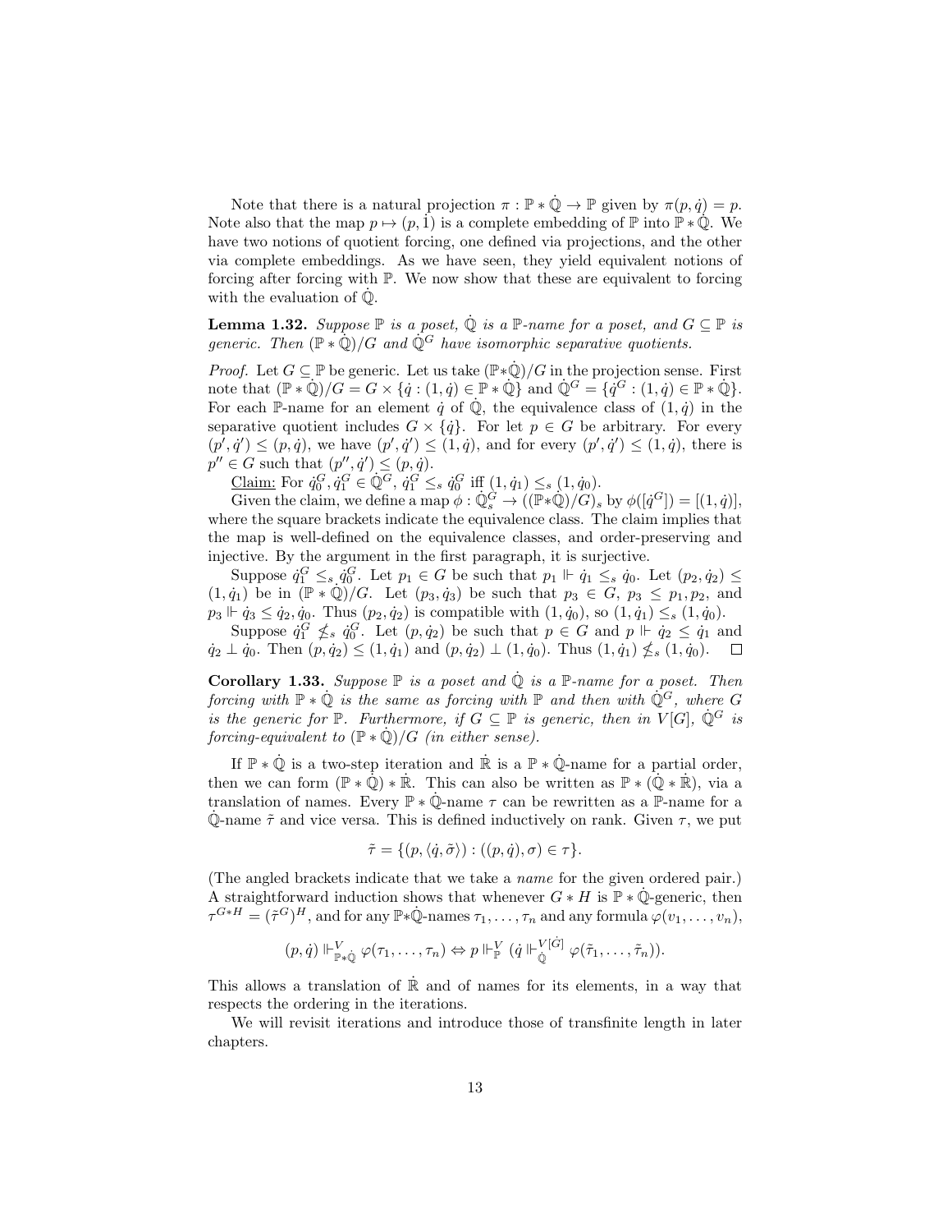Note that there is a natural projection $\pi : \mathbb{P} * \dot{\mathbb{Q}} \to \mathbb{P}$ given by $\pi(p, \dot{q}) = p$. Note also that the map $p \mapsto (p, \dot{1})$ is a complete embedding of $\mathbb{P}$ into $\mathbb{P} * \dot{\mathbb{Q}}$. We have two notions of quotient forcing, one defined via projections, and the other via complete embeddings. As we have seen, they yield equivalent notions of forcing after forcing with $\mathbb{P}$. We now show that these are equivalent to forcing with the evaluation of $\dot{\mathbb{Q}}$.

**Lemma 1.32.** *Suppose $\mathbb{P}$ is a poset, $\dot{\mathbb{Q}}$ is a $\mathbb{P}$-name for a poset, and $G \subseteq \mathbb{P}$ is generic. Then $(\mathbb{P} * \dot{\mathbb{Q}})/G$ and $\dot{\mathbb{Q}}^G$ have isomorphic separative quotients.*

*Proof.* Let $G \subseteq \mathbb{P}$ be generic. Let us take $(\mathbb{P}*\dot{\mathbb{Q}})/G$ in the projection sense. First note that $(\mathbb{P} * \dot{\mathbb{Q}})/G = G \times \{\dot{q} : (1, \dot{q}) \in \mathbb{P} * \dot{\mathbb{Q}}\}$ and $\dot{\mathbb{Q}}^G = \{\dot{q}^G : (1, \dot{q}) \in \mathbb{P} * \dot{\mathbb{Q}}\}$. For each $\mathbb{P}$-name for an element $\dot{q}$ of $\dot{\mathbb{Q}}$, the equivalence class of $(1, \dot{q})$ in the separative quotient includes $G \times \{\dot{q}\}$. For let $p \in G$ be arbitrary. For every $(p', \dot{q}') \leq (p, \dot{q})$, we have $(p', \dot{q}') \leq (1, \dot{q})$, and for every $(p', \dot{q}') \leq (1, \dot{q})$, there is $p'' \in G$ such that $(p'', \dot{q}') \leq (p, \dot{q})$.

<u>Claim:</u> For $\dot{q}_0^G, \dot{q}_1^G \in \dot{\mathbb{Q}}^G$, $\dot{q}_1^G \leq_s \dot{q}_0^G$ iff $(1, \dot{q}_1) \leq_s (1, \dot{q}_0)$.

Given the claim, we define a map $\phi : \dot{\mathbb{Q}}_s^G \to ((\mathbb{P}*\dot{\mathbb{Q}})/G)_s$ by $\phi([\dot{q}^G]) = [(1, \dot{q})]$, where the square brackets indicate the equivalence class. The claim implies that the map is well-defined on the equivalence classes, and order-preserving and injective. By the argument in the first paragraph, it is surjective.

Suppose $\dot{q}_1^G \leq_s \dot{q}_0^G$. Let $p_1 \in G$ be such that $p_1 \Vdash \dot{q}_1 \leq_s \dot{q}_0$. Let $(p_2, \dot{q}_2) \leq (1, \dot{q}_1)$ be in $(\mathbb{P} * \dot{\mathbb{Q}})/G$. Let $(p_3, \dot{q}_3)$ be such that $p_3 \in G$, $p_3 \leq p_1, p_2$, and $p_3 \Vdash \dot{q}_3 \leq \dot{q}_2, \dot{q}_0$. Thus $(p_2, \dot{q}_2)$ is compatible with $(1, \dot{q}_0)$, so $(1, \dot{q}_1) \leq_s (1, \dot{q}_0)$.

Suppose $\dot{q}_1^G \not\leq_s \dot{q}_0^G$. Let $(p, \dot{q}_2)$ be such that $p \in G$ and $p \Vdash \dot{q}_2 \leq \dot{q}_1$ and $\dot{q}_2 \perp \dot{q}_0$. Then $(p, \dot{q}_2) \leq (1, \dot{q}_1)$ and $(p, \dot{q}_2) \perp (1, \dot{q}_0)$. Thus $(1, \dot{q}_1) \not\leq_s (1, \dot{q}_0)$. $\square$

**Corollary 1.33.** *Suppose $\mathbb{P}$ is a poset and $\dot{\mathbb{Q}}$ is a $\mathbb{P}$-name for a poset. Then forcing with $\mathbb{P} * \dot{\mathbb{Q}}$ is the same as forcing with $\mathbb{P}$ and then with $\dot{\mathbb{Q}}^G$, where $G$ is the generic for $\mathbb{P}$. Furthermore, if $G \subseteq \mathbb{P}$ is generic, then in $V[G]$, $\dot{\mathbb{Q}}^G$ is forcing-equivalent to $(\mathbb{P} * \dot{\mathbb{Q}})/G$ (in either sense).*

If $\mathbb{P} * \dot{\mathbb{Q}}$ is a two-step iteration and $\dot{\mathbb{R}}$ is a $\mathbb{P} * \dot{\mathbb{Q}}$-name for a partial order, then we can form $(\mathbb{P} * \dot{\mathbb{Q}}) * \dot{\mathbb{R}}$. This can also be written as $\mathbb{P} * (\dot{\mathbb{Q}} * \dot{\mathbb{R}})$, via a translation of names. Every $\mathbb{P} * \dot{\mathbb{Q}}$-name $\tau$ can be rewritten as a $\mathbb{P}$-name for a $\dot{\mathbb{Q}}$-name $\tilde{\tau}$ and vice versa. This is defined inductively on rank. Given $\tau$, we put

$$\tilde{\tau} = \{(p, \langle \dot{q}, \tilde{\sigma} \rangle) : ((p, \dot{q}), \sigma) \in \tau\}.$$

(The angled brackets indicate that we take a *name* for the given ordered pair.) A straightforward induction shows that whenever $G * H$ is $\mathbb{P} * \dot{\mathbb{Q}}$-generic, then $\tau^{G*H} = (\tilde{\tau}^G)^H$, and for any $\mathbb{P}*\dot{\mathbb{Q}}$-names $\tau_1, \ldots, \tau_n$ and any formula $\varphi(v_1, \ldots, v_n)$,

$$(p, \dot{q}) \Vdash^V_{\mathbb{P}*\dot{\mathbb{Q}}} \varphi(\tau_1, \ldots, \tau_n) \Leftrightarrow p \Vdash^V_{\mathbb{P}} (\dot{q} \Vdash^{V[\dot{G}]}_{\dot{\mathbb{Q}}} \varphi(\tilde{\tau}_1, \ldots, \tilde{\tau}_n)).$$

This allows a translation of $\dot{\mathbb{R}}$ and of names for its elements, in a way that respects the ordering in the iterations.

We will revisit iterations and introduce those of transfinite length in later chapters.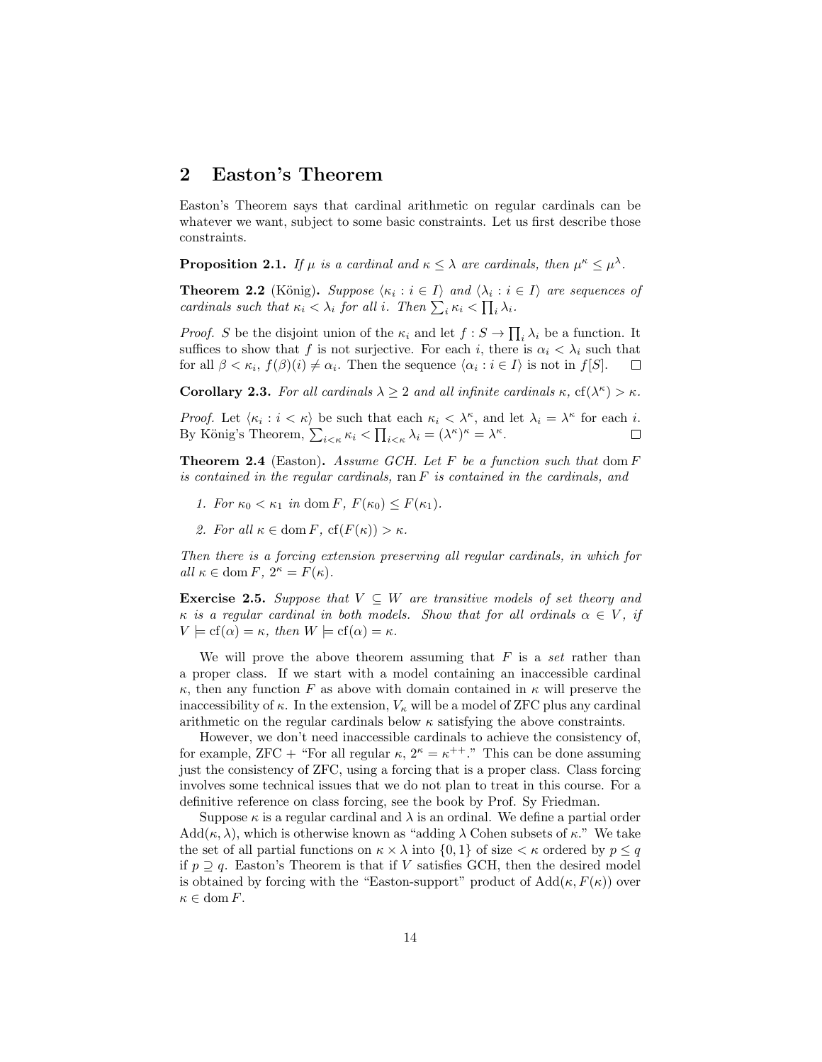## 2 Easton's Theorem

Easton's Theorem says that cardinal arithmetic on regular cardinals can be whatever we want, subject to some basic constraints. Let us first describe those constraints.

**Proposition 2.1.** *If $\mu$ is a cardinal and $\kappa \leq \lambda$ are cardinals, then $\mu^\kappa \leq \mu^\lambda$.*

**Theorem 2.2** (König)**.** *Suppose $\langle \kappa_i : i \in I \rangle$ and $\langle \lambda_i : i \in I \rangle$ are sequences of cardinals such that $\kappa_i < \lambda_i$ for all $i$. Then $\sum_i \kappa_i < \prod_i \lambda_i$.*

*Proof.* $S$ be the disjoint union of the $\kappa_i$ and let $f : S \to \prod_i \lambda_i$ be a function. It suffices to show that $f$ is not surjective. For each $i$, there is $\alpha_i < \lambda_i$ such that for all $\beta < \kappa_i$, $f(\beta)(i) \neq \alpha_i$. Then the sequence $\langle \alpha_i : i \in I \rangle$ is not in $f[S]$. $\square$

**Corollary 2.3.** *For all cardinals $\lambda \geq 2$ and all infinite cardinals $\kappa$, $\text{cf}(\lambda^\kappa) > \kappa$.*

*Proof.* Let $\langle \kappa_i : i < \kappa \rangle$ be such that each $\kappa_i < \lambda^\kappa$, and let $\lambda_i = \lambda^\kappa$ for each $i$. By König's Theorem, $\sum_{i<\kappa} \kappa_i < \prod_{i<\kappa} \lambda_i = (\lambda^\kappa)^\kappa = \lambda^\kappa$. $\square$

**Theorem 2.4** (Easton)**.** *Assume GCH. Let $F$ be a function such that $\text{dom}\, F$ is contained in the regular cardinals, $\text{ran}\, F$ is contained in the cardinals, and*

1. *For $\kappa_0 < \kappa_1$ in $\text{dom}\, F$, $F(\kappa_0) \leq F(\kappa_1)$.*
2. *For all $\kappa \in \text{dom}\, F$, $\text{cf}(F(\kappa)) > \kappa$.*

*Then there is a forcing extension preserving all regular cardinals, in which for all $\kappa \in \text{dom}\, F$, $2^\kappa = F(\kappa)$.*

**Exercise 2.5.** *Suppose that $V \subseteq W$ are transitive models of set theory and $\kappa$ is a regular cardinal in both models. Show that for all ordinals $\alpha \in V$, if $V \models \text{cf}(\alpha) = \kappa$, then $W \models \text{cf}(\alpha) = \kappa$.*

We will prove the above theorem assuming that $F$ is a *set* rather than a proper class. If we start with a model containing an inaccessible cardinal $\kappa$, then any function $F$ as above with domain contained in $\kappa$ will preserve the inaccessibility of $\kappa$. In the extension, $V_\kappa$ will be a model of ZFC plus any cardinal arithmetic on the regular cardinals below $\kappa$ satisfying the above constraints.

However, we don't need inaccessible cardinals to achieve the consistency of, for example, ZFC + "For all regular $\kappa$, $2^\kappa = \kappa^{++}$." This can be done assuming just the consistency of ZFC, using a forcing that is a proper class. Class forcing involves some technical issues that we do not plan to treat in this course. For a definitive reference on class forcing, see the book by Prof. Sy Friedman.

Suppose $\kappa$ is a regular cardinal and $\lambda$ is an ordinal. We define a partial order $\text{Add}(\kappa, \lambda)$, which is otherwise known as "adding $\lambda$ Cohen subsets of $\kappa$." We take the set of all partial functions on $\kappa \times \lambda$ into $\{0, 1\}$ of size $< \kappa$ ordered by $p \leq q$ if $p \supseteq q$. Easton's Theorem is that if $V$ satisfies GCH, then the desired model is obtained by forcing with the "Easton-support" product of $\text{Add}(\kappa, F(\kappa))$ over $\kappa \in \text{dom}\, F$.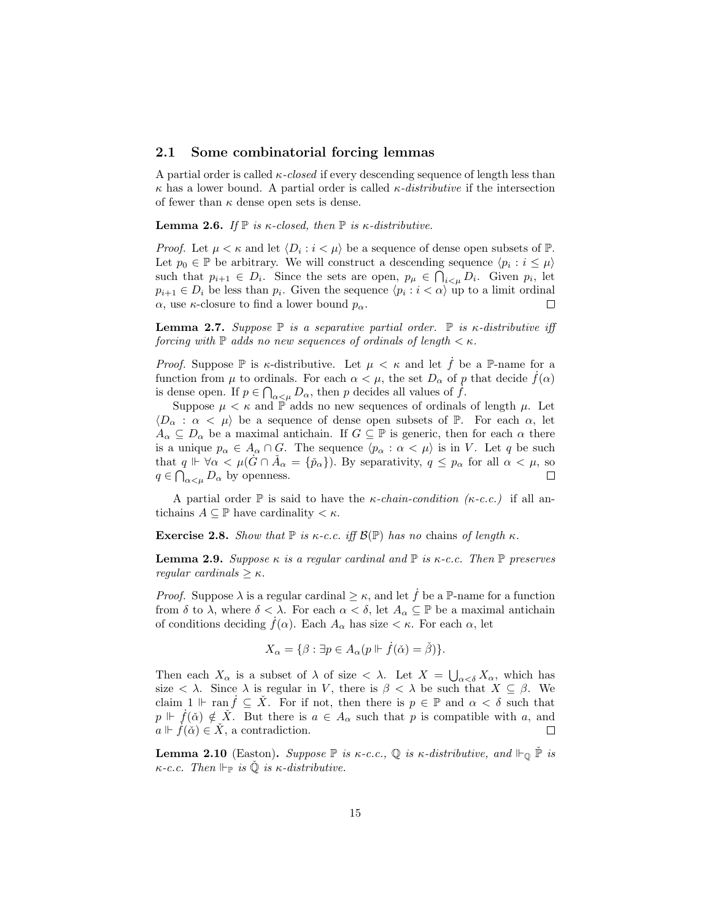## 2.1 Some combinatorial forcing lemmas

A partial order is called *$\kappa$-closed* if every descending sequence of length less than $\kappa$ has a lower bound. A partial order is called *$\kappa$-distributive* if the intersection of fewer than $\kappa$ dense open sets is dense.

**Lemma 2.6.** *If $\mathbb{P}$ is $\kappa$-closed, then $\mathbb{P}$ is $\kappa$-distributive.*

*Proof.* Let $\mu < \kappa$ and let $\langle D_i : i < \mu \rangle$ be a sequence of dense open subsets of $\mathbb{P}$. Let $p_0 \in \mathbb{P}$ be arbitrary. We will construct a descending sequence $\langle p_i : i \leq \mu \rangle$ such that $p_{i+1} \in D_i$. Since the sets are open, $p_\mu \in \bigcap_{i<\mu} D_i$. Given $p_i$, let $p_{i+1} \in D_i$ be less than $p_i$. Given the sequence $\langle p_i : i < \alpha \rangle$ up to a limit ordinal $\alpha$, use $\kappa$-closure to find a lower bound $p_\alpha$. □

**Lemma 2.7.** *Suppose $\mathbb{P}$ is a separative partial order. $\mathbb{P}$ is $\kappa$-distributive iff forcing with $\mathbb{P}$ adds no new sequences of ordinals of length $< \kappa$.*

*Proof.* Suppose $\mathbb{P}$ is $\kappa$-distributive. Let $\mu < \kappa$ and let $\dot{f}$ be a $\mathbb{P}$-name for a function from $\mu$ to ordinals. For each $\alpha < \mu$, the set $D_\alpha$ of $p$ that decide $\dot{f}(\alpha)$ is dense open. If $p \in \bigcap_{\alpha<\mu} D_\alpha$, then $p$ decides all values of $\dot{f}$.

Suppose $\mu < \kappa$ and $\mathbb{P}$ adds no new sequences of ordinals of length $\mu$. Let $\langle D_\alpha : \alpha < \mu \rangle$ be a sequence of dense open subsets of $\mathbb{P}$. For each $\alpha$, let $A_\alpha \subseteq D_\alpha$ be a maximal antichain. If $G \subseteq \mathbb{P}$ is generic, then for each $\alpha$ there is a unique $p_\alpha \in A_\alpha \cap G$. The sequence $\langle p_\alpha : \alpha < \mu \rangle$ is in $V$. Let $q$ be such that $q \Vdash \forall \alpha < \mu(\dot{G} \cap \check{A}_\alpha = \{\check{p}_\alpha\})$. By separativity, $q \leq p_\alpha$ for all $\alpha < \mu$, so $q \in \bigcap_{\alpha<\mu} D_\alpha$ by openness. □

A partial order $\mathbb{P}$ is said to have the *$\kappa$-chain-condition ($\kappa$-c.c.)* if all antichains $A \subseteq \mathbb{P}$ have cardinality $< \kappa$.

**Exercise 2.8.** *Show that $\mathbb{P}$ is $\kappa$-c.c. iff $\mathcal{B}(\mathbb{P})$ has no* chains *of length $\kappa$.*

**Lemma 2.9.** *Suppose $\kappa$ is a regular cardinal and $\mathbb{P}$ is $\kappa$-c.c. Then $\mathbb{P}$ preserves regular cardinals $\geq \kappa$.*

*Proof.* Suppose $\lambda$ is a regular cardinal $\geq \kappa$, and let $\dot{f}$ be a $\mathbb{P}$-name for a function from $\delta$ to $\lambda$, where $\delta < \lambda$. For each $\alpha < \delta$, let $A_\alpha \subseteq \mathbb{P}$ be a maximal antichain of conditions deciding $\dot{f}(\alpha)$. Each $A_\alpha$ has size $< \kappa$. For each $\alpha$, let

$$X_\alpha = \{\beta : \exists p \in A_\alpha (p \Vdash \dot{f}(\check{\alpha}) = \check{\beta})\}.$$

Then each $X_\alpha$ is a subset of $\lambda$ of size $< \lambda$. Let $X = \bigcup_{\alpha<\delta} X_\alpha$, which has size $< \lambda$. Since $\lambda$ is regular in $V$, there is $\beta < \lambda$ be such that $X \subseteq \beta$. We claim $1 \Vdash \operatorname{ran} \dot{f} \subseteq \check{X}$. For if not, then there is $p \in \mathbb{P}$ and $\alpha < \delta$ such that $p \Vdash \dot{f}(\check{\alpha}) \notin \check{X}$. But there is $a \in A_\alpha$ such that $p$ is compatible with $a$, and $a \Vdash \dot{f}(\check{\alpha}) \in \check{X}$, a contradiction. □

**Lemma 2.10** (Easton). *Suppose $\mathbb{P}$ is $\kappa$-c.c., $\mathbb{Q}$ is $\kappa$-distributive, and $\Vdash_{\mathbb{Q}} \check{\mathbb{P}}$ is $\kappa$-c.c. Then $\Vdash_{\mathbb{P}}$ is $\check{\mathbb{Q}}$ is $\kappa$-distributive.*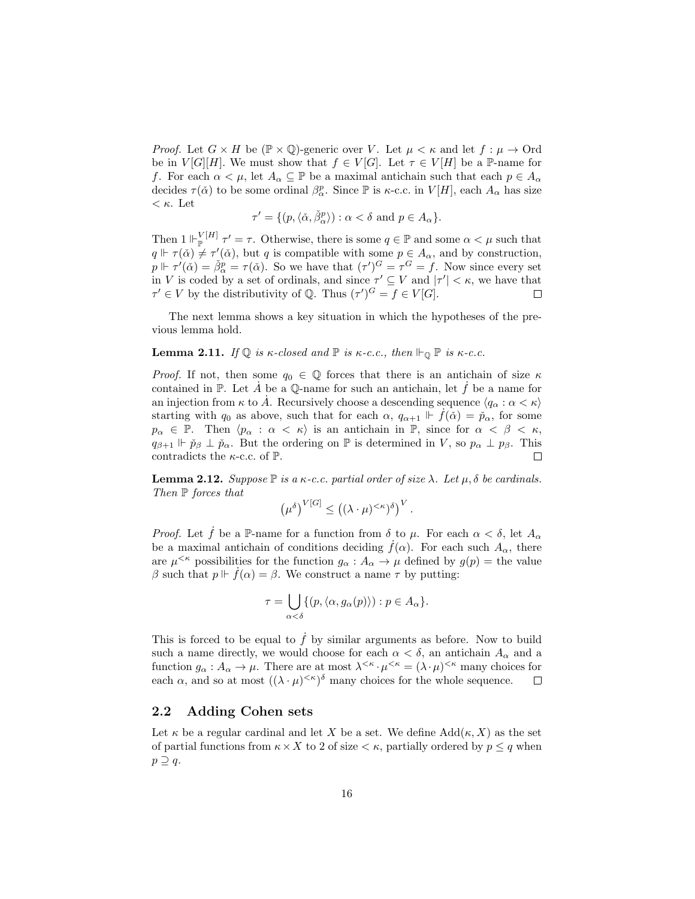*Proof.* Let $G \times H$ be $(\mathbb{P} \times \mathbb{Q})$-generic over $V$. Let $\mu < \kappa$ and let $f : \mu \to \text{Ord}$ be in $V[G][H]$. We must show that $f \in V[G]$. Let $\tau \in V[H]$ be a $\mathbb{P}$-name for $f$. For each $\alpha < \mu$, let $A_\alpha \subseteq \mathbb{P}$ be a maximal antichain such that each $p \in A_\alpha$ decides $\tau(\check{\alpha})$ to be some ordinal $\beta^p_\alpha$. Since $\mathbb{P}$ is $\kappa$-c.c. in $V[H]$, each $A_\alpha$ has size $< \kappa$. Let

$$\tau' = \{(p, \langle \check{\alpha}, \check{\beta}^p_\alpha \rangle) : \alpha < \delta \text{ and } p \in A_\alpha\}.$$

Then $1 \Vdash^{V[H]}_{\mathbb{P}} \tau' = \tau$. Otherwise, there is some $q \in \mathbb{P}$ and some $\alpha < \mu$ such that $q \Vdash \tau(\check{\alpha}) \neq \tau'(\check{\alpha})$, but $q$ is compatible with some $p \in A_\alpha$, and by construction, $p \Vdash \tau'(\check{\alpha}) = \check{\beta}^p_\alpha = \tau(\check{\alpha})$. So we have that $(\tau')^G = \tau^G = f$. Now since every set in $V$ is coded by a set of ordinals, and since $\tau' \subseteq V$ and $|\tau'| < \kappa$, we have that $\tau' \in V$ by the distributivity of $\mathbb{Q}$. Thus $(\tau')^G = f \in V[G]$. $\square$

The next lemma shows a key situation in which the hypotheses of the previous lemma hold.

**Lemma 2.11.** *If $\mathbb{Q}$ is $\kappa$-closed and $\mathbb{P}$ is $\kappa$-c.c., then $\Vdash_{\mathbb{Q}} \mathbb{P}$ is $\kappa$-c.c.*

*Proof.* If not, then some $q_0 \in \mathbb{Q}$ forces that there is an antichain of size $\kappa$ contained in $\mathbb{P}$. Let $\dot{A}$ be a $\mathbb{Q}$-name for such an antichain, let $\dot{f}$ be a name for an injection from $\kappa$ to $\dot{A}$. Recursively choose a descending sequence $\langle q_\alpha : \alpha < \kappa \rangle$ starting with $q_0$ as above, such that for each $\alpha$, $q_{\alpha+1} \Vdash \dot{f}(\check{\alpha}) = \check{p}_\alpha$, for some $p_\alpha \in \mathbb{P}$. Then $\langle p_\alpha : \alpha < \kappa \rangle$ is an antichain in $\mathbb{P}$, since for $\alpha < \beta < \kappa$, $q_{\beta+1} \Vdash \check{p}_\beta \perp \check{p}_\alpha$. But the ordering on $\mathbb{P}$ is determined in $V$, so $p_\alpha \perp p_\beta$. This contradicts the $\kappa$-c.c. of $\mathbb{P}$. $\square$

**Lemma 2.12.** *Suppose $\mathbb{P}$ is a $\kappa$-c.c. partial order of size $\lambda$. Let $\mu, \delta$ be cardinals. Then $\mathbb{P}$ forces that*

$$\left(\mu^\delta\right)^{V[G]} \leq \left((\lambda \cdot \mu)^{<\kappa})^\delta\right)^V.$$

*Proof.* Let $\dot{f}$ be a $\mathbb{P}$-name for a function from $\delta$ to $\mu$. For each $\alpha < \delta$, let $A_\alpha$ be a maximal antichain of conditions deciding $\dot{f}(\alpha)$. For each such $A_\alpha$, there are $\mu^{<\kappa}$ possibilities for the function $g_\alpha : A_\alpha \to \mu$ defined by $g(p) =$ the value $\beta$ such that $p \Vdash \dot{f}(\alpha) = \beta$. We construct a name $\tau$ by putting:

$$\tau = \bigcup_{\alpha < \delta} \{(p, \langle \alpha, g_\alpha(p) \rangle) : p \in A_\alpha\}.$$

This is forced to be equal to $\dot{f}$ by similar arguments as before. Now to build such a name directly, we would choose for each $\alpha < \delta$, an antichain $A_\alpha$ and a function $g_\alpha : A_\alpha \to \mu$. There are at most $\lambda^{<\kappa} \cdot \mu^{<\kappa} = (\lambda \cdot \mu)^{<\kappa}$ many choices for each $\alpha$, and so at most $((\lambda \cdot \mu)^{<\kappa})^\delta$ many choices for the whole sequence. $\square$

## 2.2 Adding Cohen sets

Let $\kappa$ be a regular cardinal and let $X$ be a set. We define $\text{Add}(\kappa, X)$ as the set of partial functions from $\kappa \times X$ to 2 of size $< \kappa$, partially ordered by $p \leq q$ when $p \supseteq q$.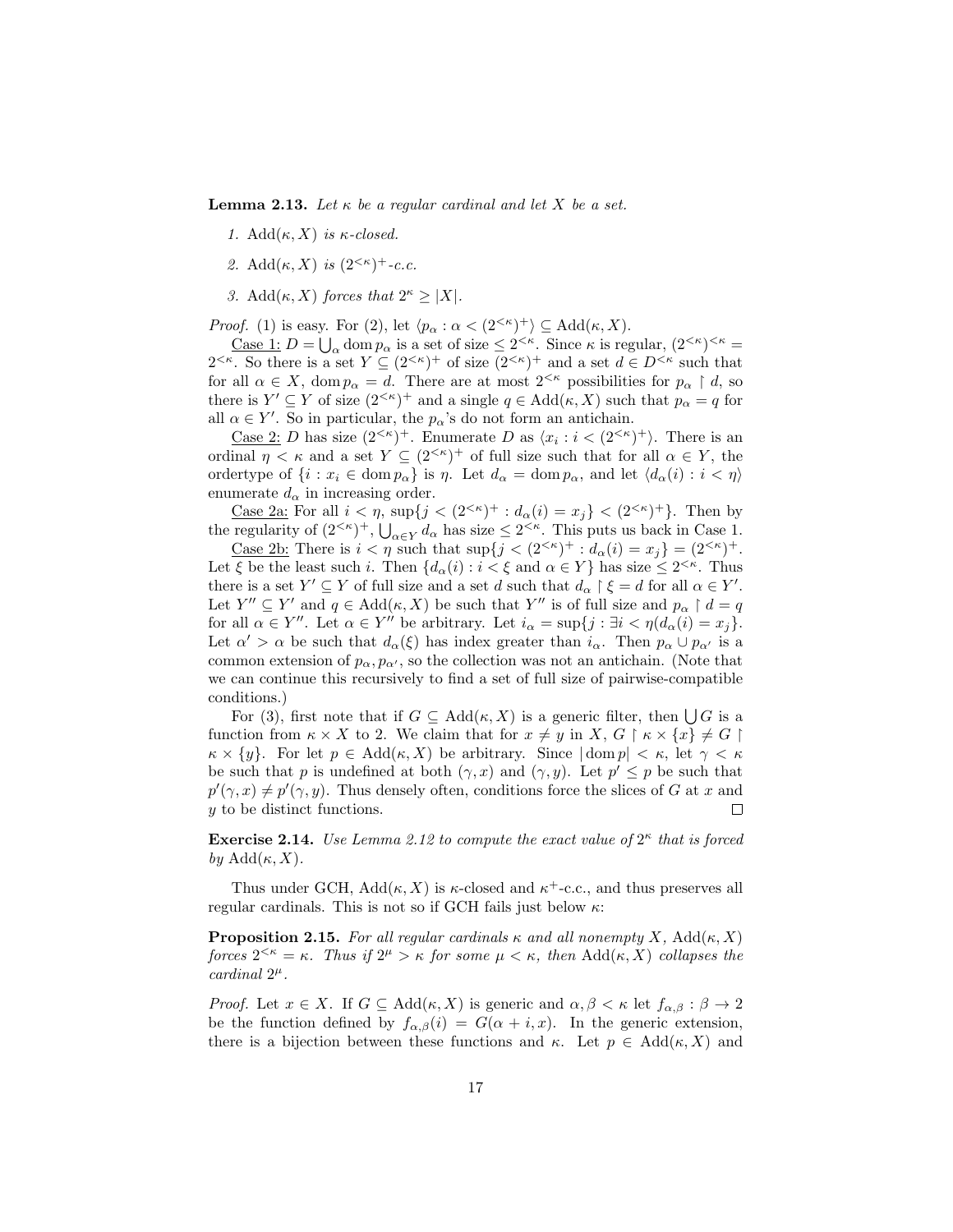**Lemma 2.13.** *Let $\kappa$ be a regular cardinal and let $X$ be a set.*

1. *$\mathrm{Add}(\kappa, X)$ is $\kappa$-closed.*
2. *$\mathrm{Add}(\kappa, X)$ is $(2^{<\kappa})^+$-c.c.*
3. *$\mathrm{Add}(\kappa, X)$ forces that $2^\kappa \geq |X|$.*

*Proof.* (1) is easy. For (2), let $\langle p_\alpha : \alpha < (2^{<\kappa})^+ \rangle \subseteq \mathrm{Add}(\kappa, X)$.

Case 1: $D = \bigcup_\alpha \operatorname{dom} p_\alpha$ is a set of size $\leq 2^{<\kappa}$. Since $\kappa$ is regular, $(2^{<\kappa})^{<\kappa} = 2^{<\kappa}$. So there is a set $Y \subseteq (2^{<\kappa})^+$ of size $(2^{<\kappa})^+$ and a set $d \in D^{<\kappa}$ such that for all $\alpha \in X$, $\operatorname{dom} p_\alpha = d$. There are at most $2^{<\kappa}$ possibilities for $p_\alpha \restriction d$, so there is $Y' \subseteq Y$ of size $(2^{<\kappa})^+$ and a single $q \in \mathrm{Add}(\kappa, X)$ such that $p_\alpha = q$ for all $\alpha \in Y'$. So in particular, the $p_\alpha$'s do not form an antichain.

Case 2: $D$ has size $(2^{<\kappa})^+$. Enumerate $D$ as $\langle x_i : i < (2^{<\kappa})^+ \rangle$. There is an ordinal $\eta < \kappa$ and a set $Y \subseteq (2^{<\kappa})^+$ of full size such that for all $\alpha \in Y$, the ordertype of $\{i : x_i \in \operatorname{dom} p_\alpha\}$ is $\eta$. Let $d_\alpha = \operatorname{dom} p_\alpha$, and let $\langle d_\alpha(i) : i < \eta \rangle$ enumerate $d_\alpha$ in increasing order.

Case 2a: For all $i < \eta$, $\sup\{j < (2^{<\kappa})^+ : d_\alpha(i) = x_j\} < (2^{<\kappa})^+\}$. Then by the regularity of $(2^{<\kappa})^+$, $\bigcup_{\alpha \in Y} d_\alpha$ has size $\leq 2^{<\kappa}$. This puts us back in Case 1.

Case 2b: There is $i < \eta$ such that $\sup\{j < (2^{<\kappa})^+ : d_\alpha(i) = x_j\} = (2^{<\kappa})^+$. Let $\xi$ be the least such $i$. Then $\{d_\alpha(i) : i < \xi \text{ and } \alpha \in Y\}$ has size $\leq 2^{<\kappa}$. Thus there is a set $Y' \subseteq Y$ of full size and a set $d$ such that $d_\alpha \restriction \xi = d$ for all $\alpha \in Y'$. Let $Y'' \subseteq Y'$ and $q \in \mathrm{Add}(\kappa, X)$ be such that $Y''$ is of full size and $p_\alpha \restriction d = q$ for all $\alpha \in Y''$. Let $\alpha \in Y''$ be arbitrary. Let $i_\alpha = \sup\{j : \exists i < \eta(d_\alpha(i) = x_j\}$. Let $\alpha' > \alpha$ be such that $d_\alpha(\xi)$ has index greater than $i_\alpha$. Then $p_\alpha \cup p_{\alpha'}$ is a common extension of $p_\alpha, p_{\alpha'}$, so the collection was not an antichain. (Note that we can continue this recursively to find a set of full size of pairwise-compatible conditions.)

For (3), first note that if $G \subseteq \mathrm{Add}(\kappa, X)$ is a generic filter, then $\bigcup G$ is a function from $\kappa \times X$ to 2. We claim that for $x \neq y$ in $X$, $G \restriction \kappa \times \{x\} \neq G \restriction \kappa \times \{y\}$. For let $p \in \mathrm{Add}(\kappa, X)$ be arbitrary. Since $|\operatorname{dom} p| < \kappa$, let $\gamma < \kappa$ be such that $p$ is undefined at both $(\gamma, x)$ and $(\gamma, y)$. Let $p' \leq p$ be such that $p'(\gamma, x) \neq p'(\gamma, y)$. Thus densely often, conditions force the slices of $G$ at $x$ and $y$ to be distinct functions. $\square$

**Exercise 2.14.** *Use Lemma 2.12 to compute the exact value of $2^\kappa$ that is forced by $\mathrm{Add}(\kappa, X)$.*

Thus under GCH, $\mathrm{Add}(\kappa, X)$ is $\kappa$-closed and $\kappa^+$-c.c., and thus preserves all regular cardinals. This is not so if GCH fails just below $\kappa$:

**Proposition 2.15.** *For all regular cardinals $\kappa$ and all nonempty $X$, $\mathrm{Add}(\kappa, X)$ forces $2^{<\kappa} = \kappa$. Thus if $2^\mu > \kappa$ for some $\mu < \kappa$, then $\mathrm{Add}(\kappa, X)$ collapses the cardinal $2^\mu$.*

*Proof.* Let $x \in X$. If $G \subseteq \mathrm{Add}(\kappa, X)$ is generic and $\alpha, \beta < \kappa$ let $f_{\alpha,\beta} : \beta \to 2$ be the function defined by $f_{\alpha,\beta}(i) = G(\alpha + i, x)$. In the generic extension, there is a bijection between these functions and $\kappa$. Let $p \in \mathrm{Add}(\kappa, X)$ and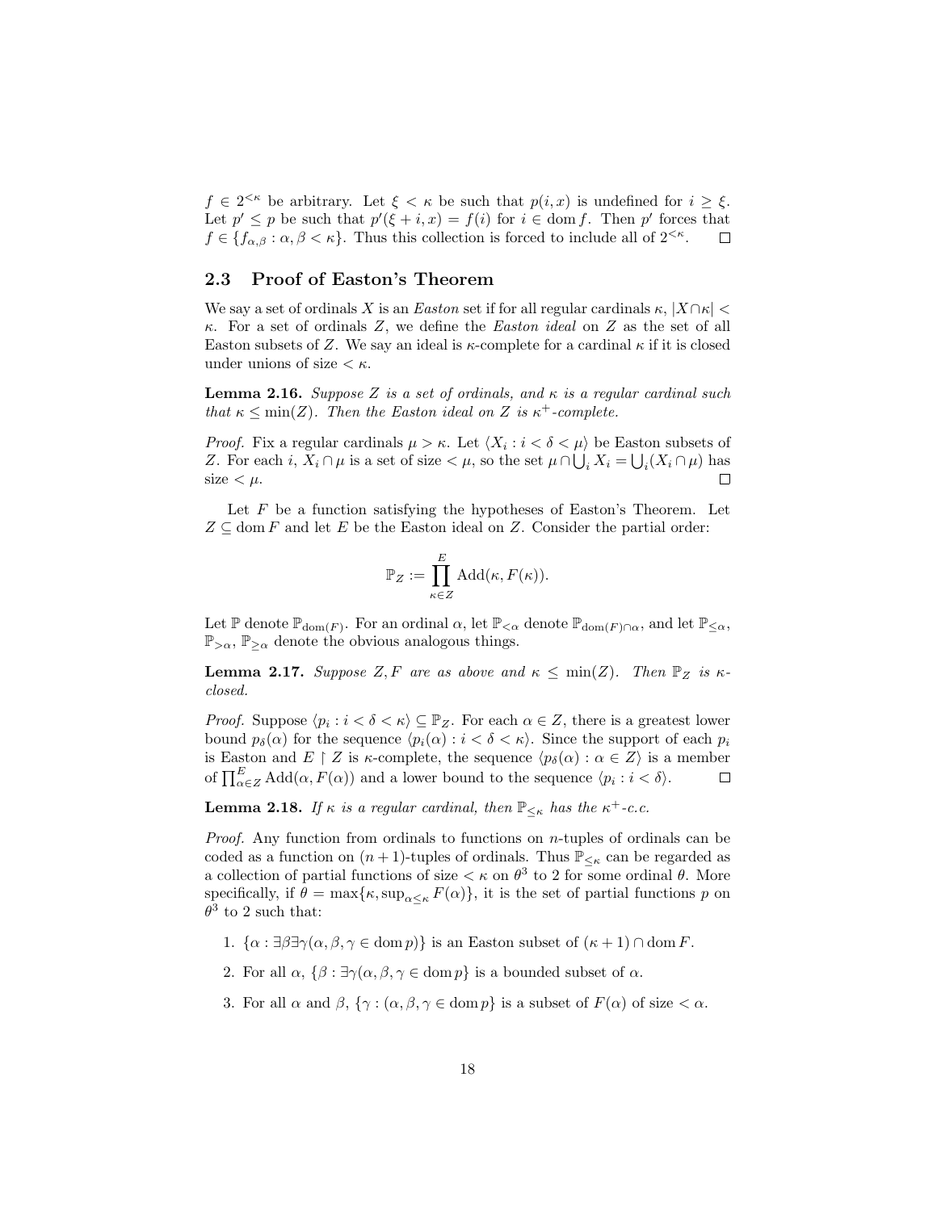$f \in 2^{<\kappa}$ be arbitrary. Let $\xi < \kappa$ be such that $p(i, x)$ is undefined for $i \geq \xi$. Let $p' \leq p$ be such that $p'(\xi + i, x) = f(i)$ for $i \in \operatorname{dom} f$. Then $p'$ forces that $f \in \{f_{\alpha,\beta} : \alpha, \beta < \kappa\}$. Thus this collection is forced to include all of $2^{<\kappa}$. $\square$

### 2.3 Proof of Easton's Theorem

We say a set of ordinals $X$ is an *Easton* set if for all regular cardinals $\kappa$, $|X \cap \kappa| < \kappa$. For a set of ordinals $Z$, we define the *Easton ideal* on $Z$ as the set of all Easton subsets of $Z$. We say an ideal is $\kappa$-complete for a cardinal $\kappa$ if it is closed under unions of size $< \kappa$.

**Lemma 2.16.** *Suppose $Z$ is a set of ordinals, and $\kappa$ is a regular cardinal such that $\kappa \leq \min(Z)$. Then the Easton ideal on $Z$ is $\kappa^+$-complete.*

*Proof.* Fix a regular cardinals $\mu > \kappa$. Let $\langle X_i : i < \delta < \mu \rangle$ be Easton subsets of $Z$. For each $i$, $X_i \cap \mu$ is a set of size $< \mu$, so the set $\mu \cap \bigcup_i X_i = \bigcup_i (X_i \cap \mu)$ has size $< \mu$. $\square$

Let $F$ be a function satisfying the hypotheses of Easton's Theorem. Let $Z \subseteq \operatorname{dom} F$ and let $E$ be the Easton ideal on $Z$. Consider the partial order:

$$\mathbb{P}_Z := \prod_{\kappa \in Z}^{E} \operatorname{Add}(\kappa, F(\kappa)).$$

Let $\mathbb{P}$ denote $\mathbb{P}_{\operatorname{dom}(F)}$. For an ordinal $\alpha$, let $\mathbb{P}_{<\alpha}$ denote $\mathbb{P}_{\operatorname{dom}(F) \cap \alpha}$, and let $\mathbb{P}_{\leq \alpha}$, $\mathbb{P}_{>\alpha}$, $\mathbb{P}_{\geq \alpha}$ denote the obvious analogous things.

**Lemma 2.17.** *Suppose $Z, F$ are as above and $\kappa \leq \min(Z)$. Then $\mathbb{P}_Z$ is $\kappa$-closed.*

*Proof.* Suppose $\langle p_i : i < \delta < \kappa \rangle \subseteq \mathbb{P}_Z$. For each $\alpha \in Z$, there is a greatest lower bound $p_\delta(\alpha)$ for the sequence $\langle p_i(\alpha) : i < \delta < \kappa \rangle$. Since the support of each $p_i$ is Easton and $E \restriction Z$ is $\kappa$-complete, the sequence $\langle p_\delta(\alpha) : \alpha \in Z \rangle$ is a member of $\prod_{\alpha \in Z}^{E} \operatorname{Add}(\alpha, F(\alpha))$ and a lower bound to the sequence $\langle p_i : i < \delta \rangle$. $\square$

**Lemma 2.18.** *If $\kappa$ is a regular cardinal, then $\mathbb{P}_{\leq \kappa}$ has the $\kappa^+$-c.c.*

*Proof.* Any function from ordinals to functions on $n$-tuples of ordinals can be coded as a function on $(n+1)$-tuples of ordinals. Thus $\mathbb{P}_{\leq \kappa}$ can be regarded as a collection of partial functions of size $< \kappa$ on $\theta^3$ to 2 for some ordinal $\theta$. More specifically, if $\theta = \max\{\kappa, \sup_{\alpha \leq \kappa} F(\alpha)\}$, it is the set of partial functions $p$ on $\theta^3$ to 2 such that:

1. $\{\alpha : \exists \beta \exists \gamma (\alpha, \beta, \gamma \in \operatorname{dom} p)\}$ is an Easton subset of $(\kappa + 1) \cap \operatorname{dom} F$.
2. For all $\alpha$, $\{\beta : \exists \gamma (\alpha, \beta, \gamma \in \operatorname{dom} p\}$ is a bounded subset of $\alpha$.
3. For all $\alpha$ and $\beta$, $\{\gamma : (\alpha, \beta, \gamma \in \operatorname{dom} p\}$ is a subset of $F(\alpha)$ of size $< \alpha$.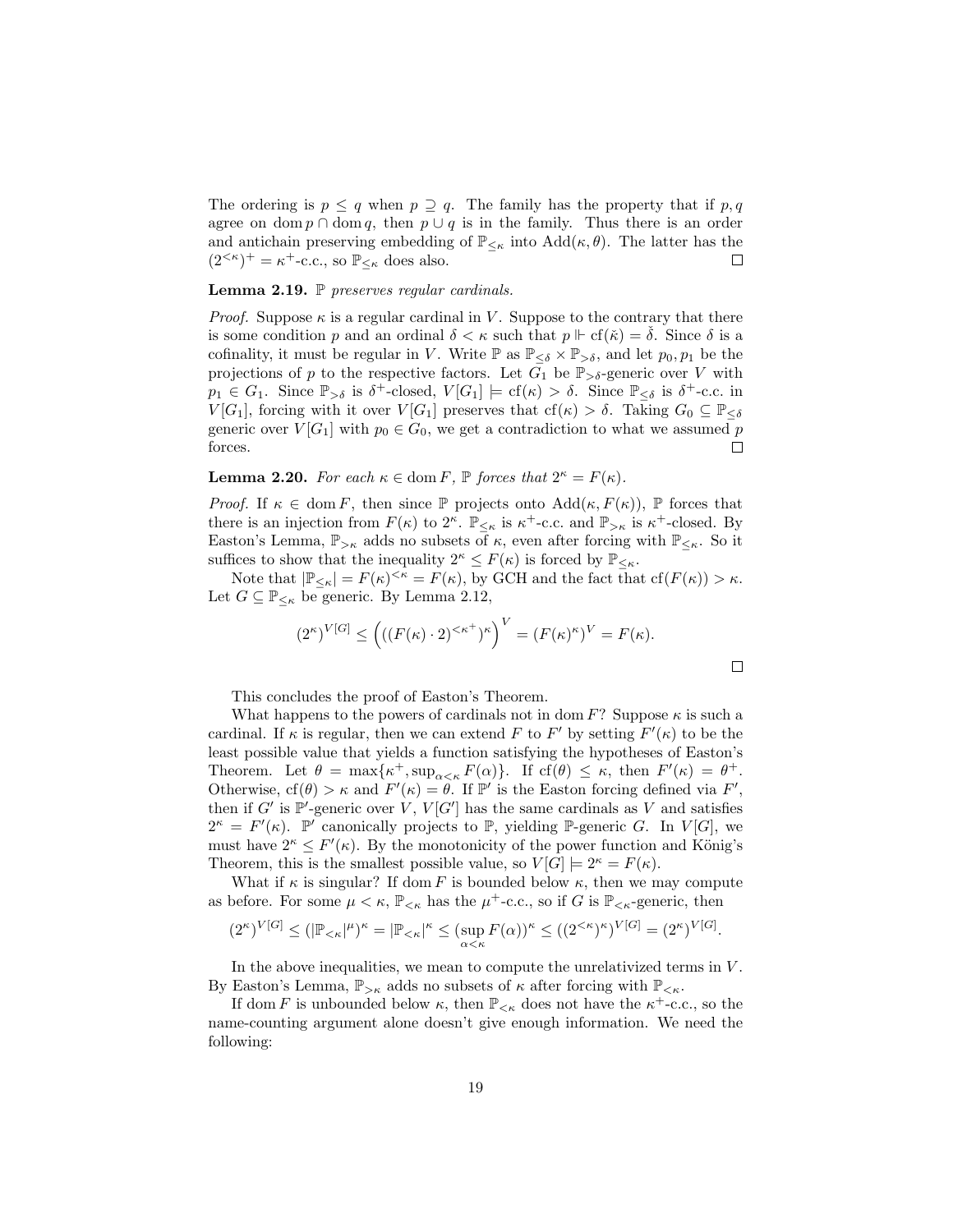The ordering is $p \leq q$ when $p \supseteq q$. The family has the property that if $p, q$ agree on $\operatorname{dom} p \cap \operatorname{dom} q$, then $p \cup q$ is in the family. Thus there is an order and antichain preserving embedding of $\mathbb{P}_{\leq\kappa}$ into $\operatorname{Add}(\kappa, \theta)$. The latter has the $(2^{<\kappa})^+ = \kappa^+$-c.c., so $\mathbb{P}_{\leq\kappa}$ does also. $\square$

**Lemma 2.19.** *$\mathbb{P}$ preserves regular cardinals.*

*Proof.* Suppose $\kappa$ is a regular cardinal in $V$. Suppose to the contrary that there is some condition $p$ and an ordinal $\delta < \kappa$ such that $p \Vdash \operatorname{cf}(\check{\kappa}) = \check{\delta}$. Since $\delta$ is a cofinality, it must be regular in $V$. Write $\mathbb{P}$ as $\mathbb{P}_{\leq\delta} \times \mathbb{P}_{>\delta}$, and let $p_0, p_1$ be the projections of $p$ to the respective factors. Let $G_1$ be $\mathbb{P}_{>\delta}$-generic over $V$ with $p_1 \in G_1$. Since $\mathbb{P}_{>\delta}$ is $\delta^+$-closed, $V[G_1] \models \operatorname{cf}(\kappa) > \delta$. Since $\mathbb{P}_{\leq\delta}$ is $\delta^+$-c.c. in $V[G_1]$, forcing with it over $V[G_1]$ preserves that $\operatorname{cf}(\kappa) > \delta$. Taking $G_0 \subseteq \mathbb{P}_{\leq\delta}$ generic over $V[G_1]$ with $p_0 \in G_0$, we get a contradiction to what we assumed $p$ forces. $\square$

**Lemma 2.20.** *For each $\kappa \in \operatorname{dom} F$, $\mathbb{P}$ forces that $2^\kappa = F(\kappa)$.*

*Proof.* If $\kappa \in \operatorname{dom} F$, then since $\mathbb{P}$ projects onto $\operatorname{Add}(\kappa, F(\kappa))$, $\mathbb{P}$ forces that there is an injection from $F(\kappa)$ to $2^\kappa$. $\mathbb{P}_{\leq\kappa}$ is $\kappa^+$-c.c. and $\mathbb{P}_{>\kappa}$ is $\kappa^+$-closed. By Easton's Lemma, $\mathbb{P}_{>\kappa}$ adds no subsets of $\kappa$, even after forcing with $\mathbb{P}_{\leq\kappa}$. So it suffices to show that the inequality $2^\kappa \leq F(\kappa)$ is forced by $\mathbb{P}_{\leq\kappa}$.

Note that $|\mathbb{P}_{\leq\kappa}| = F(\kappa)^{<\kappa} = F(\kappa)$, by GCH and the fact that $\operatorname{cf}(F(\kappa)) > \kappa$. Let $G \subseteq \mathbb{P}_{\leq\kappa}$ be generic. By Lemma 2.12,

$$(2^\kappa)^{V[G]} \leq \left(((F(\kappa) \cdot 2)^{<\kappa^+})^\kappa\right)^V = (F(\kappa)^\kappa)^V = F(\kappa).$$

$\square$

This concludes the proof of Easton's Theorem.

What happens to the powers of cardinals not in $\operatorname{dom} F$? Suppose $\kappa$ is such a cardinal. If $\kappa$ is regular, then we can extend $F$ to $F'$ by setting $F'(\kappa)$ to be the least possible value that yields a function satisfying the hypotheses of Easton's Theorem. Let $\theta = \max\{\kappa^+, \sup_{\alpha<\kappa} F(\alpha)\}$. If $\operatorname{cf}(\theta) \leq \kappa$, then $F'(\kappa) = \theta^+$. Otherwise, $\operatorname{cf}(\theta) > \kappa$ and $F'(\kappa) = \theta$. If $\mathbb{P}'$ is the Easton forcing defined via $F'$, then if $G'$ is $\mathbb{P}'$-generic over $V$, $V[G']$ has the same cardinals as $V$ and satisfies $2^\kappa = F'(\kappa)$. $\mathbb{P}'$ canonically projects to $\mathbb{P}$, yielding $\mathbb{P}$-generic $G$. In $V[G]$, we must have $2^\kappa \leq F'(\kappa)$. By the monotonicity of the power function and König's Theorem, this is the smallest possible value, so $V[G] \models 2^\kappa = F(\kappa)$.

What if $\kappa$ is singular? If $\operatorname{dom} F$ is bounded below $\kappa$, then we may compute as before. For some $\mu < \kappa$, $\mathbb{P}_{<\kappa}$ has the $\mu^+$-c.c., so if $G$ is $\mathbb{P}_{<\kappa}$-generic, then

$$(2^\kappa)^{V[G]} \leq (|\mathbb{P}_{<\kappa}|^\mu)^\kappa = |\mathbb{P}_{<\kappa}|^\kappa \leq (\sup_{\alpha<\kappa} F(\alpha))^\kappa \leq ((2^{<\kappa})^\kappa)^{V[G]} = (2^\kappa)^{V[G]}.$$

In the above inequalities, we mean to compute the unrelativized terms in $V$. By Easton's Lemma, $\mathbb{P}_{>\kappa}$ adds no subsets of $\kappa$ after forcing with $\mathbb{P}_{<\kappa}$.

If $\operatorname{dom} F$ is unbounded below $\kappa$, then $\mathbb{P}_{<\kappa}$ does not have the $\kappa^+$-c.c., so the name-counting argument alone doesn't give enough information. We need the following: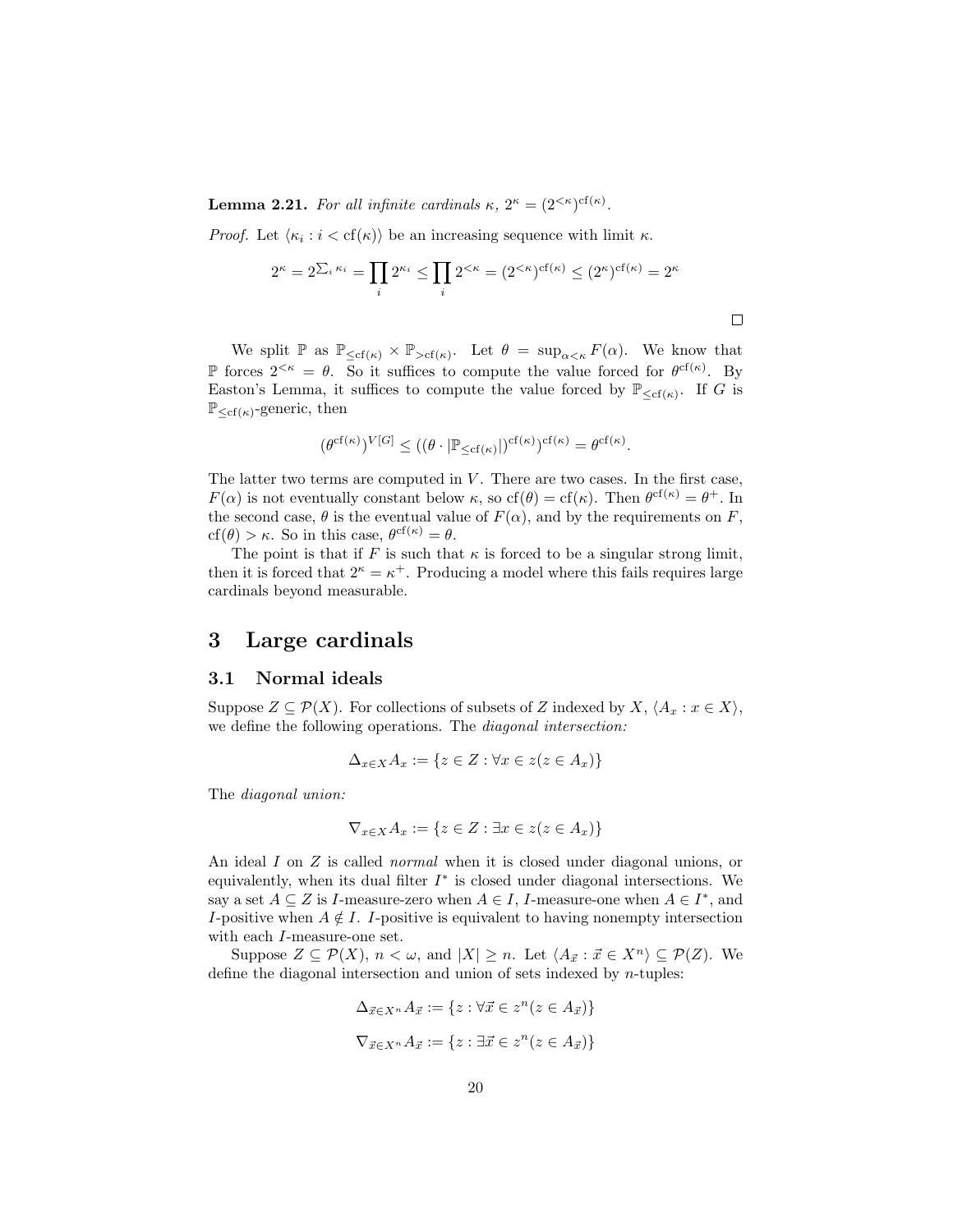**Lemma 2.21.** *For all infinite cardinals $\kappa$, $2^\kappa = (2^{<\kappa})^{\mathrm{cf}(\kappa)}$.*

*Proof.* Let $\langle \kappa_i : i < \mathrm{cf}(\kappa) \rangle$ be an increasing sequence with limit $\kappa$.

$$2^\kappa = 2^{\sum_i \kappa_i} = \prod_i 2^{\kappa_i} \leq \prod_i 2^{<\kappa} = (2^{<\kappa})^{\mathrm{cf}(\kappa)} \leq (2^\kappa)^{\mathrm{cf}(\kappa)} = 2^\kappa$$

□

We split $\mathbb{P}$ as $\mathbb{P}_{\leq \mathrm{cf}(\kappa)} \times \mathbb{P}_{> \mathrm{cf}(\kappa)}$. Let $\theta = \sup_{\alpha < \kappa} F(\alpha)$. We know that $\mathbb{P}$ forces $2^{<\kappa} = \theta$. So it suffices to compute the value forced for $\theta^{\mathrm{cf}(\kappa)}$. By Easton's Lemma, it suffices to compute the value forced by $\mathbb{P}_{\leq \mathrm{cf}(\kappa)}$. If $G$ is $\mathbb{P}_{\leq \mathrm{cf}(\kappa)}$-generic, then

$$(\theta^{\mathrm{cf}(\kappa)})^{V[G]} \leq ((\theta \cdot |\mathbb{P}_{\leq \mathrm{cf}(\kappa)}|)^{\mathrm{cf}(\kappa)})^{\mathrm{cf}(\kappa)} = \theta^{\mathrm{cf}(\kappa)}.$$

The latter two terms are computed in $V$. There are two cases. In the first case, $F(\alpha)$ is not eventually constant below $\kappa$, so $\mathrm{cf}(\theta) = \mathrm{cf}(\kappa)$. Then $\theta^{\mathrm{cf}(\kappa)} = \theta^+$. In the second case, $\theta$ is the eventual value of $F(\alpha)$, and by the requirements on $F$, $\mathrm{cf}(\theta) > \kappa$. So in this case, $\theta^{\mathrm{cf}(\kappa)} = \theta$.

The point is that if $F$ is such that $\kappa$ is forced to be a singular strong limit, then it is forced that $2^\kappa = \kappa^+$. Producing a model where this fails requires large cardinals beyond measurable.

# 3 Large cardinals

## 3.1 Normal ideals

Suppose $Z \subseteq \mathcal{P}(X)$. For collections of subsets of $Z$ indexed by $X$, $\langle A_x : x \in X \rangle$, we define the following operations. The *diagonal intersection:*

$$\Delta_{x \in X} A_x := \{z \in Z : \forall x \in z (z \in A_x)\}$$

The *diagonal union:*

$$\nabla_{x \in X} A_x := \{z \in Z : \exists x \in z (z \in A_x)\}$$

An ideal $I$ on $Z$ is called *normal* when it is closed under diagonal unions, or equivalently, when its dual filter $I^*$ is closed under diagonal intersections. We say a set $A \subseteq Z$ is $I$-measure-zero when $A \in I$, $I$-measure-one when $A \in I^*$, and $I$-positive when $A \notin I$. $I$-positive is equivalent to having nonempty intersection with each $I$-measure-one set.

Suppose $Z \subseteq \mathcal{P}(X)$, $n < \omega$, and $|X| \geq n$. Let $\langle A_{\vec{x}} : \vec{x} \in X^n \rangle \subseteq \mathcal{P}(Z)$. We define the diagonal intersection and union of sets indexed by $n$-tuples:

$$\Delta_{\vec{x} \in X^n} A_{\vec{x}} := \{z : \forall \vec{x} \in z^n (z \in A_{\vec{x}})\}$$

$$\nabla_{\vec{x} \in X^n} A_{\vec{x}} := \{z : \exists \vec{x} \in z^n (z \in A_{\vec{x}})\}$$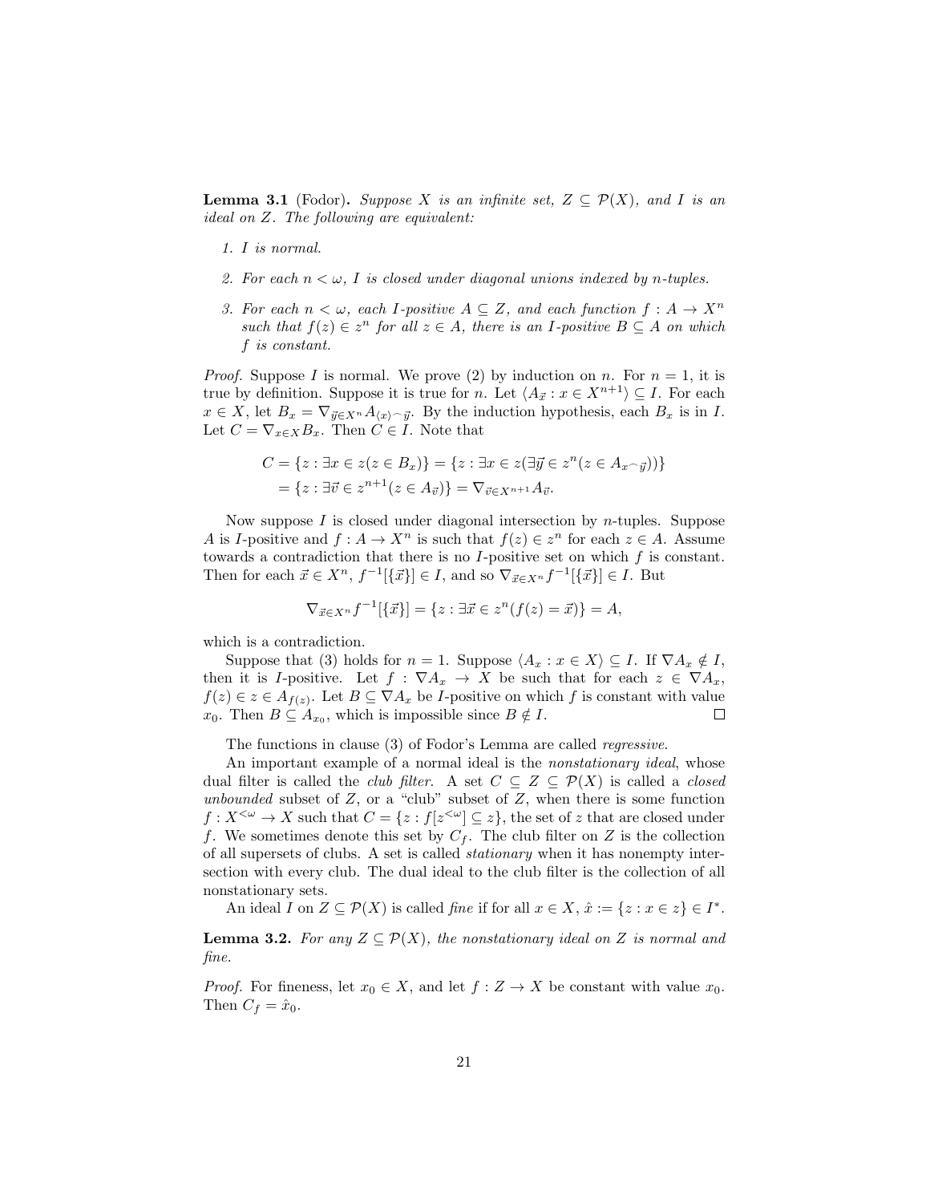**Lemma 3.1** (Fodor)**.** *Suppose $X$ is an infinite set, $Z \subseteq \mathcal{P}(X)$, and $I$ is an ideal on $Z$. The following are equivalent:*

1. *$I$ is normal.*
2. *For each $n < \omega$, $I$ is closed under diagonal unions indexed by $n$-tuples.*
3. *For each $n < \omega$, each $I$-positive $A \subseteq Z$, and each function $f : A \to X^n$ such that $f(z) \in z^n$ for all $z \in A$, there is an $I$-positive $B \subseteq A$ on which $f$ is constant.*

*Proof.* Suppose $I$ is normal. We prove (2) by induction on $n$. For $n = 1$, it is true by definition. Suppose it is true for $n$. Let $\langle A_{\vec{x}} : x \in X^{n+1} \rangle \subseteq I$. For each $x \in X$, let $B_x = \nabla_{\vec{y} \in X^n} A_{\langle x \rangle ^\frown \vec{y}}$. By the induction hypothesis, each $B_x$ is in $I$. Let $C = \nabla_{x \in X} B_x$. Then $C \in I$. Note that

$$C = \{z : \exists x \in z(z \in B_x)\} = \{z : \exists x \in z(\exists \vec{y} \in z^n(z \in A_{x^\frown \vec{y}}))\}$$
$$= \{z : \exists \vec{v} \in z^{n+1}(z \in A_{\vec{v}})\} = \nabla_{\vec{v} \in X^{n+1}} A_{\vec{v}}.$$

Now suppose $I$ is closed under diagonal intersection by $n$-tuples. Suppose $A$ is $I$-positive and $f : A \to X^n$ is such that $f(z) \in z^n$ for each $z \in A$. Assume towards a contradiction that there is no $I$-positive set on which $f$ is constant. Then for each $\vec{x} \in X^n$, $f^{-1}[\{\vec{x}\}] \in I$, and so $\nabla_{\vec{x} \in X^n} f^{-1}[\{\vec{x}\}] \in I$. But

$$\nabla_{\vec{x} \in X^n} f^{-1}[\{\vec{x}\}] = \{z : \exists \vec{x} \in z^n(f(z) = \vec{x})\} = A,$$

which is a contradiction.

Suppose that (3) holds for $n = 1$. Suppose $\langle A_x : x \in X \rangle \subseteq I$. If $\nabla A_x \notin I$, then it is $I$-positive. Let $f : \nabla A_x \to X$ be such that for each $z \in \nabla A_x$, $f(z) \in z \in A_{f(z)}$. Let $B \subseteq \nabla A_x$ be $I$-positive on which $f$ is constant with value $x_0$. Then $B \subseteq A_{x_0}$, which is impossible since $B \notin I$. $\square$

The functions in clause (3) of Fodor's Lemma are called *regressive*.

An important example of a normal ideal is the *nonstationary ideal*, whose dual filter is called the *club filter*. A set $C \subseteq Z \subseteq \mathcal{P}(X)$ is called a *closed unbounded* subset of $Z$, or a "club" subset of $Z$, when there is some function $f : X^{<\omega} \to X$ such that $C = \{z : f[z^{<\omega}] \subseteq z\}$, the set of $z$ that are closed under $f$. We sometimes denote this set by $C_f$. The club filter on $Z$ is the collection of all supersets of clubs. A set is called *stationary* when it has nonempty intersection with every club. The dual ideal to the club filter is the collection of all nonstationary sets.

An ideal $I$ on $Z \subseteq \mathcal{P}(X)$ is called *fine* if for all $x \in X$, $\hat{x} := \{z : x \in z\} \in I^*$.

**Lemma 3.2.** *For any $Z \subseteq \mathcal{P}(X)$, the nonstationary ideal on $Z$ is normal and fine.*

*Proof.* For fineness, let $x_0 \in X$, and let $f : Z \to X$ be constant with value $x_0$. Then $C_f = \hat{x}_0$.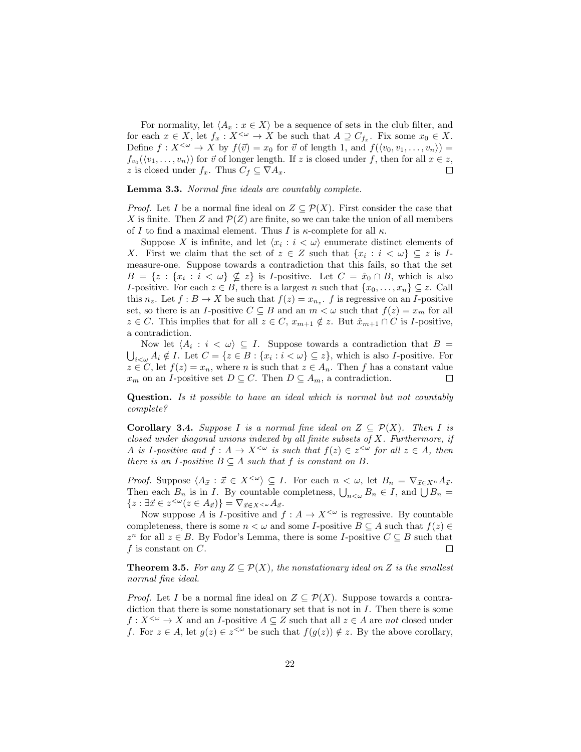For normality, let $\langle A_x : x \in X \rangle$ be a sequence of sets in the club filter, and for each $x \in X$, let $f_x : X^{<\omega} \to X$ be such that $A \supseteq C_{f_x}$. Fix some $x_0 \in X$. Define $f : X^{<\omega} \to X$ by $f(\vec{v}) = x_0$ for $\vec{v}$ of length 1, and $f(\langle v_0, v_1, \ldots, v_n \rangle) = f_{v_0}(\langle v_1, \ldots, v_n \rangle)$ for $\vec{v}$ of longer length. If $z$ is closed under $f$, then for all $x \in z$, $z$ is closed under $f_x$. Thus $C_f \subseteq \nabla A_x$. □

**Lemma 3.3.** *Normal fine ideals are countably complete.*

*Proof.* Let $I$ be a normal fine ideal on $Z \subseteq \mathcal{P}(X)$. First consider the case that $X$ is finite. Then $Z$ and $\mathcal{P}(Z)$ are finite, so we can take the union of all members of $I$ to find a maximal element. Thus $I$ is $\kappa$-complete for all $\kappa$.

Suppose $X$ is infinite, and let $\langle x_i : i < \omega \rangle$ enumerate distinct elements of $X$. First we claim that the set of $z \in Z$ such that $\{x_i : i < \omega\} \subseteq z$ is $I$-measure-one. Suppose towards a contradiction that this fails, so that the set $B = \{z : \{x_i : i < \omega\} \nsubseteq z\}$ is $I$-positive. Let $C = \hat{x}_0 \cap B$, which is also $I$-positive. For each $z \in B$, there is a largest $n$ such that $\{x_0, \ldots, x_n\} \subseteq z$. Call this $n_z$. Let $f : B \to X$ be such that $f(z) = x_{n_z}$. $f$ is regressive on an $I$-positive set, so there is an $I$-positive $C \subseteq B$ and an $m < \omega$ such that $f(z) = x_m$ for all $z \in C$. This implies that for all $z \in C$, $x_{m+1} \notin z$. But $\hat{x}_{m+1} \cap C$ is $I$-positive, a contradiction.

Now let $\langle A_i : i < \omega \rangle \subseteq I$. Suppose towards a contradiction that $B = \bigcup_{i<\omega} A_i \notin I$. Let $C = \{z \in B : \{x_i : i < \omega\} \subseteq z\}$, which is also $I$-positive. For $z \in C$, let $f(z) = x_n$, where $n$ is such that $z \in A_n$. Then $f$ has a constant value $x_m$ on an $I$-positive set $D \subseteq C$. Then $D \subseteq A_m$, a contradiction. □

**Question.** *Is it possible to have an ideal which is normal but not countably complete?*

**Corollary 3.4.** *Suppose $I$ is a normal fine ideal on $Z \subseteq \mathcal{P}(X)$. Then $I$ is closed under diagonal unions indexed by all finite subsets of $X$. Furthermore, if $A$ is $I$-positive and $f : A \to X^{<\omega}$ is such that $f(z) \in z^{<\omega}$ for all $z \in A$, then there is an $I$-positive $B \subseteq A$ such that $f$ is constant on $B$.*

*Proof.* Suppose $\langle A_{\vec{x}} : \vec{x} \in X^{<\omega} \rangle \subseteq I$. For each $n < \omega$, let $B_n = \nabla_{\vec{x} \in X^n} A_{\vec{x}}$. Then each $B_n$ is in $I$. By countable completeness, $\bigcup_{n<\omega} B_n \in I$, and $\bigcup B_n = \{z : \exists \vec{x} \in z^{<\omega}(z \in A_{\vec{x}})\} = \nabla_{\vec{x} \in X^{<\omega}} A_{\vec{x}}$.

Now suppose $A$ is $I$-positive and $f : A \to X^{<\omega}$ is regressive. By countable completeness, there is some $n < \omega$ and some $I$-positive $B \subseteq A$ such that $f(z) \in z^n$ for all $z \in B$. By Fodor's Lemma, there is some $I$-positive $C \subseteq B$ such that $f$ is constant on $C$. □

**Theorem 3.5.** *For any $Z \subseteq \mathcal{P}(X)$, the nonstationary ideal on $Z$ is the smallest normal fine ideal.*

*Proof.* Let $I$ be a normal fine ideal on $Z \subseteq \mathcal{P}(X)$. Suppose towards a contradiction that there is some nonstationary set that is not in $I$. Then there is some $f : X^{<\omega} \to X$ and an $I$-positive $A \subseteq Z$ such that all $z \in A$ are *not* closed under $f$. For $z \in A$, let $g(z) \in z^{<\omega}$ be such that $f(g(z)) \notin z$. By the above corollary,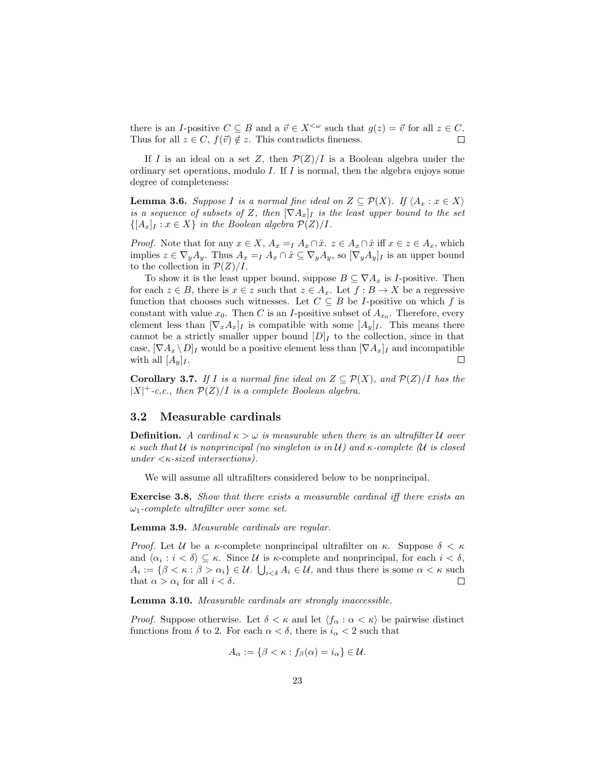there is an $I$-positive $C \subseteq B$ and a $\vec{v} \in X^{<\omega}$ such that $g(z) = \vec{v}$ for all $z \in C$. Thus for all $z \in C$, $f(\vec{v}) \notin z$. This contradicts fineness. □

If $I$ is an ideal on a set $Z$, then $\mathcal{P}(Z)/I$ is a Boolean algebra under the ordinary set operations, modulo $I$. If $I$ is normal, then the algebra enjoys some degree of completeness:

**Lemma 3.6.** *Suppose $I$ is a normal fine ideal on $Z \subseteq \mathcal{P}(X)$. If $\langle A_x : x \in X \rangle$ is a sequence of subsets of $Z$, then $[\nabla A_x]_I$ is the least upper bound to the set $\{[A_x]_I : x \in X\}$ in the Boolean algebra $\mathcal{P}(Z)/I$.*

*Proof.* Note that for any $x \in X$, $A_x =_I A_x \cap \hat{x}$. $z \in A_x \cap \hat{x}$ iff $x \in z \in A_x$, which implies $z \in \nabla_y A_y$. Thus $A_x =_I A_x \cap \hat{x} \subseteq \nabla_y A_y$, so $[\nabla_y A_y]_I$ is an upper bound to the collection in $\mathcal{P}(Z)/I$.

To show it is the least upper bound, suppose $B \subseteq \nabla A_x$ is $I$-positive. Then for each $z \in B$, there is $x \in z$ such that $z \in A_x$. Let $f : B \to X$ be a regressive function that chooses such witnesses. Let $C \subseteq B$ be $I$-positive on which $f$ is constant with value $x_0$. Then $C$ is an $I$-positive subset of $A_{x_0}$. Therefore, every element less than $[\nabla_x A_x]_I$ is compatible with some $[A_y]_I$. This means there cannot be a strictly smaller upper bound $[D]_I$ to the collection, since in that case, $[\nabla A_x \setminus D]_I$ would be a positive element less than $[\nabla A_x]_I$ and incompatible with all $[A_y]_I$. □

**Corollary 3.7.** *If $I$ is a normal fine ideal on $Z \subseteq \mathcal{P}(X)$, and $\mathcal{P}(Z)/I$ has the $|X|^+$-c.c., then $\mathcal{P}(Z)/I$ is a complete Boolean algebra.*

## 3.2 Measurable cardinals

**Definition.** *A cardinal $\kappa > \omega$ is measurable when there is an ultrafilter $\mathcal{U}$ over $\kappa$ such that $\mathcal{U}$ is nonprincipal (no singleton is in $\mathcal{U}$) and $\kappa$-complete ($\mathcal{U}$ is closed under $<\kappa$-sized intersections).*

We will assume all ultrafilters considered below to be nonprincipal.

**Exercise 3.8.** *Show that there exists a measurable cardinal iff there exists an $\omega_1$-complete ultrafilter over some set.*

**Lemma 3.9.** *Measurable cardinals are regular.*

*Proof.* Let $\mathcal{U}$ be a $\kappa$-complete nonprincipal ultrafilter on $\kappa$. Suppose $\delta < \kappa$ and $\langle \alpha_i : i < \delta \rangle \subseteq \kappa$. Since $\mathcal{U}$ is $\kappa$-complete and nonprincipal, for each $i < \delta$, $A_i := \{\beta < \kappa : \beta > \alpha_i\} \in \mathcal{U}$. $\bigcup_{i<\delta} A_i \in \mathcal{U}$, and thus there is some $\alpha < \kappa$ such that $\alpha > \alpha_i$ for all $i < \delta$. □

**Lemma 3.10.** *Measurable cardinals are strongly inaccessible.*

*Proof.* Suppose otherwise. Let $\delta < \kappa$ and let $\langle f_\alpha : \alpha < \kappa \rangle$ be pairwise distinct functions from $\delta$ to 2. For each $\alpha < \delta$, there is $i_\alpha < 2$ such that

$$A_\alpha := \{\beta < \kappa : f_\beta(\alpha) = i_\alpha\} \in \mathcal{U}.$$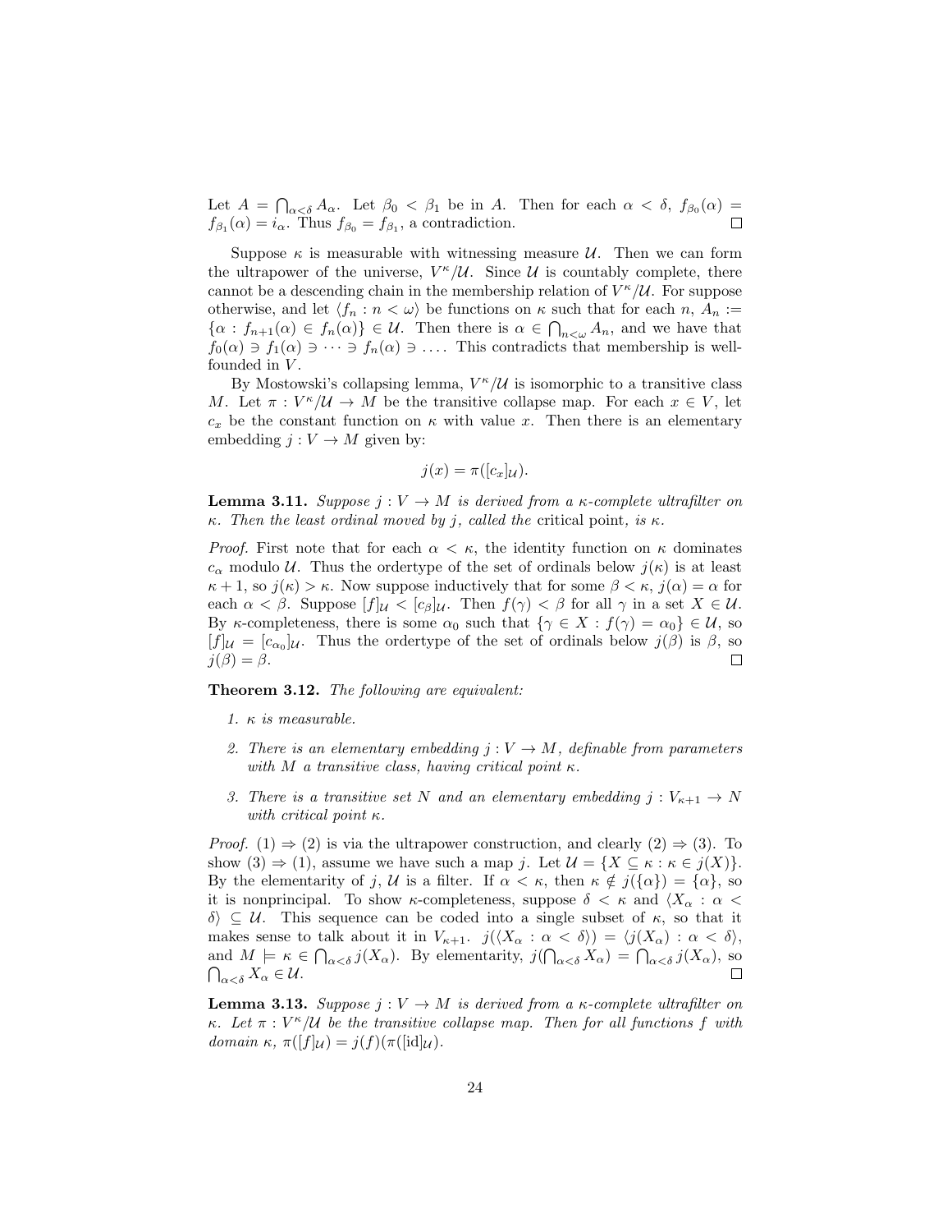Let $A = \bigcap_{\alpha<\delta} A_\alpha$. Let $\beta_0 < \beta_1$ be in $A$. Then for each $\alpha < \delta$, $f_{\beta_0}(\alpha) = f_{\beta_1}(\alpha) = i_\alpha$. Thus $f_{\beta_0} = f_{\beta_1}$, a contradiction. □

Suppose $\kappa$ is measurable with witnessing measure $\mathcal{U}$. Then we can form the ultrapower of the universe, $V^\kappa/\mathcal{U}$. Since $\mathcal{U}$ is countably complete, there cannot be a descending chain in the membership relation of $V^\kappa/\mathcal{U}$. For suppose otherwise, and let $\langle f_n : n < \omega \rangle$ be functions on $\kappa$ such that for each $n$, $A_n := \{\alpha : f_{n+1}(\alpha) \in f_n(\alpha)\} \in \mathcal{U}$. Then there is $\alpha \in \bigcap_{n<\omega} A_n$, and we have that $f_0(\alpha) \ni f_1(\alpha) \ni \cdots \ni f_n(\alpha) \ni \ldots$. This contradicts that membership is well-founded in $V$.

By Mostowski's collapsing lemma, $V^\kappa/\mathcal{U}$ is isomorphic to a transitive class $M$. Let $\pi : V^\kappa/\mathcal{U} \to M$ be the transitive collapse map. For each $x \in V$, let $c_x$ be the constant function on $\kappa$ with value $x$. Then there is an elementary embedding $j : V \to M$ given by:

$$j(x) = \pi([c_x]_\mathcal{U}).$$

**Lemma 3.11.** *Suppose $j : V \to M$ is derived from a $\kappa$-complete ultrafilter on $\kappa$. Then the least ordinal moved by $j$, called the* critical point*, is $\kappa$.*

*Proof.* First note that for each $\alpha < \kappa$, the identity function on $\kappa$ dominates $c_\alpha$ modulo $\mathcal{U}$. Thus the ordertype of the set of ordinals below $j(\kappa)$ is at least $\kappa + 1$, so $j(\kappa) > \kappa$. Now suppose inductively that for some $\beta < \kappa$, $j(\alpha) = \alpha$ for each $\alpha < \beta$. Suppose $[f]_\mathcal{U} < [c_\beta]_\mathcal{U}$. Then $f(\gamma) < \beta$ for all $\gamma$ in a set $X \in \mathcal{U}$. By $\kappa$-completeness, there is some $\alpha_0$ such that $\{\gamma \in X : f(\gamma) = \alpha_0\} \in \mathcal{U}$, so $[f]_\mathcal{U} = [c_{\alpha_0}]_\mathcal{U}$. Thus the ordertype of the set of ordinals below $j(\beta)$ is $\beta$, so $j(\beta) = \beta$. □

**Theorem 3.12.** *The following are equivalent:*

1. *$\kappa$ is measurable.*
2. *There is an elementary embedding $j : V \to M$, definable from parameters with $M$ a transitive class, having critical point $\kappa$.*
3. *There is a transitive set $N$ and an elementary embedding $j : V_{\kappa+1} \to N$ with critical point $\kappa$.*

*Proof.* (1) ⇒ (2) is via the ultrapower construction, and clearly (2) ⇒ (3). To show (3) ⇒ (1), assume we have such a map $j$. Let $\mathcal{U} = \{X \subseteq \kappa : \kappa \in j(X)\}$. By the elementarity of $j$, $\mathcal{U}$ is a filter. If $\alpha < \kappa$, then $\kappa \notin j(\{\alpha\}) = \{\alpha\}$, so it is nonprincipal. To show $\kappa$-completeness, suppose $\delta < \kappa$ and $\langle X_\alpha : \alpha < \delta \rangle \subseteq \mathcal{U}$. This sequence can be coded into a single subset of $\kappa$, so that it makes sense to talk about it in $V_{\kappa+1}$. $j(\langle X_\alpha : \alpha < \delta \rangle) = \langle j(X_\alpha) : \alpha < \delta \rangle$, and $M \models \kappa \in \bigcap_{\alpha<\delta} j(X_\alpha)$. By elementarity, $j(\bigcap_{\alpha<\delta} X_\alpha) = \bigcap_{\alpha<\delta} j(X_\alpha)$, so $\bigcap_{\alpha<\delta} X_\alpha \in \mathcal{U}$. □

**Lemma 3.13.** *Suppose $j : V \to M$ is derived from a $\kappa$-complete ultrafilter on $\kappa$. Let $\pi : V^\kappa/\mathcal{U}$ be the transitive collapse map. Then for all functions $f$ with domain $\kappa$, $\pi([f]_\mathcal{U}) = j(f)(\pi([\mathrm{id}]_\mathcal{U})$.*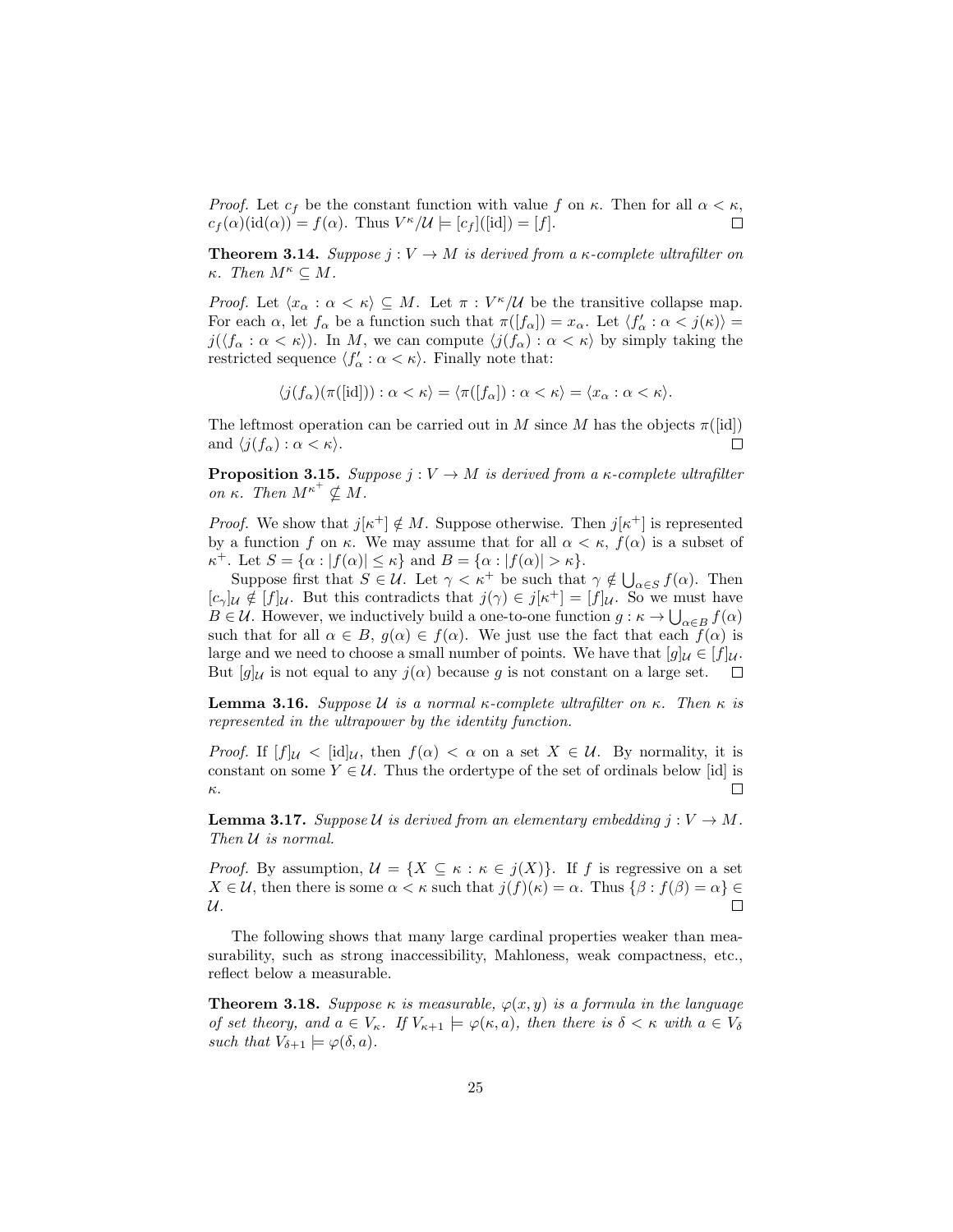*Proof.* Let $c_f$ be the constant function with value $f$ on $\kappa$. Then for all $\alpha < \kappa$, $c_f(\alpha)(\text{id}(\alpha)) = f(\alpha)$. Thus $V^\kappa/\mathcal{U} \models [c_f]([\text{id}]) = [f]$. □

**Theorem 3.14.** *Suppose $j : V \to M$ is derived from a $\kappa$-complete ultrafilter on $\kappa$. Then $M^\kappa \subseteq M$.*

*Proof.* Let $\langle x_\alpha : \alpha < \kappa \rangle \subseteq M$. Let $\pi : V^\kappa/\mathcal{U}$ be the transitive collapse map. For each $\alpha$, let $f_\alpha$ be a function such that $\pi([f_\alpha]) = x_\alpha$. Let $\langle f'_\alpha : \alpha < j(\kappa) \rangle = j(\langle f_\alpha : \alpha < \kappa \rangle)$. In $M$, we can compute $\langle j(f_\alpha) : \alpha < \kappa \rangle$ by simply taking the restricted sequence $\langle f'_\alpha : \alpha < \kappa \rangle$. Finally note that:

$$\langle j(f_\alpha)(\pi([\text{id}])) : \alpha < \kappa \rangle = \langle \pi([f_\alpha]) : \alpha < \kappa \rangle = \langle x_\alpha : \alpha < \kappa \rangle.$$

The leftmost operation can be carried out in $M$ since $M$ has the objects $\pi([\text{id}])$ and $\langle j(f_\alpha) : \alpha < \kappa \rangle$. □

**Proposition 3.15.** *Suppose $j : V \to M$ is derived from a $\kappa$-complete ultrafilter on $\kappa$. Then $M^{\kappa^+} \nsubseteq M$.*

*Proof.* We show that $j[\kappa^+] \notin M$. Suppose otherwise. Then $j[\kappa^+]$ is represented by a function $f$ on $\kappa$. We may assume that for all $\alpha < \kappa$, $f(\alpha)$ is a subset of $\kappa^+$. Let $S = \{\alpha : |f(\alpha)| \leq \kappa\}$ and $B = \{\alpha : |f(\alpha)| > \kappa\}$.

Suppose first that $S \in \mathcal{U}$. Let $\gamma < \kappa^+$ be such that $\gamma \notin \bigcup_{\alpha \in S} f(\alpha)$. Then $[c_\gamma]_\mathcal{U} \notin [f]_\mathcal{U}$. But this contradicts that $j(\gamma) \in j[\kappa^+] = [f]_\mathcal{U}$. So we must have $B \in \mathcal{U}$. However, we inductively build a one-to-one function $g : \kappa \to \bigcup_{\alpha \in B} f(\alpha)$ such that for all $\alpha \in B$, $g(\alpha) \in f(\alpha)$. We just use the fact that each $f(\alpha)$ is large and we need to choose a small number of points. We have that $[g]_\mathcal{U} \in [f]_\mathcal{U}$. But $[g]_\mathcal{U}$ is not equal to any $j(\alpha)$ because $g$ is not constant on a large set. □

**Lemma 3.16.** *Suppose $\mathcal{U}$ is a normal $\kappa$-complete ultrafilter on $\kappa$. Then $\kappa$ is represented in the ultrapower by the identity function.*

*Proof.* If $[f]_\mathcal{U} < [\text{id}]_\mathcal{U}$, then $f(\alpha) < \alpha$ on a set $X \in \mathcal{U}$. By normality, it is constant on some $Y \in \mathcal{U}$. Thus the ordertype of the set of ordinals below $[\text{id}]$ is $\kappa$. □

**Lemma 3.17.** *Suppose $\mathcal{U}$ is derived from an elementary embedding $j : V \to M$. Then $\mathcal{U}$ is normal.*

*Proof.* By assumption, $\mathcal{U} = \{X \subseteq \kappa : \kappa \in j(X)\}$. If $f$ is regressive on a set $X \in \mathcal{U}$, then there is some $\alpha < \kappa$ such that $j(f)(\kappa) = \alpha$. Thus $\{\beta : f(\beta) = \alpha\} \in \mathcal{U}$. □

The following shows that many large cardinal properties weaker than measurability, such as strong inaccessibility, Mahloness, weak compactness, etc., reflect below a measurable.

**Theorem 3.18.** *Suppose $\kappa$ is measurable, $\varphi(x, y)$ is a formula in the language of set theory, and $a \in V_\kappa$. If $V_{\kappa+1} \models \varphi(\kappa, a)$, then there is $\delta < \kappa$ with $a \in V_\delta$ such that $V_{\delta+1} \models \varphi(\delta, a)$.*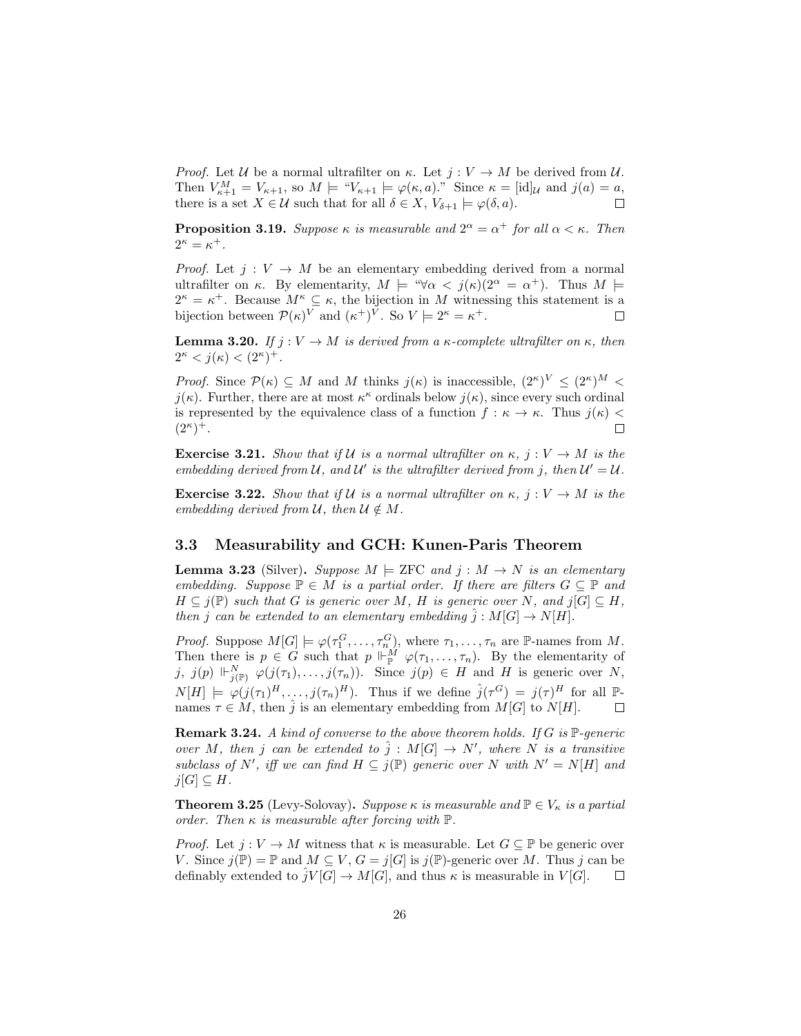*Proof.* Let $\mathcal{U}$ be a normal ultrafilter on $\kappa$. Let $j : V \to M$ be derived from $\mathcal{U}$. Then $V^M_{\kappa+1} = V_{\kappa+1}$, so $M \models$ "$V_{\kappa+1} \models \varphi(\kappa, a)$." Since $\kappa = [\mathrm{id}]_{\mathcal{U}}$ and $j(a) = a$, there is a set $X \in \mathcal{U}$ such that for all $\delta \in X$, $V_{\delta+1} \models \varphi(\delta, a)$. $\square$

**Proposition 3.19.** *Suppose $\kappa$ is measurable and $2^\alpha = \alpha^+$ for all $\alpha < \kappa$. Then $2^\kappa = \kappa^+$.*

*Proof.* Let $j : V \to M$ be an elementary embedding derived from a normal ultrafilter on $\kappa$. By elementarity, $M \models$ "$\forall \alpha < j(\kappa)(2^\alpha = \alpha^+)$. Thus $M \models 2^\kappa = \kappa^+$. Because $M^\kappa \subseteq \kappa$, the bijection in $M$ witnessing this statement is a bijection between $\mathcal{P}(\kappa)^V$ and $(\kappa^+)^V$. So $V \models 2^\kappa = \kappa^+$. $\square$

**Lemma 3.20.** *If $j : V \to M$ is derived from a $\kappa$-complete ultrafilter on $\kappa$, then $2^\kappa < j(\kappa) < (2^\kappa)^+$.*

*Proof.* Since $\mathcal{P}(\kappa) \subseteq M$ and $M$ thinks $j(\kappa)$ is inaccessible, $(2^\kappa)^V \leq (2^\kappa)^M < j(\kappa)$. Further, there are at most $\kappa^\kappa$ ordinals below $j(\kappa)$, since every such ordinal is represented by the equivalence class of a function $f : \kappa \to \kappa$. Thus $j(\kappa) < (2^\kappa)^+$. $\square$

**Exercise 3.21.** *Show that if $\mathcal{U}$ is a normal ultrafilter on $\kappa$, $j : V \to M$ is the embedding derived from $\mathcal{U}$, and $\mathcal{U}'$ is the ultrafilter derived from $j$, then $\mathcal{U}' = \mathcal{U}$.*

**Exercise 3.22.** *Show that if $\mathcal{U}$ is a normal ultrafilter on $\kappa$, $j : V \to M$ is the embedding derived from $\mathcal{U}$, then $\mathcal{U} \notin M$.*

## 3.3 Measurability and GCH: Kunen-Paris Theorem

**Lemma 3.23** (Silver)**.** *Suppose $M \models \mathrm{ZFC}$ and $j : M \to N$ is an elementary embedding. Suppose $\mathbb{P} \in M$ is a partial order. If there are filters $G \subseteq \mathbb{P}$ and $H \subseteq j(\mathbb{P})$ such that $G$ is generic over $M$, $H$ is generic over $N$, and $j[G] \subseteq H$, then $j$ can be extended to an elementary embedding $\hat{j} : M[G] \to N[H]$.*

*Proof.* Suppose $M[G] \models \varphi(\tau_1^G, \ldots, \tau_n^G)$, where $\tau_1, \ldots, \tau_n$ are $\mathbb{P}$-names from $M$. Then there is $p \in G$ such that $p \Vdash^M_{\mathbb{P}} \varphi(\tau_1, \ldots, \tau_n)$. By the elementarity of $j$, $j(p) \Vdash^N_{j(\mathbb{P})} \varphi(j(\tau_1), \ldots, j(\tau_n))$. Since $j(p) \in H$ and $H$ is generic over $N$, $N[H] \models \varphi(j(\tau_1)^H, \ldots, j(\tau_n)^H)$. Thus if we define $\hat{j}(\tau^G) = j(\tau)^H$ for all $\mathbb{P}$-names $\tau \in M$, then $\hat{j}$ is an elementary embedding from $M[G]$ to $N[H]$. $\square$

**Remark 3.24.** *A kind of converse to the above theorem holds. If $G$ is $\mathbb{P}$-generic over $M$, then $j$ can be extended to $\hat{j} : M[G] \to N'$, where $N$ is a transitive subclass of $N'$, iff we can find $H \subseteq j(\mathbb{P})$ generic over $N$ with $N' = N[H]$ and $j[G] \subseteq H$.*

**Theorem 3.25** (Levy-Solovay)**.** *Suppose $\kappa$ is measurable and $\mathbb{P} \in V_\kappa$ is a partial order. Then $\kappa$ is measurable after forcing with $\mathbb{P}$.*

*Proof.* Let $j : V \to M$ witness that $\kappa$ is measurable. Let $G \subseteq \mathbb{P}$ be generic over $V$. Since $j(\mathbb{P}) = \mathbb{P}$ and $M \subseteq V$, $G = j[G]$ is $j(\mathbb{P})$-generic over $M$. Thus $j$ can be definably extended to $\hat{j}V[G] \to M[G]$, and thus $\kappa$ is measurable in $V[G]$. $\square$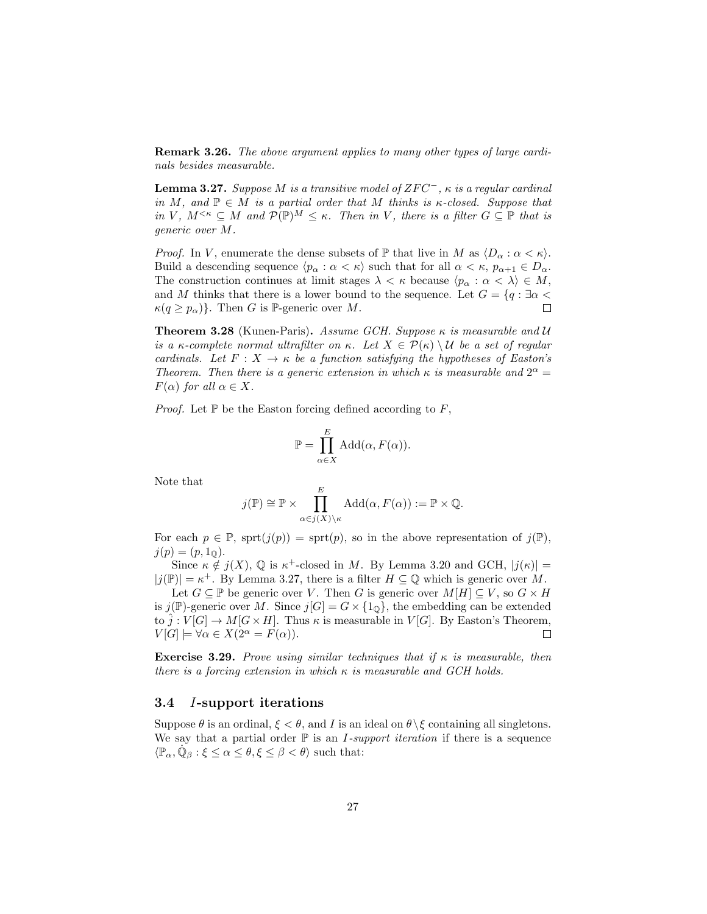**Remark 3.26.** *The above argument applies to many other types of large cardinals besides measurable.*

**Lemma 3.27.** *Suppose $M$ is a transitive model of $ZFC^-$, $\kappa$ is a regular cardinal in $M$, and $\mathbb{P} \in M$ is a partial order that $M$ thinks is $\kappa$-closed. Suppose that in $V$, $M^{<\kappa} \subseteq M$ and $\mathcal{P}(\mathbb{P})^M \leq \kappa$. Then in $V$, there is a filter $G \subseteq \mathbb{P}$ that is generic over $M$.*

*Proof.* In $V$, enumerate the dense subsets of $\mathbb{P}$ that live in $M$ as $\langle D_\alpha : \alpha < \kappa \rangle$. Build a descending sequence $\langle p_\alpha : \alpha < \kappa \rangle$ such that for all $\alpha < \kappa$, $p_{\alpha+1} \in D_\alpha$. The construction continues at limit stages $\lambda < \kappa$ because $\langle p_\alpha : \alpha < \lambda \rangle \in M$, and $M$ thinks that there is a lower bound to the sequence. Let $G = \{q : \exists \alpha < \kappa (q \geq p_\alpha)\}$. Then $G$ is $\mathbb{P}$-generic over $M$. $\square$

**Theorem 3.28** (Kunen-Paris)**.** *Assume GCH. Suppose $\kappa$ is measurable and $\mathcal{U}$ is a $\kappa$-complete normal ultrafilter on $\kappa$. Let $X \in \mathcal{P}(\kappa) \setminus \mathcal{U}$ be a set of regular cardinals. Let $F : X \to \kappa$ be a function satisfying the hypotheses of Easton's Theorem. Then there is a generic extension in which $\kappa$ is measurable and $2^\alpha = F(\alpha)$ for all $\alpha \in X$.*

*Proof.* Let $\mathbb{P}$ be the Easton forcing defined according to $F$,

$$\mathbb{P} = \prod_{\alpha \in X}^{E} \mathrm{Add}(\alpha, F(\alpha)).$$

Note that

$$j(\mathbb{P}) \cong \mathbb{P} \times \prod_{\alpha \in j(X) \setminus \kappa}^{E} \mathrm{Add}(\alpha, F(\alpha)) := \mathbb{P} \times \mathbb{Q}.$$

For each $p \in \mathbb{P}$, $\mathrm{sprt}(j(p)) = \mathrm{sprt}(p)$, so in the above representation of $j(\mathbb{P})$, $j(p) = (p, 1_{\mathbb{Q}})$.

Since $\kappa \notin j(X)$, $\mathbb{Q}$ is $\kappa^+$-closed in $M$. By Lemma 3.20 and GCH, $|j(\kappa)| = |j(\mathbb{P})| = \kappa^+$. By Lemma 3.27, there is a filter $H \subseteq \mathbb{Q}$ which is generic over $M$.

Let $G \subseteq \mathbb{P}$ be generic over $V$. Then $G$ is generic over $M[H] \subseteq V$, so $G \times H$ is $j(\mathbb{P})$-generic over $M$. Since $j[G] = G \times \{1_{\mathbb{Q}}\}$, the embedding can be extended to $\hat{j} : V[G] \to M[G \times H]$. Thus $\kappa$ is measurable in $V[G]$. By Easton's Theorem, $V[G] \models \forall \alpha \in X (2^\alpha = F(\alpha))$. $\square$

**Exercise 3.29.** *Prove using similar techniques that if $\kappa$ is measurable, then there is a forcing extension in which $\kappa$ is measurable and GCH holds.*

### 3.4 $I$-support iterations

Suppose $\theta$ is an ordinal, $\xi < \theta$, and $I$ is an ideal on $\theta \setminus \xi$ containing all singletons. We say that a partial order $\mathbb{P}$ is an *$I$-support iteration* if there is a sequence $\langle \mathbb{P}_\alpha, \dot{\mathbb{Q}}_\beta : \xi \leq \alpha \leq \theta, \xi \leq \beta < \theta \rangle$ such that: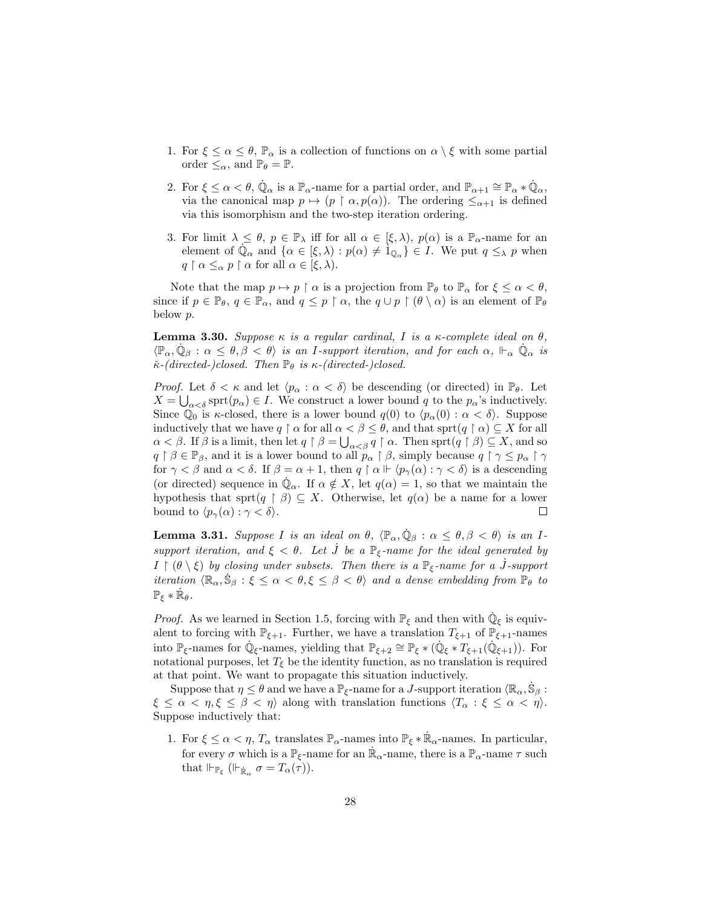1. For $\xi \leq \alpha \leq \theta$, $\mathbb{P}_\alpha$ is a collection of functions on $\alpha \setminus \xi$ with some partial order $\leq_\alpha$, and $\mathbb{P}_\theta = \mathbb{P}$.
2. For $\xi \leq \alpha < \theta$, $\dot{\mathbb{Q}}_\alpha$ is a $\mathbb{P}_\alpha$-name for a partial order, and $\mathbb{P}_{\alpha+1} \cong \mathbb{P}_\alpha * \dot{\mathbb{Q}}_\alpha$, via the canonical map $p \mapsto (p \restriction \alpha, p(\alpha))$. The ordering $\leq_{\alpha+1}$ is defined via this isomorphism and the two-step iteration ordering.
3. For limit $\lambda \leq \theta$, $p \in \mathbb{P}_\lambda$ iff for all $\alpha \in [\xi, \lambda)$, $p(\alpha)$ is a $\mathbb{P}_\alpha$-name for an element of $\dot{\mathbb{Q}}_\alpha$ and $\{\alpha \in [\xi, \lambda) : p(\alpha) \neq 1_{\mathbb{Q}_\alpha}\} \in I$. We put $q \leq_\lambda p$ when $q \restriction \alpha \leq_\alpha p \restriction \alpha$ for all $\alpha \in [\xi, \lambda)$.

Note that the map $p \mapsto p \restriction \alpha$ is a projection from $\mathbb{P}_\theta$ to $\mathbb{P}_\alpha$ for $\xi \leq \alpha < \theta$, since if $p \in \mathbb{P}_\theta$, $q \in \mathbb{P}_\alpha$, and $q \leq p \restriction \alpha$, the $q \cup p \restriction (\theta \setminus \alpha)$ is an element of $\mathbb{P}_\theta$ below $p$.

**Lemma 3.30.** *Suppose $\kappa$ is a regular cardinal, $I$ is a $\kappa$-complete ideal on $\theta$, $\langle \mathbb{P}_\alpha, \dot{\mathbb{Q}}_\beta : \alpha \leq \theta, \beta < \theta \rangle$ is an $I$-support iteration, and for each $\alpha$, $\Vdash_\alpha \dot{\mathbb{Q}}_\alpha$ is $\check{\kappa}$-(directed-)closed. Then $\mathbb{P}_\theta$ is $\kappa$-(directed-)closed.*

*Proof.* Let $\delta < \kappa$ and let $\langle p_\alpha : \alpha < \delta \rangle$ be descending (or directed) in $\mathbb{P}_\theta$. Let $X = \bigcup_{\alpha < \delta} \operatorname{sprt}(p_\alpha) \in I$. We construct a lower bound $q$ to the $p_\alpha$'s inductively. Since $\mathbb{Q}_0$ is $\kappa$-closed, there is a lower bound $q(0)$ to $\langle p_\alpha(0) : \alpha < \delta \rangle$. Suppose inductively that we have $q \restriction \alpha$ for all $\alpha < \beta \leq \theta$, and that $\operatorname{sprt}(q \restriction \alpha) \subseteq X$ for all $\alpha < \beta$. If $\beta$ is a limit, then let $q \restriction \beta = \bigcup_{\alpha < \beta} q \restriction \alpha$. Then $\operatorname{sprt}(q \restriction \beta) \subseteq X$, and so $q \restriction \beta \in \mathbb{P}_\beta$, and it is a lower bound to all $p_\alpha \restriction \beta$, simply because $q \restriction \gamma \leq p_\alpha \restriction \gamma$ for $\gamma < \beta$ and $\alpha < \delta$. If $\beta = \alpha + 1$, then $q \restriction \alpha \Vdash \langle p_\gamma(\alpha) : \gamma < \delta \rangle$ is a descending (or directed) sequence in $\dot{\mathbb{Q}}_\alpha$. If $\alpha \notin X$, let $q(\alpha) = 1$, so that we maintain the hypothesis that $\operatorname{sprt}(q \restriction \beta) \subseteq X$. Otherwise, let $q(\alpha)$ be a name for a lower bound to $\langle p_\gamma(\alpha) : \gamma < \delta \rangle$. $\square$

**Lemma 3.31.** *Suppose $I$ is an ideal on $\theta$, $\langle \mathbb{P}_\alpha, \dot{\mathbb{Q}}_\beta : \alpha \leq \theta, \beta < \theta \rangle$ is an $I$-support iteration, and $\xi < \theta$. Let $\dot{J}$ be a $\mathbb{P}_\xi$-name for the ideal generated by $I \restriction (\theta \setminus \xi)$ by closing under subsets. Then there is a $\mathbb{P}_\xi$-name for a $\dot{J}$-support iteration $\langle \mathbb{R}_\alpha, \dot{\mathbb{S}}_\beta : \xi \leq \alpha < \theta, \xi \leq \beta < \theta \rangle$ and a dense embedding from $\mathbb{P}_\theta$ to $\mathbb{P}_\xi * \dot{\mathbb{R}}_\theta$.*

*Proof.* As we learned in Section 1.5, forcing with $\mathbb{P}_\xi$ and then with $\dot{\mathbb{Q}}_\xi$ is equivalent to forcing with $\mathbb{P}_{\xi+1}$. Further, we have a translation $T_{\xi+1}$ of $\mathbb{P}_{\xi+1}$-names into $\mathbb{P}_\xi$-names for $\dot{\mathbb{Q}}_\xi$-names, yielding that $\mathbb{P}_{\xi+2} \cong \mathbb{P}_\xi * (\dot{\mathbb{Q}}_\xi * T_{\xi+1}(\dot{\mathbb{Q}}_{\xi+1}))$. For notational purposes, let $T_\xi$ be the identity function, as no translation is required at that point. We want to propagate this situation inductively.

Suppose that $\eta \leq \theta$ and we have a $\mathbb{P}_\xi$-name for a $J$-support iteration $\langle \mathbb{R}_\alpha, \dot{\mathbb{S}}_\beta : \xi \leq \alpha < \eta, \xi \leq \beta < \eta \rangle$ along with translation functions $\langle T_\alpha : \xi \leq \alpha < \eta \rangle$. Suppose inductively that:

1. For $\xi \leq \alpha < \eta$, $T_\alpha$ translates $\mathbb{P}_\alpha$-names into $\mathbb{P}_\xi * \dot{\mathbb{R}}_\alpha$-names. In particular, for every $\sigma$ which is a $\mathbb{P}_\xi$-name for an $\dot{\mathbb{R}}_\alpha$-name, there is a $\mathbb{P}_\alpha$-name $\tau$ such that $\Vdash_{\mathbb{P}_\xi} (\Vdash_{\dot{\mathbb{R}}_\alpha} \sigma = T_\alpha(\tau))$.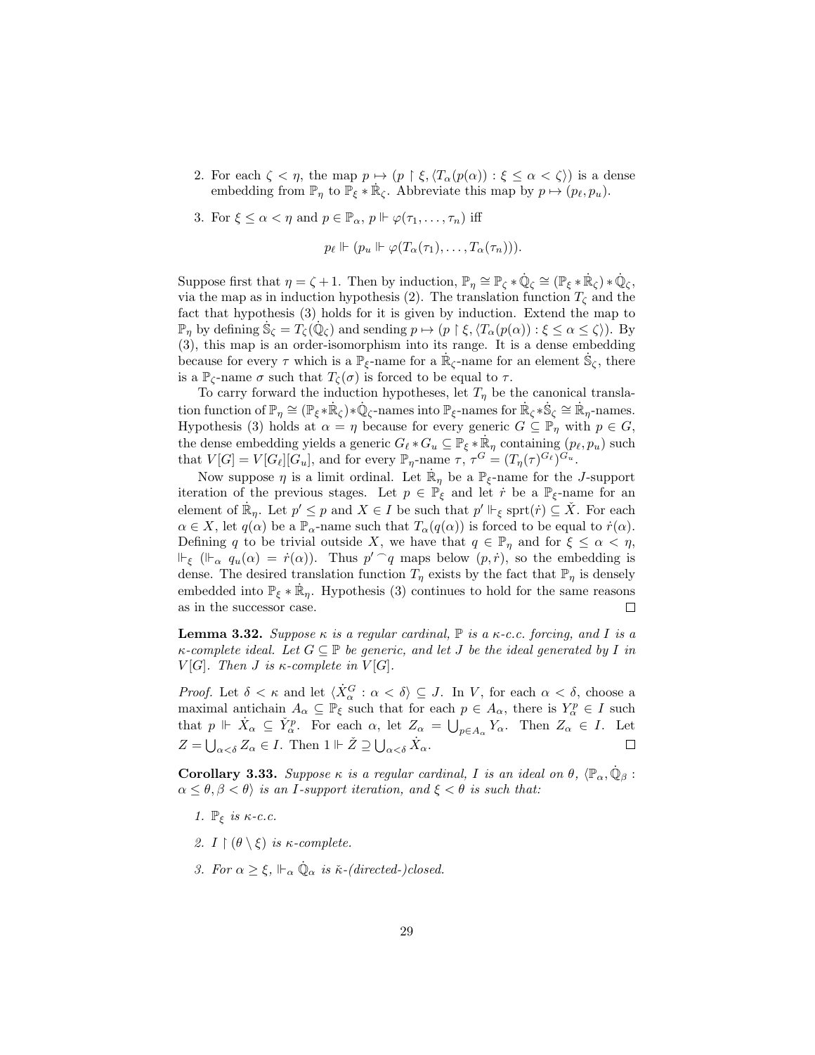2. For each $\zeta < \eta$, the map $p \mapsto (p \restriction \xi, \langle T_\alpha(p(\alpha)) : \xi \leq \alpha < \zeta \rangle)$ is a dense embedding from $\mathbb{P}_\eta$ to $\mathbb{P}_\xi * \dot{\mathbb{R}}_\zeta$. Abbreviate this map by $p \mapsto (p_\ell, p_u)$.

3. For $\xi \leq \alpha < \eta$ and $p \in \mathbb{P}_\alpha$, $p \Vdash \varphi(\tau_1, \dots, \tau_n)$ iff

$$p_\ell \Vdash (p_u \Vdash \varphi(T_\alpha(\tau_1), \dots, T_\alpha(\tau_n))).$$

Suppose first that $\eta = \zeta + 1$. Then by induction, $\mathbb{P}_\eta \cong \mathbb{P}_\zeta * \dot{\mathbb{Q}}_\zeta \cong (\mathbb{P}_\xi * \dot{\mathbb{R}}_\zeta) * \dot{\mathbb{Q}}_\zeta$, via the map as in induction hypothesis (2). The translation function $T_\zeta$ and the fact that hypothesis (3) holds for it is given by induction. Extend the map to $\mathbb{P}_\eta$ by defining $\dot{\mathbb{S}}_\zeta = T_\zeta(\dot{\mathbb{Q}}_\zeta)$ and sending $p \mapsto (p \restriction \xi, \langle T_\alpha(p(\alpha)) : \xi \leq \alpha \leq \zeta \rangle)$. By (3), this map is an order-isomorphism into its range. It is a dense embedding because for every $\tau$ which is a $\mathbb{P}_\xi$-name for a $\dot{\mathbb{R}}_\zeta$-name for an element $\dot{\mathbb{S}}_\zeta$, there is a $\mathbb{P}_\zeta$-name $\sigma$ such that $T_\zeta(\sigma)$ is forced to be equal to $\tau$.

To carry forward the induction hypotheses, let $T_\eta$ be the canonical translation function of $\mathbb{P}_\eta \cong (\mathbb{P}_\xi * \dot{\mathbb{R}}_\zeta) * \dot{\mathbb{Q}}_\zeta$-names into $\mathbb{P}_\xi$-names for $\dot{\mathbb{R}}_\zeta * \dot{\mathbb{S}}_\zeta \cong \dot{\mathbb{R}}_\eta$-names. Hypothesis (3) holds at $\alpha = \eta$ because for every generic $G \subseteq \mathbb{P}_\eta$ with $p \in G$, the dense embedding yields a generic $G_\ell * G_u \subseteq \mathbb{P}_\xi * \dot{\mathbb{R}}_\eta$ containing $(p_\ell, p_u)$ such that $V[G] = V[G_\ell][G_u]$, and for every $\mathbb{P}_\eta$-name $\tau$, $\tau^G = (T_\eta(\tau)^{G_\ell})^{G_u}$.

Now suppose $\eta$ is a limit ordinal. Let $\dot{\mathbb{R}}_\eta$ be a $\mathbb{P}_\xi$-name for the $J$-support iteration of the previous stages. Let $p \in \mathbb{P}_\xi$ and let $\dot{r}$ be a $\mathbb{P}_\xi$-name for an element of $\dot{\mathbb{R}}_\eta$. Let $p' \leq p$ and $X \in I$ be such that $p' \Vdash_\xi \operatorname{sprt}(\dot{r}) \subseteq \check{X}$. For each $\alpha \in X$, let $q(\alpha)$ be a $\mathbb{P}_\alpha$-name such that $T_\alpha(q(\alpha))$ is forced to be equal to $\dot{r}(\alpha)$. Defining $q$ to be trivial outside $X$, we have that $q \in \mathbb{P}_\eta$ and for $\xi \leq \alpha < \eta$, $\Vdash_\xi (\Vdash_\alpha q_u(\alpha) = \dot{r}(\alpha))$. Thus $p' {}^\frown q$ maps below $(p, \dot{r})$, so the embedding is dense. The desired translation function $T_\eta$ exists by the fact that $\mathbb{P}_\eta$ is densely embedded into $\mathbb{P}_\xi * \dot{\mathbb{R}}_\eta$. Hypothesis (3) continues to hold for the same reasons as in the successor case. $\square$

**Lemma 3.32.** *Suppose $\kappa$ is a regular cardinal, $\mathbb{P}$ is a $\kappa$-c.c. forcing, and $I$ is a $\kappa$-complete ideal. Let $G \subseteq \mathbb{P}$ be generic, and let $J$ be the ideal generated by $I$ in $V[G]$. Then $J$ is $\kappa$-complete in $V[G]$.*

*Proof.* Let $\delta < \kappa$ and let $\langle \dot{X}^G_\alpha : \alpha < \delta \rangle \subseteq J$. In $V$, for each $\alpha < \delta$, choose a maximal antichain $A_\alpha \subseteq \mathbb{P}_\xi$ such that for each $p \in A_\alpha$, there is $Y^p_\alpha \in I$ such that $p \Vdash \dot{X}_\alpha \subseteq \check{Y}^p_\alpha$. For each $\alpha$, let $Z_\alpha = \bigcup_{p \in A_\alpha} Y_\alpha$. Then $Z_\alpha \in I$. Let $Z = \bigcup_{\alpha < \delta} Z_\alpha \in I$. Then $1 \Vdash \check{Z} \supseteq \bigcup_{\alpha < \delta} \dot{X}_\alpha$. $\square$

**Corollary 3.33.** *Suppose $\kappa$ is a regular cardinal, $I$ is an ideal on $\theta$, $\langle \mathbb{P}_\alpha, \dot{\mathbb{Q}}_\beta : \alpha \leq \theta, \beta < \theta \rangle$ is an $I$-support iteration, and $\xi < \theta$ is such that:*

1. *$\mathbb{P}_\xi$ is $\kappa$-c.c.*

2. *$I \restriction (\theta \setminus \xi)$ is $\kappa$-complete.*

3. *For $\alpha \geq \xi$, $\Vdash_\alpha \dot{\mathbb{Q}}_\alpha$ is $\check{\kappa}$-(directed-)closed.*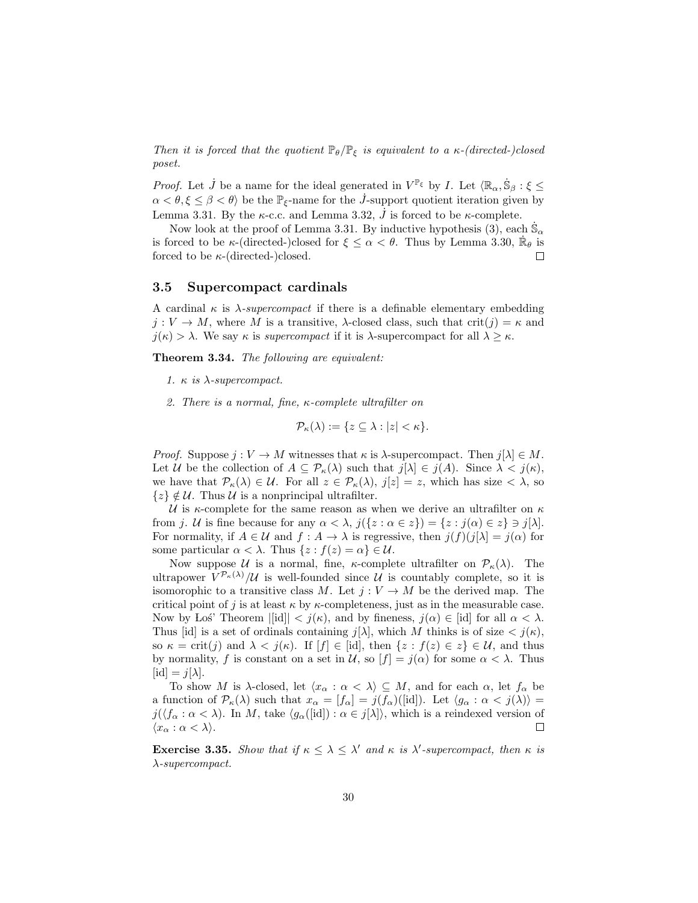*Then it is forced that the quotient $\mathbb{P}_\theta/\mathbb{P}_\xi$ is equivalent to a $\kappa$-(directed-)closed poset.*

*Proof.* Let $\dot{J}$ be a name for the ideal generated in $V^{\mathbb{P}_\xi}$ by $I$. Let $\langle \mathbb{R}_\alpha, \dot{\mathbb{S}}_\beta : \xi \leq \alpha < \theta, \xi \leq \beta < \theta \rangle$ be the $\mathbb{P}_\xi$-name for the $\dot{J}$-support quotient iteration given by Lemma 3.31. By the $\kappa$-c.c. and Lemma 3.32, $\dot{J}$ is forced to be $\kappa$-complete.

Now look at the proof of Lemma 3.31. By inductive hypothesis (3), each $\dot{\mathbb{S}}_\alpha$ is forced to be $\kappa$-(directed-)closed for $\xi \leq \alpha < \theta$. Thus by Lemma 3.30, $\dot{\mathbb{R}}_\theta$ is forced to be $\kappa$-(directed-)closed. $\square$

## 3.5 Supercompact cardinals

A cardinal $\kappa$ is *$\lambda$-supercompact* if there is a definable elementary embedding $j : V \to M$, where $M$ is a transitive, $\lambda$-closed class, such that $\text{crit}(j) = \kappa$ and $j(\kappa) > \lambda$. We say $\kappa$ is *supercompact* if it is $\lambda$-supercompact for all $\lambda \geq \kappa$.

**Theorem 3.34.** *The following are equivalent:*

1. *$\kappa$ is $\lambda$-supercompact.*
2. *There is a normal, fine, $\kappa$-complete ultrafilter on*

$$\mathcal{P}_\kappa(\lambda) := \{z \subseteq \lambda : |z| < \kappa\}.$$

*Proof.* Suppose $j : V \to M$ witnesses that $\kappa$ is $\lambda$-supercompact. Then $j[\lambda] \in M$. Let $\mathcal{U}$ be the collection of $A \subseteq \mathcal{P}_\kappa(\lambda)$ such that $j[\lambda] \in j(A)$. Since $\lambda < j(\kappa)$, we have that $\mathcal{P}_\kappa(\lambda) \in \mathcal{U}$. For all $z \in \mathcal{P}_\kappa(\lambda)$, $j[z] = z$, which has size $< \lambda$, so $\{z\} \notin \mathcal{U}$. Thus $\mathcal{U}$ is a nonprincipal ultrafilter.

$\mathcal{U}$ is $\kappa$-complete for the same reason as when we derive an ultrafilter on $\kappa$ from $j$. $\mathcal{U}$ is fine because for any $\alpha < \lambda$, $j(\{z : \alpha \in z\}) = \{z : j(\alpha) \in z\} \ni j[\lambda]$. For normality, if $A \in \mathcal{U}$ and $f : A \to \lambda$ is regressive, then $j(f)(j[\lambda] = j(\alpha)$ for some particular $\alpha < \lambda$. Thus $\{z : f(z) = \alpha\} \in \mathcal{U}$.

Now suppose $\mathcal{U}$ is a normal, fine, $\kappa$-complete ultrafilter on $\mathcal{P}_\kappa(\lambda)$. The ultrapower $V^{\mathcal{P}_\kappa(\lambda)}/\mathcal{U}$ is well-founded since $\mathcal{U}$ is countably complete, so it is isomorophic to a transitive class $M$. Let $j : V \to M$ be the derived map. The critical point of $j$ is at least $\kappa$ by $\kappa$-completeness, just as in the measurable case. Now by Łoś' Theorem $|[\text{id}]| < j(\kappa)$, and by fineness, $j(\alpha) \in [\text{id}]$ for all $\alpha < \lambda$. Thus $[\text{id}]$ is a set of ordinals containing $j[\lambda]$, which $M$ thinks is of size $< j(\kappa)$, so $\kappa = \text{crit}(j)$ and $\lambda < j(\kappa)$. If $[f] \in [\text{id}]$, then $\{z : f(z) \in z\} \in \mathcal{U}$, and thus by normality, $f$ is constant on a set in $\mathcal{U}$, so $[f] = j(\alpha)$ for some $\alpha < \lambda$. Thus $[\text{id}] = j[\lambda]$.

To show $M$ is $\lambda$-closed, let $\langle x_\alpha : \alpha < \lambda \rangle \subseteq M$, and for each $\alpha$, let $f_\alpha$ be a function of $\mathcal{P}_\kappa(\lambda)$ such that $x_\alpha = [f_\alpha] = j(f_\alpha)([\text{id}])$. Let $\langle g_\alpha : \alpha < j(\lambda) \rangle = j(\langle f_\alpha : \alpha < \lambda \rangle)$. In $M$, take $\langle g_\alpha([\text{id}]) : \alpha \in j[\lambda] \rangle$, which is a reindexed version of $\langle x_\alpha : \alpha < \lambda \rangle$. $\square$

**Exercise 3.35.** *Show that if $\kappa \leq \lambda \leq \lambda'$ and $\kappa$ is $\lambda'$-supercompact, then $\kappa$ is $\lambda$-supercompact.*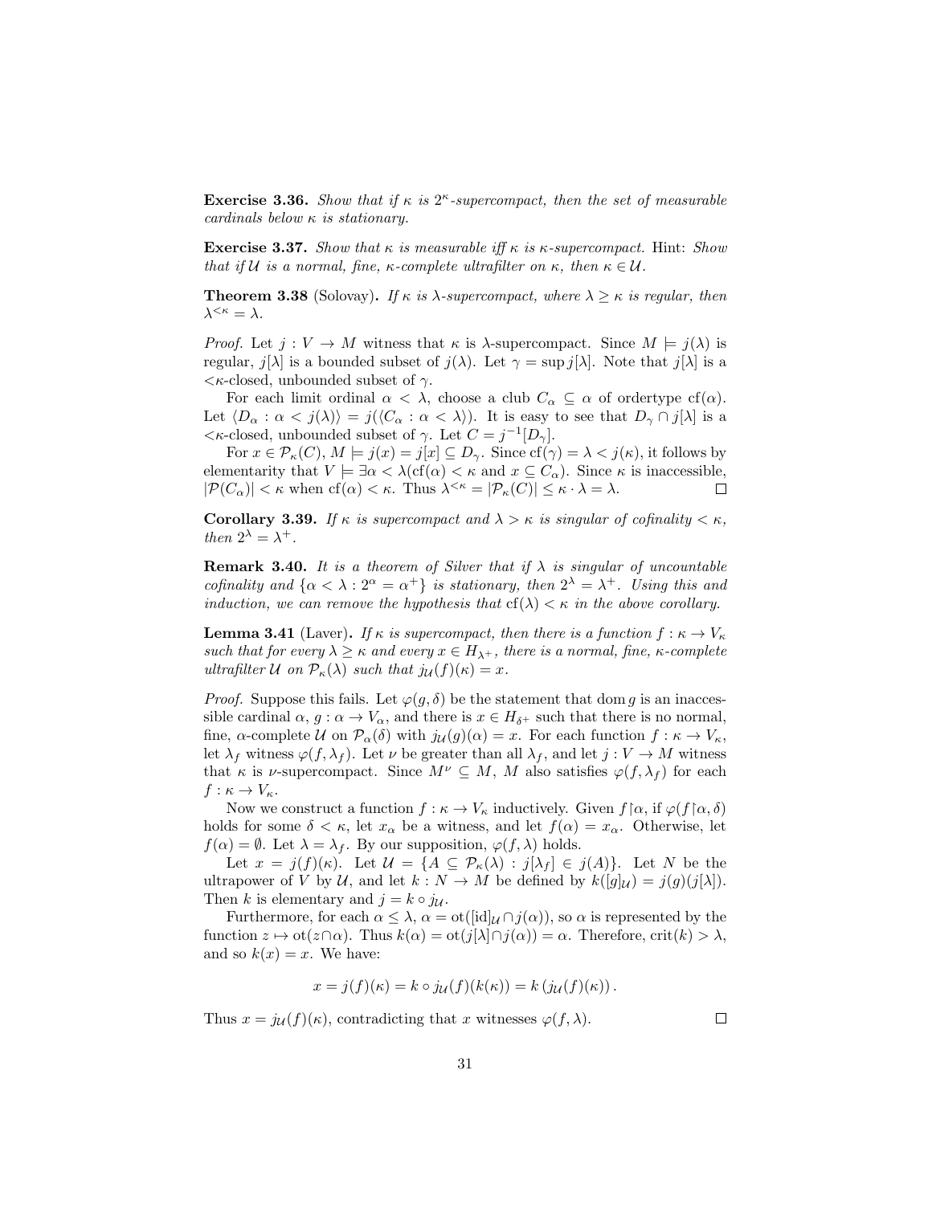**Exercise 3.36.** *Show that if $\kappa$ is $2^\kappa$-supercompact, then the set of measurable cardinals below $\kappa$ is stationary.*

**Exercise 3.37.** *Show that $\kappa$ is measurable iff $\kappa$ is $\kappa$-supercompact.* Hint: *Show that if $\mathcal{U}$ is a normal, fine, $\kappa$-complete ultrafilter on $\kappa$, then $\kappa \in \mathcal{U}$.*

**Theorem 3.38** (Solovay)**.** *If $\kappa$ is $\lambda$-supercompact, where $\lambda \geq \kappa$ is regular, then $\lambda^{<\kappa} = \lambda$.*

*Proof.* Let $j : V \to M$ witness that $\kappa$ is $\lambda$-supercompact. Since $M \models j(\lambda)$ is regular, $j[\lambda]$ is a bounded subset of $j(\lambda)$. Let $\gamma = \sup j[\lambda]$. Note that $j[\lambda]$ is a $<\kappa$-closed, unbounded subset of $\gamma$.

For each limit ordinal $\alpha < \lambda$, choose a club $C_\alpha \subseteq \alpha$ of ordertype $\mathrm{cf}(\alpha)$. Let $\langle D_\alpha : \alpha < j(\lambda) \rangle = j(\langle C_\alpha : \alpha < \lambda \rangle)$. It is easy to see that $D_\gamma \cap j[\lambda]$ is a $<\kappa$-closed, unbounded subset of $\gamma$. Let $C = j^{-1}[D_\gamma]$.

For $x \in \mathcal{P}_\kappa(C)$, $M \models j(x) = j[x] \subseteq D_\gamma$. Since $\mathrm{cf}(\gamma) = \lambda < j(\kappa)$, it follows by elementarity that $V \models \exists \alpha < \lambda (\mathrm{cf}(\alpha) < \kappa$ and $x \subseteq C_\alpha)$. Since $\kappa$ is inaccessible, $|\mathcal{P}(C_\alpha)| < \kappa$ when $\mathrm{cf}(\alpha) < \kappa$. Thus $\lambda^{<\kappa} = |\mathcal{P}_\kappa(C)| \leq \kappa \cdot \lambda = \lambda$. □

**Corollary 3.39.** *If $\kappa$ is supercompact and $\lambda > \kappa$ is singular of cofinality $< \kappa$, then $2^\lambda = \lambda^+$.*

**Remark 3.40.** *It is a theorem of Silver that if $\lambda$ is singular of uncountable cofinality and $\{\alpha < \lambda : 2^\alpha = \alpha^+\}$ is stationary, then $2^\lambda = \lambda^+$. Using this and induction, we can remove the hypothesis that $\mathrm{cf}(\lambda) < \kappa$ in the above corollary.*

**Lemma 3.41** (Laver)**.** *If $\kappa$ is supercompact, then there is a function $f : \kappa \to V_\kappa$ such that for every $\lambda \geq \kappa$ and every $x \in H_{\lambda^+}$, there is a normal, fine, $\kappa$-complete ultrafilter $\mathcal{U}$ on $\mathcal{P}_\kappa(\lambda)$ such that $j_\mathcal{U}(f)(\kappa) = x$.*

*Proof.* Suppose this fails. Let $\varphi(g, \delta)$ be the statement that $\mathrm{dom}\, g$ is an inaccessible cardinal $\alpha$, $g : \alpha \to V_\alpha$, and there is $x \in H_{\delta^+}$ such that there is no normal, fine, $\alpha$-complete $\mathcal{U}$ on $\mathcal{P}_\alpha(\delta)$ with $j_\mathcal{U}(g)(\alpha) = x$. For each function $f : \kappa \to V_\kappa$, let $\lambda_f$ witness $\varphi(f, \lambda_f)$. Let $\nu$ be greater than all $\lambda_f$, and let $j : V \to M$ witness that $\kappa$ is $\nu$-supercompact. Since $M^\nu \subseteq M$, $M$ also satisfies $\varphi(f, \lambda_f)$ for each $f : \kappa \to V_\kappa$.

Now we construct a function $f : \kappa \to V_\kappa$ inductively. Given $f{\restriction}\alpha$, if $\varphi(f{\restriction}\alpha, \delta)$ holds for some $\delta < \kappa$, let $x_\alpha$ be a witness, and let $f(\alpha) = x_\alpha$. Otherwise, let $f(\alpha) = \emptyset$. Let $\lambda = \lambda_f$. By our supposition, $\varphi(f, \lambda)$ holds.

Let $x = j(f)(\kappa)$. Let $\mathcal{U} = \{A \subseteq \mathcal{P}_\kappa(\lambda) : j[\lambda_f] \in j(A)\}$. Let $N$ be the ultrapower of $V$ by $\mathcal{U}$, and let $k : N \to M$ be defined by $k([g]_\mathcal{U}) = j(g)(j[\lambda])$. Then $k$ is elementary and $j = k \circ j_\mathcal{U}$.

Furthermore, for each $\alpha \leq \lambda$, $\alpha = \mathrm{ot}([\mathrm{id}]_\mathcal{U} \cap j(\alpha))$, so $\alpha$ is represented by the function $z \mapsto \mathrm{ot}(z \cap \alpha)$. Thus $k(\alpha) = \mathrm{ot}(j[\lambda] \cap j(\alpha)) = \alpha$. Therefore, $\mathrm{crit}(k) > \lambda$, and so $k(x) = x$. We have:

$$x = j(f)(\kappa) = k \circ j_\mathcal{U}(f)(k(\kappa)) = k\left(j_\mathcal{U}(f)(\kappa)\right).$$

Thus $x = j_\mathcal{U}(f)(\kappa)$, contradicting that $x$ witnesses $\varphi(f, \lambda)$. □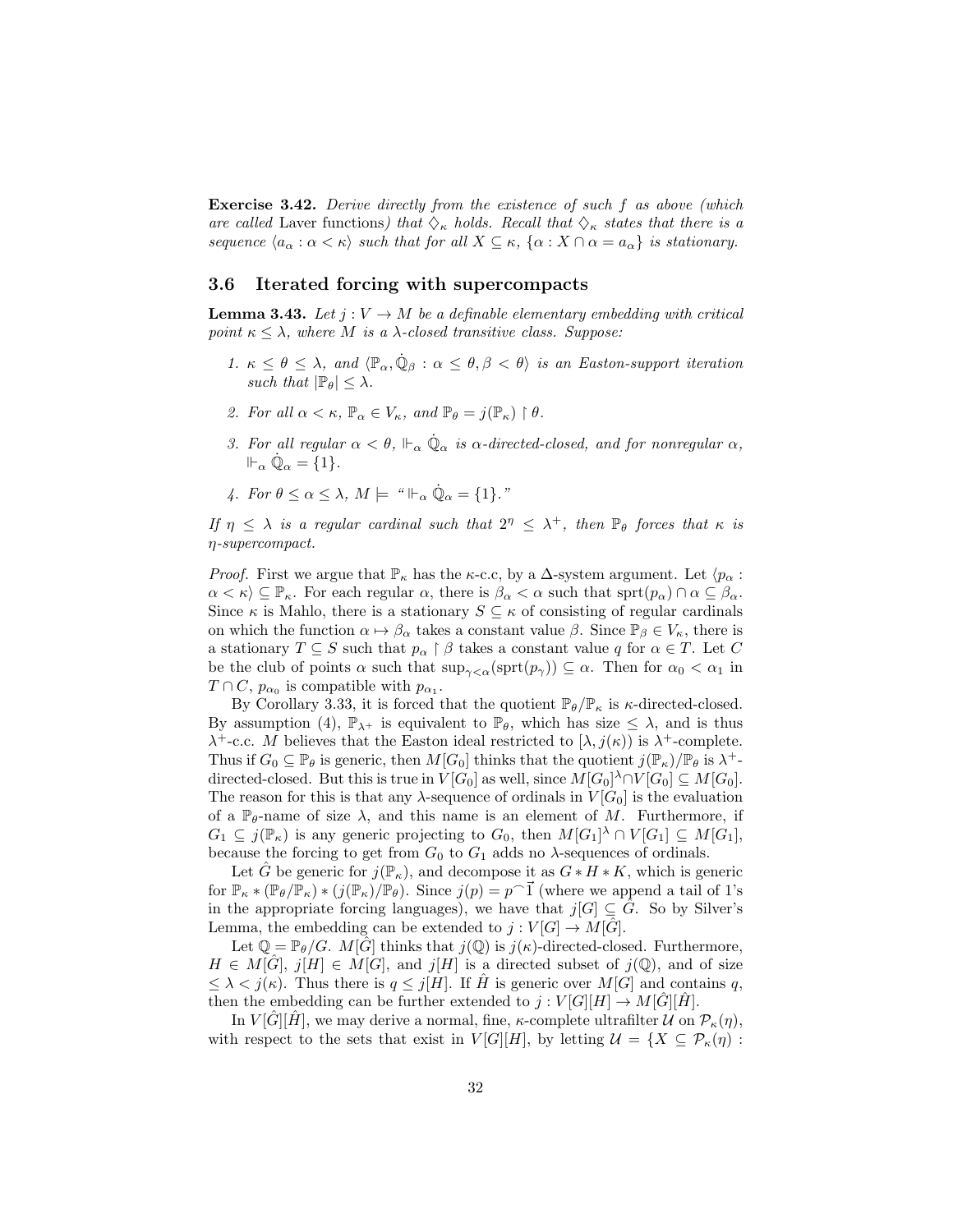**Exercise 3.42.** *Derive directly from the existence of such $f$ as above (which are called* Laver functions*) that $\diamondsuit_\kappa$ holds. Recall that $\diamondsuit_\kappa$ states that there is a sequence $\langle a_\alpha : \alpha < \kappa \rangle$ such that for all $X \subseteq \kappa$, $\{\alpha : X \cap \alpha = a_\alpha\}$ is stationary.*

## 3.6 Iterated forcing with supercompacts

**Lemma 3.43.** *Let $j : V \to M$ be a definable elementary embedding with critical point $\kappa \leq \lambda$, where $M$ is a $\lambda$-closed transitive class. Suppose:*

1. *$\kappa \leq \theta \leq \lambda$, and $\langle \mathbb{P}_\alpha, \dot{\mathbb{Q}}_\beta : \alpha \leq \theta, \beta < \theta \rangle$ is an Easton-support iteration such that $|\mathbb{P}_\theta| \leq \lambda$.*
2. *For all $\alpha < \kappa$, $\mathbb{P}_\alpha \in V_\kappa$, and $\mathbb{P}_\theta = j(\mathbb{P}_\kappa) \restriction \theta$.*
3. *For all regular $\alpha < \theta$, $\Vdash_\alpha \dot{\mathbb{Q}}_\alpha$ is $\alpha$-directed-closed, and for nonregular $\alpha$, $\Vdash_\alpha \dot{\mathbb{Q}}_\alpha = \{1\}$.*
4. *For $\theta \leq \alpha \leq \lambda$, $M \models$ "$\Vdash_\alpha \dot{\mathbb{Q}}_\alpha = \{1\}$."*

*If $\eta \leq \lambda$ is a regular cardinal such that $2^\eta \leq \lambda^+$, then $\mathbb{P}_\theta$ forces that $\kappa$ is $\eta$-supercompact.*

*Proof.* First we argue that $\mathbb{P}_\kappa$ has the $\kappa$-c.c, by a $\Delta$-system argument. Let $\langle p_\alpha : \alpha < \kappa \rangle \subseteq \mathbb{P}_\kappa$. For each regular $\alpha$, there is $\beta_\alpha < \alpha$ such that $\operatorname{sprt}(p_\alpha) \cap \alpha \subseteq \beta_\alpha$. Since $\kappa$ is Mahlo, there is a stationary $S \subseteq \kappa$ of consisting of regular cardinals on which the function $\alpha \mapsto \beta_\alpha$ takes a constant value $\beta$. Since $\mathbb{P}_\beta \in V_\kappa$, there is a stationary $T \subseteq S$ such that $p_\alpha \restriction \beta$ takes a constant value $q$ for $\alpha \in T$. Let $C$ be the club of points $\alpha$ such that $\sup_{\gamma<\alpha}(\operatorname{sprt}(p_\gamma)) \subseteq \alpha$. Then for $\alpha_0 < \alpha_1$ in $T \cap C$, $p_{\alpha_0}$ is compatible with $p_{\alpha_1}$.

By Corollary 3.33, it is forced that the quotient $\mathbb{P}_\theta/\mathbb{P}_\kappa$ is $\kappa$-directed-closed. By assumption (4), $\mathbb{P}_{\lambda^+}$ is equivalent to $\mathbb{P}_\theta$, which has size $\leq \lambda$, and is thus $\lambda^+$-c.c. $M$ believes that the Easton ideal restricted to $[\lambda, j(\kappa))$ is $\lambda^+$-complete. Thus if $G_0 \subseteq \mathbb{P}_\theta$ is generic, then $M[G_0]$ thinks that the quotient $j(\mathbb{P}_\kappa)/\mathbb{P}_\theta$ is $\lambda^+$-directed-closed. But this is true in $V[G_0]$ as well, since $M[G_0]^\lambda \cap V[G_0] \subseteq M[G_0]$. The reason for this is that any $\lambda$-sequence of ordinals in $V[G_0]$ is the evaluation of a $\mathbb{P}_\theta$-name of size $\lambda$, and this name is an element of $M$. Furthermore, if $G_1 \subseteq j(\mathbb{P}_\kappa)$ is any generic projecting to $G_0$, then $M[G_1]^\lambda \cap V[G_1] \subseteq M[G_1]$, because the forcing to get from $G_0$ to $G_1$ adds no $\lambda$-sequences of ordinals.

Let $\hat{G}$ be generic for $j(\mathbb{P}_\kappa)$, and decompose it as $G * H * K$, which is generic for $\mathbb{P}_\kappa * (\mathbb{P}_\theta/\mathbb{P}_\kappa) * (j(\mathbb{P}_\kappa)/\mathbb{P}_\theta)$. Since $j(p) = p^\frown \vec{1}$ (where we append a tail of 1's in the appropriate forcing languages), we have that $j[G] \subseteq \hat{G}$. So by Silver's Lemma, the embedding can be extended to $j : V[G] \to M[\hat{G}]$.

Let $\mathbb{Q} = \mathbb{P}_\theta/G$. $M[\hat{G}]$ thinks that $j(\mathbb{Q})$ is $j(\kappa)$-directed-closed. Furthermore, $H \in M[\hat{G}]$, $j[H] \in M[\hat{G}]$, and $j[H]$ is a directed subset of $j(\mathbb{Q})$, and of size $\leq \lambda < j(\kappa)$. Thus there is $q \leq j[H]$. If $\hat{H}$ is generic over $M[G]$ and contains $q$, then the embedding can be further extended to $j : V[G][H] \to M[\hat{G}][\hat{H}]$.

In $V[\hat{G}][\hat{H}]$, we may derive a normal, fine, $\kappa$-complete ultrafilter $\mathcal{U}$ on $\mathcal{P}_\kappa(\eta)$, with respect to the sets that exist in $V[G][H]$, by letting $\mathcal{U} = \{X \subseteq \mathcal{P}_\kappa(\eta) :$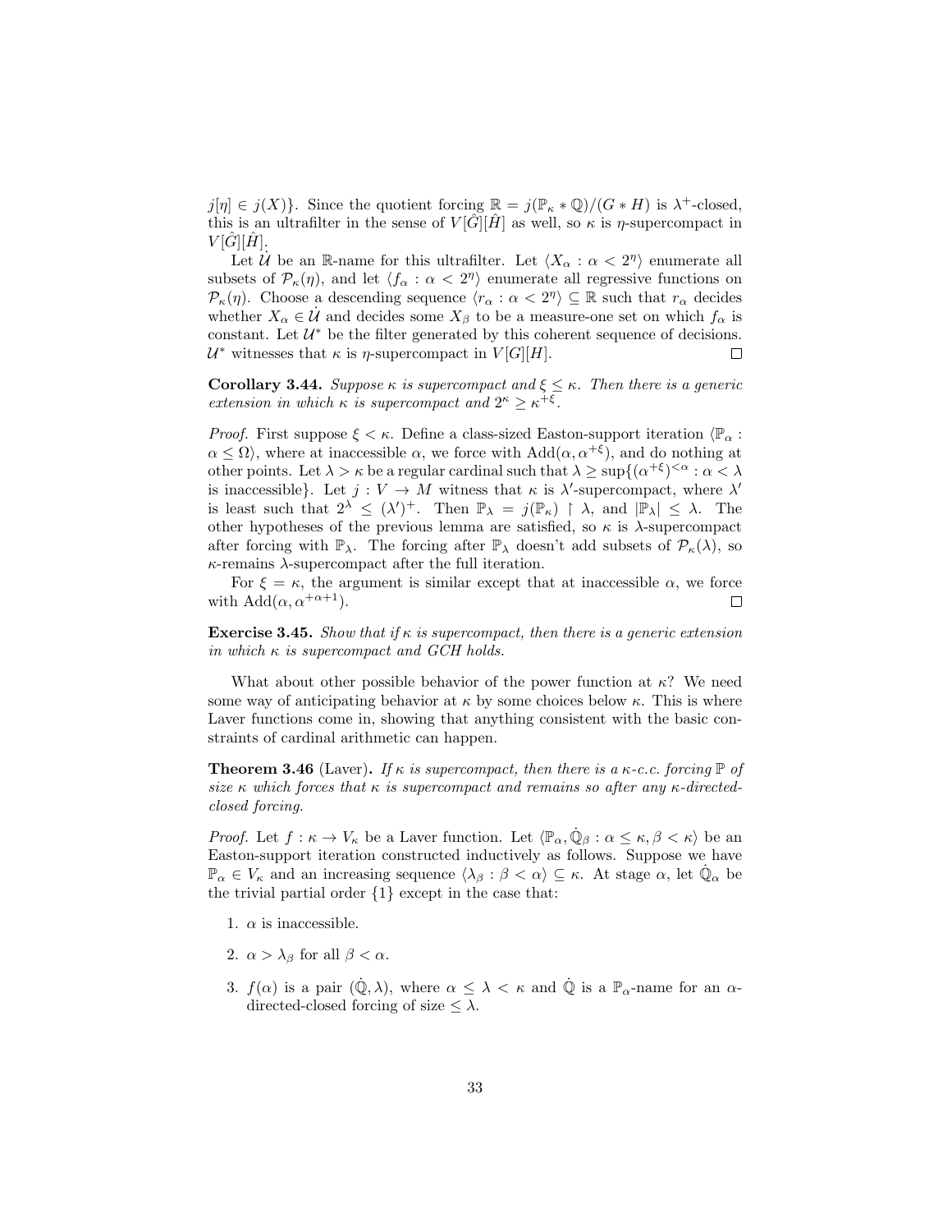$j[\eta] \in j(X)\}$. Since the quotient forcing $\mathbb{R} = j(\mathbb{P}_\kappa * \mathbb{Q})/(G * H)$ is $\lambda^+$-closed, this is an ultrafilter in the sense of $V[\hat{G}][\hat{H}]$ as well, so $\kappa$ is $\eta$-supercompact in $V[\hat{G}][\hat{H}]$.

Let $\dot{\mathcal{U}}$ be an $\mathbb{R}$-name for this ultrafilter. Let $\langle X_\alpha : \alpha < 2^\eta \rangle$ enumerate all subsets of $\mathcal{P}_\kappa(\eta)$, and let $\langle f_\alpha : \alpha < 2^\eta \rangle$ enumerate all regressive functions on $\mathcal{P}_\kappa(\eta)$. Choose a descending sequence $\langle r_\alpha : \alpha < 2^\eta \rangle \subseteq \mathbb{R}$ such that $r_\alpha$ decides whether $X_\alpha \in \dot{\mathcal{U}}$ and decides some $X_\beta$ to be a measure-one set on which $f_\alpha$ is constant. Let $\mathcal{U}^*$ be the filter generated by this coherent sequence of decisions. $\mathcal{U}^*$ witnesses that $\kappa$ is $\eta$-supercompact in $V[G][H]$. $\square$

**Corollary 3.44.** *Suppose $\kappa$ is supercompact and $\xi \leq \kappa$. Then there is a generic extension in which $\kappa$ is supercompact and $2^\kappa \geq \kappa^{+\xi}$.*

*Proof.* First suppose $\xi < \kappa$. Define a class-sized Easton-support iteration $\langle \mathbb{P}_\alpha : \alpha \leq \Omega \rangle$, where at inaccessible $\alpha$, we force with $\mathrm{Add}(\alpha, \alpha^{+\xi})$, and do nothing at other points. Let $\lambda > \kappa$ be a regular cardinal such that $\lambda \geq \sup\{(\alpha^{+\xi})^{<\alpha} : \alpha < \lambda$ is inaccessible$\}$. Let $j : V \to M$ witness that $\kappa$ is $\lambda'$-supercompact, where $\lambda'$ is least such that $2^\lambda \leq (\lambda')^+$. Then $\mathbb{P}_\lambda = j(\mathbb{P}_\kappa) \restriction \lambda$, and $|\mathbb{P}_\lambda| \leq \lambda$. The other hypotheses of the previous lemma are satisfied, so $\kappa$ is $\lambda$-supercompact after forcing with $\mathbb{P}_\lambda$. The forcing after $\mathbb{P}_\lambda$ doesn't add subsets of $\mathcal{P}_\kappa(\lambda)$, so $\kappa$-remains $\lambda$-supercompact after the full iteration.

For $\xi = \kappa$, the argument is similar except that at inaccessible $\alpha$, we force with $\mathrm{Add}(\alpha, \alpha^{+\alpha+1})$. $\square$

**Exercise 3.45.** *Show that if $\kappa$ is supercompact, then there is a generic extension in which $\kappa$ is supercompact and GCH holds.*

What about other possible behavior of the power function at $\kappa$? We need some way of anticipating behavior at $\kappa$ by some choices below $\kappa$. This is where Laver functions come in, showing that anything consistent with the basic constraints of cardinal arithmetic can happen.

**Theorem 3.46** (Laver)**.** *If $\kappa$ is supercompact, then there is a $\kappa$-c.c. forcing $\mathbb{P}$ of size $\kappa$ which forces that $\kappa$ is supercompact and remains so after any $\kappa$-directed-closed forcing.*

*Proof.* Let $f : \kappa \to V_\kappa$ be a Laver function. Let $\langle \mathbb{P}_\alpha, \dot{\mathbb{Q}}_\beta : \alpha \leq \kappa, \beta < \kappa \rangle$ be an Easton-support iteration constructed inductively as follows. Suppose we have $\mathbb{P}_\alpha \in V_\kappa$ and an increasing sequence $\langle \lambda_\beta : \beta < \alpha \rangle \subseteq \kappa$. At stage $\alpha$, let $\dot{\mathbb{Q}}_\alpha$ be the trivial partial order $\{1\}$ except in the case that:

1. $\alpha$ is inaccessible.
2. $\alpha > \lambda_\beta$ for all $\beta < \alpha$.
3. $f(\alpha)$ is a pair $(\dot{\mathbb{Q}}, \lambda)$, where $\alpha \leq \lambda < \kappa$ and $\dot{\mathbb{Q}}$ is a $\mathbb{P}_\alpha$-name for an $\alpha$-directed-closed forcing of size $\leq \lambda$.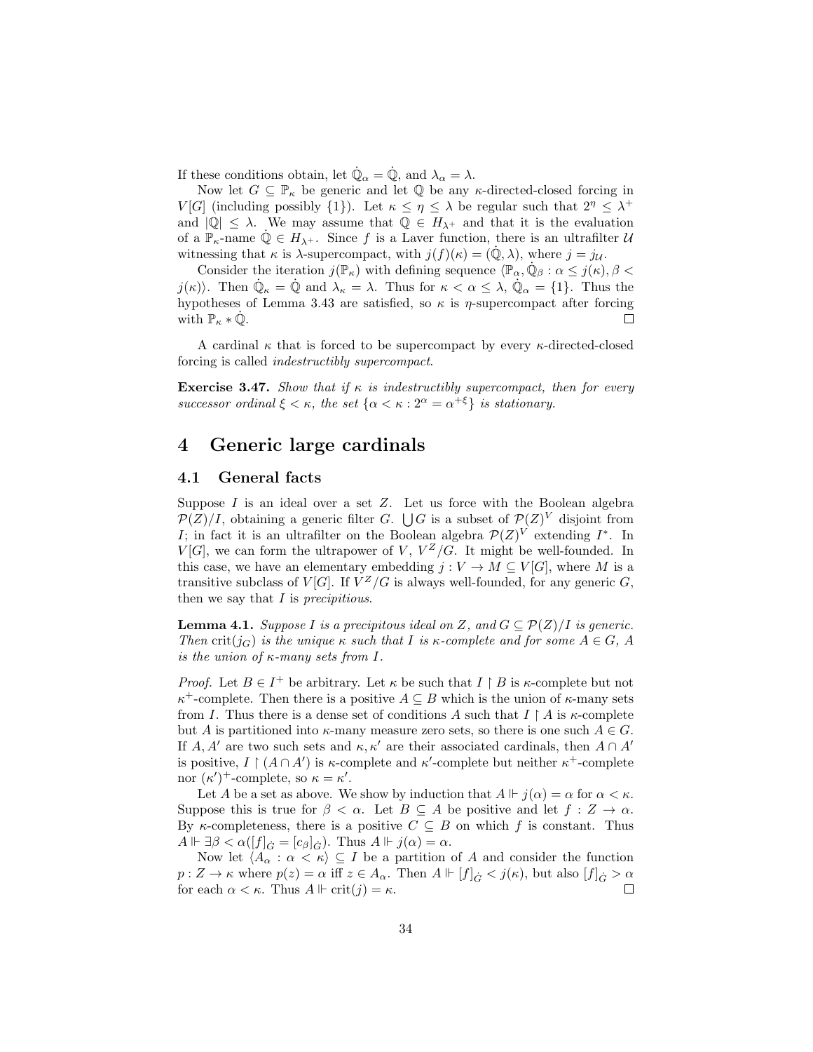If these conditions obtain, let $\dot{\mathbb{Q}}_\alpha = \dot{\mathbb{Q}}$, and $\lambda_\alpha = \lambda$.

Now let $G \subseteq \mathbb{P}_\kappa$ be generic and let $\mathbb{Q}$ be any $\kappa$-directed-closed forcing in $V[G]$ (including possibly $\{1\}$). Let $\kappa \leq \eta \leq \lambda$ be regular such that $2^\eta \leq \lambda^+$ and $|\mathbb{Q}| \leq \lambda$. We may assume that $\mathbb{Q} \in H_{\lambda^+}$ and that it is the evaluation of a $\mathbb{P}_\kappa$-name $\dot{\mathbb{Q}} \in H_{\lambda^+}$. Since $f$ is a Laver function, there is an ultrafilter $\mathcal{U}$ witnessing that $\kappa$ is $\lambda$-supercompact, with $j(f)(\kappa) = (\dot{\mathbb{Q}}, \lambda)$, where $j = j_{\mathcal{U}}$.

Consider the iteration $j(\mathbb{P}_\kappa)$ with defining sequence $\langle \mathbb{P}_\alpha, \dot{\mathbb{Q}}_\beta : \alpha \leq j(\kappa), \beta < j(\kappa)\rangle$. Then $\dot{\mathbb{Q}}_\kappa = \dot{\mathbb{Q}}$ and $\lambda_\kappa = \lambda$. Thus for $\kappa < \alpha \leq \lambda$, $\dot{\mathbb{Q}}_\alpha = \{1\}$. Thus the hypotheses of Lemma 3.43 are satisfied, so $\kappa$ is $\eta$-supercompact after forcing with $\mathbb{P}_\kappa * \dot{\mathbb{Q}}$. $\square$

A cardinal $\kappa$ that is forced to be supercompact by every $\kappa$-directed-closed forcing is called *indestructibly supercompact*.

**Exercise 3.47.** *Show that if $\kappa$ is indestructibly supercompact, then for every successor ordinal $\xi < \kappa$, the set $\{\alpha < \kappa : 2^\alpha = \alpha^{+\xi}\}$ is stationary.*

# 4 Generic large cardinals

## 4.1 General facts

Suppose $I$ is an ideal over a set $Z$. Let us force with the Boolean algebra $\mathcal{P}(Z)/I$, obtaining a generic filter $G$. $\bigcup G$ is a subset of $\mathcal{P}(Z)^V$ disjoint from $I$; in fact it is an ultrafilter on the Boolean algebra $\mathcal{P}(Z)^V$ extending $I^*$. In $V[G]$, we can form the ultrapower of $V$, $V^Z/G$. It might be well-founded. In this case, we have an elementary embedding $j : V \to M \subseteq V[G]$, where $M$ is a transitive subclass of $V[G]$. If $V^Z/G$ is always well-founded, for any generic $G$, then we say that $I$ is *precipitous*.

**Lemma 4.1.** *Suppose $I$ is a precipitous ideal on $Z$, and $G \subseteq \mathcal{P}(Z)/I$ is generic. Then $\mathrm{crit}(j_G)$ is the unique $\kappa$ such that $I$ is $\kappa$-complete and for some $A \in G$, $A$ is the union of $\kappa$-many sets from $I$.*

*Proof.* Let $B \in I^+$ be arbitrary. Let $\kappa$ be such that $I \restriction B$ is $\kappa$-complete but not $\kappa^+$-complete. Then there is a positive $A \subseteq B$ which is the union of $\kappa$-many sets from $I$. Thus there is a dense set of conditions $A$ such that $I \restriction A$ is $\kappa$-complete but $A$ is partitioned into $\kappa$-many measure zero sets, so there is one such $A \in G$. If $A, A'$ are two such sets and $\kappa, \kappa'$ are their associated cardinals, then $A \cap A'$ is positive, $I \restriction (A \cap A')$ is $\kappa$-complete and $\kappa'$-complete but neither $\kappa^+$-complete nor $(\kappa')^+$-complete, so $\kappa = \kappa'$.

Let $A$ be a set as above. We show by induction that $A \Vdash j(\alpha) = \alpha$ for $\alpha < \kappa$. Suppose this is true for $\beta < \alpha$. Let $B \subseteq A$ be positive and let $f : Z \to \alpha$. By $\kappa$-completeness, there is a positive $C \subseteq B$ on which $f$ is constant. Thus $A \Vdash \exists \beta < \alpha([f]_{\dot{G}} = [c_\beta]_{\dot{G}})$. Thus $A \Vdash j(\alpha) = \alpha$.

Now let $\langle A_\alpha : \alpha < \kappa\rangle \subseteq I$ be a partition of $A$ and consider the function $p : Z \to \kappa$ where $p(z) = \alpha$ iff $z \in A_\alpha$. Then $A \Vdash [f]_{\dot{G}} < j(\kappa)$, but also $[f]_{\dot{G}} > \alpha$ for each $\alpha < \kappa$. Thus $A \Vdash \mathrm{crit}(j) = \kappa$. $\square$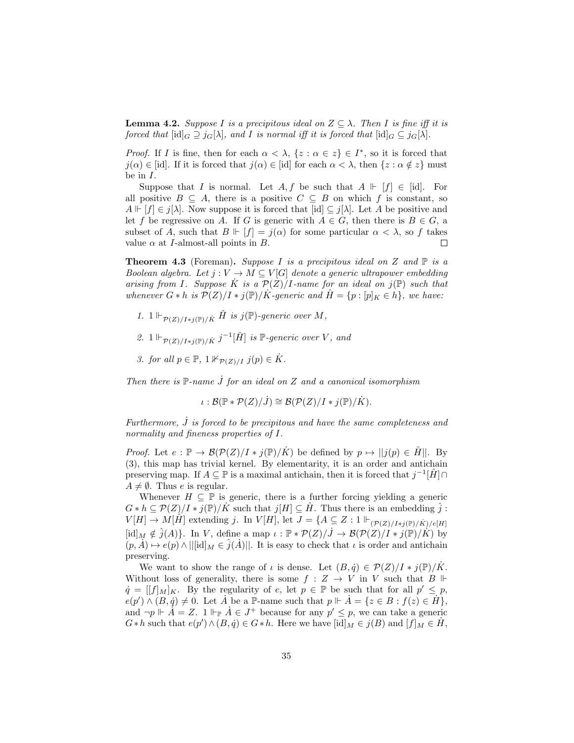**Lemma 4.2.** *Suppose $I$ is a precipitous ideal on $Z \subseteq \lambda$. Then $I$ is fine iff it is forced that $[\mathrm{id}]_G \supseteq j_G[\lambda]$, and $I$ is normal iff it is forced that $[\mathrm{id}]_G \subseteq j_G[\lambda]$.*

*Proof.* If $I$ is fine, then for each $\alpha < \lambda$, $\{z : \alpha \in z\} \in I^*$, so it is forced that $j(\alpha) \in [\mathrm{id}]$. If it is forced that $j(\alpha) \in [\mathrm{id}]$ for each $\alpha < \lambda$, then $\{z : \alpha \notin z\}$ must be in $I$.

Suppose that $I$ is normal. Let $A, f$ be such that $A \Vdash [f] \in [\mathrm{id}]$. For all positive $B \subseteq A$, there is a positive $C \subseteq B$ on which $f$ is constant, so $A \Vdash [f] \in j[\lambda]$. Now suppose it is forced that $[\mathrm{id}] \subseteq j[\lambda]$. Let $A$ be positive and let $f$ be regressive on $A$. If $G$ is generic with $A \in G$, then there is $B \in G$, a subset of $A$, such that $B \Vdash [f] = j(\alpha)$ for some particular $\alpha < \lambda$, so $f$ takes value $\alpha$ at $I$-almost-all points in $B$. $\square$

**Theorem 4.3** (Foreman)**.** *Suppose $I$ is a precipitous ideal on $Z$ and $\mathbb{P}$ is a Boolean algebra. Let $j : V \to M \subseteq V[G]$ denote a generic ultrapower embedding arising from $I$. Suppose $\dot{K}$ is a $\mathcal{P}(Z)/I$-name for an ideal on $j(\mathbb{P})$ such that whenever $G * h$ is $\mathcal{P}(Z)/I * j(\mathbb{P})/\dot{K}$-generic and $\hat{H} = \{p : [p]_K \in h\}$, we have:*

1. *$1 \Vdash_{\mathcal{P}(Z)/I * j(\mathbb{P})/\dot{K}} \hat{H}$ is $j(\mathbb{P})$-generic over $M$,*
2. *$1 \Vdash_{\mathcal{P}(Z)/I * j(\mathbb{P})/\dot{K}} j^{-1}[\hat{H}]$ is $\mathbb{P}$-generic over $V$, and*
3. *for all $p \in \mathbb{P}$, $1 \nVdash_{\mathcal{P}(Z)/I} j(p) \in \dot{K}$.*

*Then there is $\mathbb{P}$-name $\dot{J}$ for an ideal on $Z$ and a canonical isomorphism*

$$\iota : \mathcal{B}(\mathbb{P} * \mathcal{P}(Z)/\dot{J}) \cong \mathcal{B}(\mathcal{P}(Z)/I * j(\mathbb{P})/\dot{K}).$$

*Furthermore, $\dot{J}$ is forced to be precipitous and have the same completeness and normality and fineness properties of $I$.*

*Proof.* Let $e : \mathbb{P} \to \mathcal{B}(\mathcal{P}(Z)/I * j(\mathbb{P})/\dot{K})$ be defined by $p \mapsto ||j(p) \in \hat{H}||$. By (3), this map has trivial kernel. By elementarity, it is an order and antichain preserving map. If $A \subseteq \mathbb{P}$ is a maximal antichain, then it is forced that $j^{-1}[\hat{H}] \cap A \neq \emptyset$. Thus $e$ is regular.

Whenever $H \subseteq \mathbb{P}$ is generic, there is a further forcing yielding a generic $G * h \subseteq \mathcal{P}(Z)/I * j(\mathbb{P})/\dot{K}$ such that $j[H] \subseteq \hat{H}$. Thus there is an embedding $\hat{j} : V[H] \to M[\hat{H}]$ extending $j$. In $V[H]$, let $J = \{A \subseteq Z : 1 \Vdash_{(\mathcal{P}(Z)/I * j(\mathbb{P})/\dot{K})/e[H]} [\mathrm{id}]_M \notin \hat{j}(A)\}$. In $V$, define a map $\iota : \mathbb{P} * \mathcal{P}(Z)/\dot{J} \to \mathcal{B}(\mathcal{P}(Z)/I * j(\mathbb{P})/\dot{K})$ by $(p, \dot{A}) \mapsto e(p) \wedge ||[\mathrm{id}]_M \in \hat{j}(\dot{A})||$. It is easy to check that $\iota$ is order and antichain preserving.

We want to show the range of $\iota$ is dense. Let $(B, \dot{q}) \in \mathcal{P}(Z)/I * j(\mathbb{P})/\dot{K}$. Without loss of generality, there is some $f : Z \to V$ in $V$ such that $B \Vdash \dot{q} = [[f]_M]_K$. By the regularity of $e$, let $p \in \mathbb{P}$ be such that for all $p' \leq p$, $e(p') \wedge (B, \dot{q}) \neq 0$. Let $\dot{A}$ be a $\mathbb{P}$-name such that $p \Vdash \dot{A} = \{z \in B : f(z) \in \dot{H}\}$, and $\neg p \Vdash \dot{A} = Z$. $1 \Vdash_{\mathbb{P}} \dot{A} \in J^+$ because for any $p' \leq p$, we can take a generic $G * h$ such that $e(p') \wedge (B, \dot{q}) \in G * h$. Here we have $[\mathrm{id}]_M \in j(B)$ and $[f]_M \in \hat{H}$,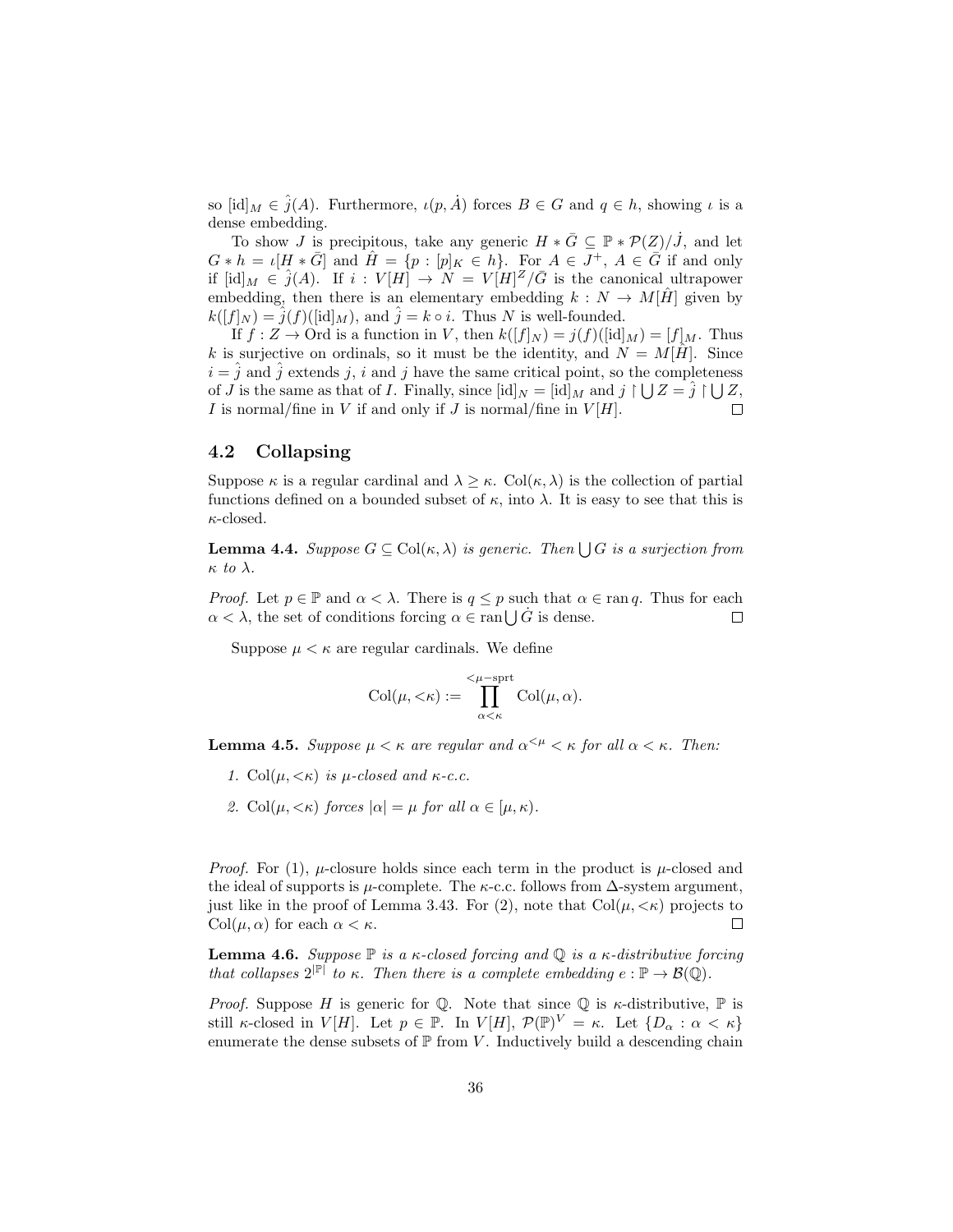so $[\mathrm{id}]_M \in \hat{j}(A)$. Furthermore, $\iota(p, \dot{A})$ forces $B \in G$ and $q \in h$, showing $\iota$ is a dense embedding.

To show $J$ is precipitous, take any generic $H * \bar{G} \subseteq \mathbb{P} * \mathcal{P}(Z)/\dot{J}$, and let $G * h = \iota[H * \bar{G}]$ and $\hat{H} = \{p : [p]_K \in h\}$. For $A \in J^+$, $A \in \bar{G}$ if and only if $[\mathrm{id}]_M \in \hat{j}(A)$. If $i : V[H] \to N = V[H]^Z/\bar{G}$ is the canonical ultrapower embedding, then there is an elementary embedding $k : N \to M[\hat{H}]$ given by $k([f]_N) = \hat{j}(f)([\mathrm{id}]_M)$, and $\hat{j} = k \circ i$. Thus $N$ is well-founded.

If $f : Z \to \mathrm{Ord}$ is a function in $V$, then $k([f]_N) = j(f)([\mathrm{id}]_M) = [f]_M$. Thus $k$ is surjective on ordinals, so it must be the identity, and $N = M[\hat{H}]$. Since $i = \hat{j}$ and $\hat{j}$ extends $j$, $i$ and $j$ have the same critical point, so the completeness of $J$ is the same as that of $I$. Finally, since $[\mathrm{id}]_N = [\mathrm{id}]_M$ and $j \restriction \bigcup Z = \hat{j} \restriction \bigcup Z$, $I$ is normal/fine in $V$ if and only if $J$ is normal/fine in $V[H]$. □

## 4.2 Collapsing

Suppose $\kappa$ is a regular cardinal and $\lambda \geq \kappa$. $\mathrm{Col}(\kappa, \lambda)$ is the collection of partial functions defined on a bounded subset of $\kappa$, into $\lambda$. It is easy to see that this is $\kappa$-closed.

**Lemma 4.4.** *Suppose $G \subseteq \mathrm{Col}(\kappa, \lambda)$ is generic. Then $\bigcup G$ is a surjection from $\kappa$ to $\lambda$.*

*Proof.* Let $p \in \mathbb{P}$ and $\alpha < \lambda$. There is $q \leq p$ such that $\alpha \in \operatorname{ran} q$. Thus for each $\alpha < \lambda$, the set of conditions forcing $\alpha \in \operatorname{ran} \bigcup \dot{G}$ is dense. □

Suppose $\mu < \kappa$ are regular cardinals. We define

$$\mathrm{Col}(\mu, {<}\kappa) := \prod_{\alpha < \kappa}^{<\mu-\mathrm{sprt}} \mathrm{Col}(\mu, \alpha).$$

**Lemma 4.5.** *Suppose $\mu < \kappa$ are regular and $\alpha^{<\mu} < \kappa$ for all $\alpha < \kappa$. Then:*

1. *$\mathrm{Col}(\mu, {<}\kappa)$ is $\mu$-closed and $\kappa$-c.c.*
2. *$\mathrm{Col}(\mu, {<}\kappa)$ forces $|\alpha| = \mu$ for all $\alpha \in [\mu, \kappa)$.*

*Proof.* For (1), $\mu$-closure holds since each term in the product is $\mu$-closed and the ideal of supports is $\mu$-complete. The $\kappa$-c.c. follows from $\Delta$-system argument, just like in the proof of Lemma 3.43. For (2), note that $\mathrm{Col}(\mu, {<}\kappa)$ projects to $\mathrm{Col}(\mu, \alpha)$ for each $\alpha < \kappa$. □

**Lemma 4.6.** *Suppose $\mathbb{P}$ is a $\kappa$-closed forcing and $\mathbb{Q}$ is a $\kappa$-distributive forcing that collapses $2^{|\mathbb{P}|}$ to $\kappa$. Then there is a complete embedding $e : \mathbb{P} \to \mathcal{B}(\mathbb{Q})$.*

*Proof.* Suppose $H$ is generic for $\mathbb{Q}$. Note that since $\mathbb{Q}$ is $\kappa$-distributive, $\mathbb{P}$ is still $\kappa$-closed in $V[H]$. Let $p \in \mathbb{P}$. In $V[H]$, $\mathcal{P}(\mathbb{P})^V = \kappa$. Let $\{D_\alpha : \alpha < \kappa\}$ enumerate the dense subsets of $\mathbb{P}$ from $V$. Inductively build a descending chain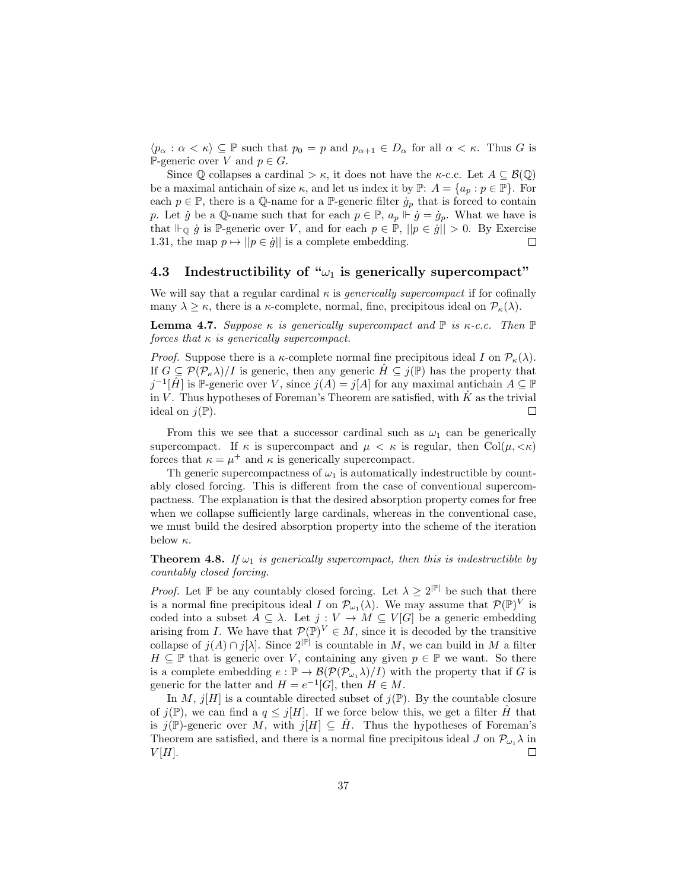$\langle p_\alpha : \alpha < \kappa \rangle \subseteq \mathbb{P}$ such that $p_0 = p$ and $p_{\alpha+1} \in D_\alpha$ for all $\alpha < \kappa$. Thus $G$ is $\mathbb{P}$-generic over $V$ and $p \in G$.

Since $\mathbb{Q}$ collapses a cardinal $> \kappa$, it does not have the $\kappa$-c.c. Let $A \subseteq \mathcal{B}(\mathbb{Q})$ be a maximal antichain of size $\kappa$, and let us index it by $\mathbb{P}$: $A = \{a_p : p \in \mathbb{P}\}$. For each $p \in \mathbb{P}$, there is a $\mathbb{Q}$-name for a $\mathbb{P}$-generic filter $\dot{g}_p$ that is forced to contain $p$. Let $\dot{g}$ be a $\mathbb{Q}$-name such that for each $p \in \mathbb{P}$, $a_p \Vdash \dot{g} = \dot{g}_p$. What we have is that $\Vdash_{\mathbb{Q}} \dot{g}$ is $\mathbb{P}$-generic over $V$, and for each $p \in \mathbb{P}$, $||p \in \dot{g}|| > 0$. By Exercise 1.31, the map $p \mapsto ||p \in \dot{g}||$ is a complete embedding. □

## 4.3 Indestructibility of "$\omega_1$ is generically supercompact"

We will say that a regular cardinal $\kappa$ is *generically supercompact* if for cofinally many $\lambda \geq \kappa$, there is a $\kappa$-complete, normal, fine, precipitous ideal on $\mathcal{P}_\kappa(\lambda)$.

**Lemma 4.7.** *Suppose $\kappa$ is generically supercompact and $\mathbb{P}$ is $\kappa$-c.c. Then $\mathbb{P}$ forces that $\kappa$ is generically supercompact.*

*Proof.* Suppose there is a $\kappa$-complete normal fine precipitous ideal $I$ on $\mathcal{P}_\kappa(\lambda)$. If $G \subseteq \mathcal{P}(\mathcal{P}_\kappa \lambda)/I$ is generic, then any generic $\hat{H} \subseteq j(\mathbb{P})$ has the property that $j^{-1}[\hat{H}]$ is $\mathbb{P}$-generic over $V$, since $j(A) = j[A]$ for any maximal antichain $A \subseteq \mathbb{P}$ in $V$. Thus hypotheses of Foreman's Theorem are satisfied, with $\dot{K}$ as the trivial ideal on $j(\mathbb{P})$. □

From this we see that a successor cardinal such as $\omega_1$ can be generically supercompact. If $\kappa$ is supercompact and $\mu < \kappa$ is regular, then $\mathrm{Col}(\mu, {<}\kappa)$ forces that $\kappa = \mu^+$ and $\kappa$ is generically supercompact.

Th generic supercompactness of $\omega_1$ is automatically indestructible by countably closed forcing. This is different from the case of conventional supercompactness. The explanation is that the desired absorption property comes for free when we collapse sufficiently large cardinals, whereas in the conventional case, we must build the desired absorption property into the scheme of the iteration below $\kappa$.

**Theorem 4.8.** *If $\omega_1$ is generically supercompact, then this is indestructible by countably closed forcing.*

*Proof.* Let $\mathbb{P}$ be any countably closed forcing. Let $\lambda \geq 2^{|\mathbb{P}|}$ be such that there is a normal fine precipitous ideal $I$ on $\mathcal{P}_{\omega_1}(\lambda)$. We may assume that $\mathcal{P}(\mathbb{P})^V$ is coded into a subset $A \subseteq \lambda$. Let $j : V \to M \subseteq V[G]$ be a generic embedding arising from $I$. We have that $\mathcal{P}(\mathbb{P})^V \in M$, since it is decoded by the transitive collapse of $j(A) \cap j[\lambda]$. Since $2^{|\mathbb{P}|}$ is countable in $M$, we can build in $M$ a filter $H \subseteq \mathbb{P}$ that is generic over $V$, containing any given $p \in \mathbb{P}$ we want. So there is a complete embedding $e : \mathbb{P} \to \mathcal{B}(\mathcal{P}(\mathcal{P}_{\omega_1}\lambda)/I)$ with the property that if $G$ is generic for the latter and $H = e^{-1}[G]$, then $H \in M$.

In $M$, $j[H]$ is a countable directed subset of $j(\mathbb{P})$. By the countable closure of $j(\mathbb{P})$, we can find a $q \leq j[H]$. If we force below this, we get a filter $\hat{H}$ that is $j(\mathbb{P})$-generic over $M$, with $j[H] \subseteq \hat{H}$. Thus the hypotheses of Foreman's Theorem are satisfied, and there is a normal fine precipitous ideal $J$ on $\mathcal{P}_{\omega_1}\lambda$ in $V[H]$. □